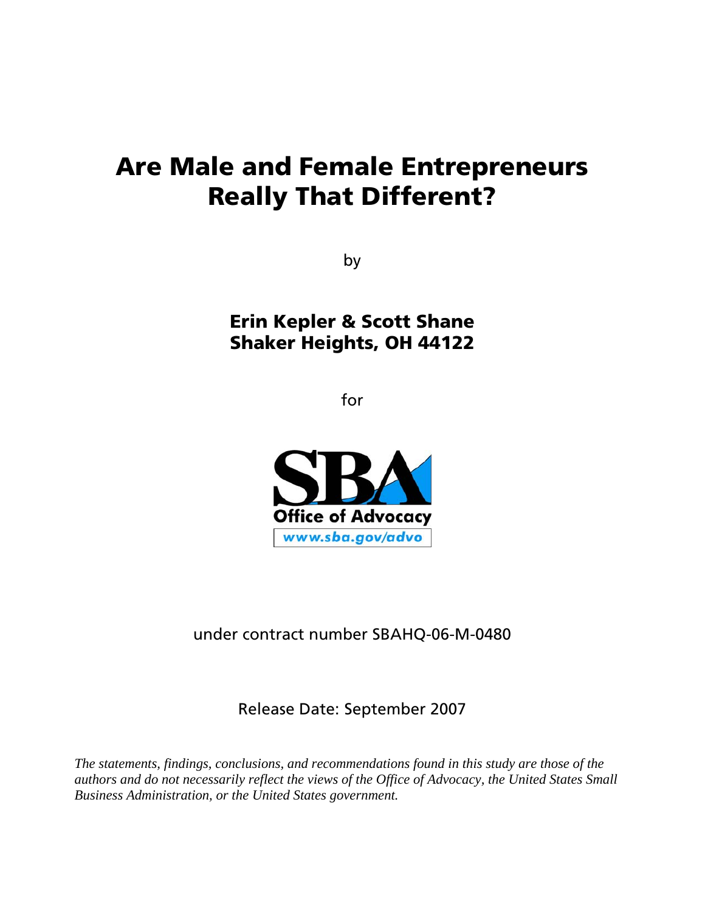# Are Male and Female Entrepreneurs Really That Different?

by

**Erin Kepler & Scott Shane**
**Shaker Heights, OH 44122**

for

SBA
Office of Advocacy
www.sba.gov/advo

under contract number SBAHQ-06-M-0480

Release Date: September 2007

*The statements, findings, conclusions, and recommendations found in this study are those of the authors and do not necessarily reflect the views of the Office of Advocacy, the United States Small Business Administration, or the United States government.*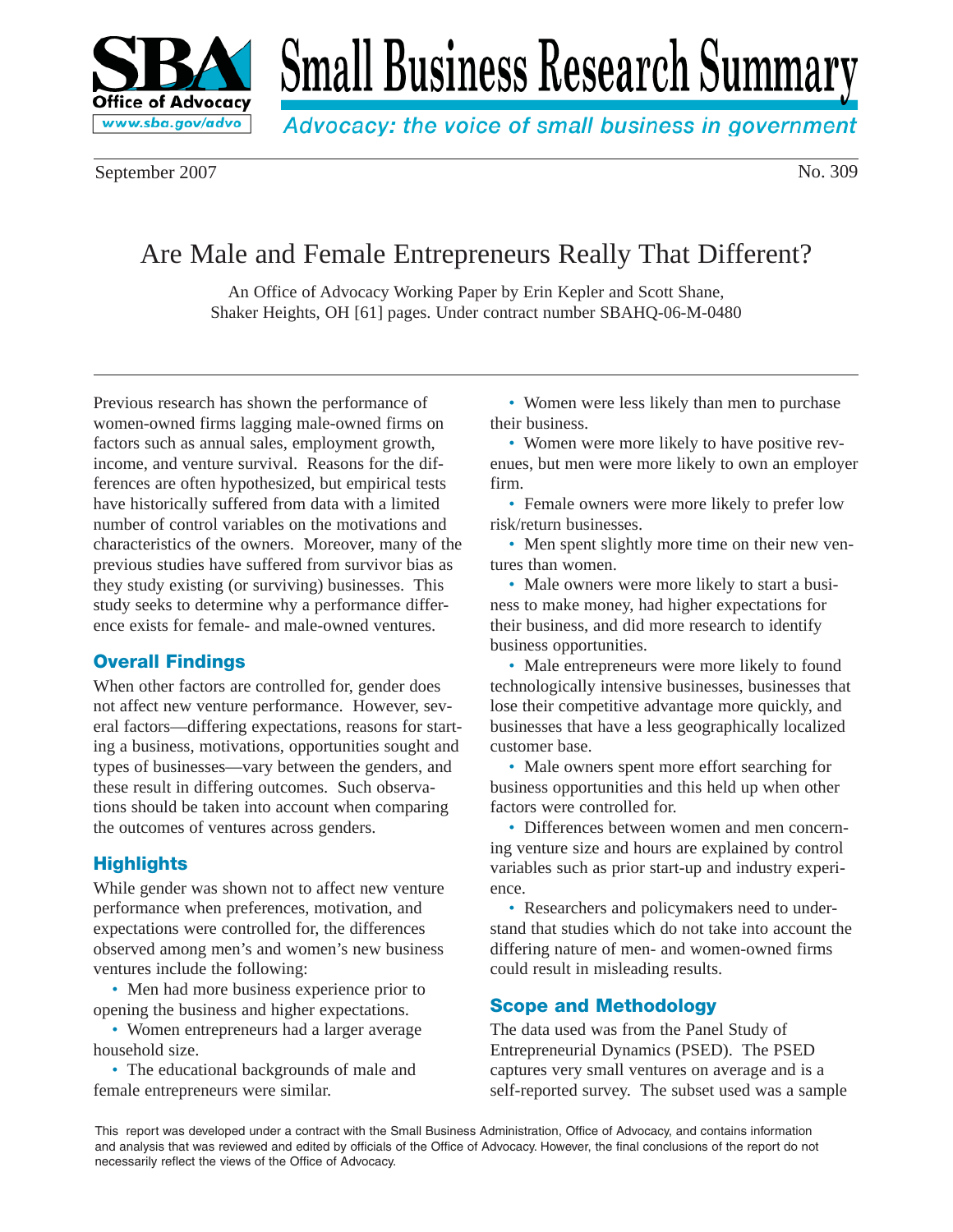# Small Business Research Summary

*Advocacy: the voice of small business in government*

September 2007 No. 309

## Are Male and Female Entrepreneurs Really That Different?

An Office of Advocacy Working Paper by Erin Kepler and Scott Shane, Shaker Heights, OH [61] pages. Under contract number SBAHQ-06-M-0480

Previous research has shown the performance of women-owned firms lagging male-owned firms on factors such as annual sales, employment growth, income, and venture survival. Reasons for the differences are often hypothesized, but empirical tests have historically suffered from data with a limited number of control variables on the motivations and characteristics of the owners. Moreover, many of the previous studies have suffered from survivor bias as they study existing (or surviving) businesses. This study seeks to determine why a performance difference exists for female- and male-owned ventures.

### Overall Findings

When other factors are controlled for, gender does not affect new venture performance. However, several factors—differing expectations, reasons for starting a business, motivations, opportunities sought and types of businesses—vary between the genders, and these result in differing outcomes. Such observations should be taken into account when comparing the outcomes of ventures across genders.

### Highlights

While gender was shown not to affect new venture performance when preferences, motivation, and expectations were controlled for, the differences observed among men's and women's new business ventures include the following:

- Men had more business experience prior to opening the business and higher expectations.
- Women entrepreneurs had a larger average household size.
- The educational backgrounds of male and female entrepreneurs were similar.
- Women were less likely than men to purchase their business.
- Women were more likely to have positive revenues, but men were more likely to own an employer firm.
- Female owners were more likely to prefer low risk/return businesses.
- Men spent slightly more time on their new ventures than women.
- Male owners were more likely to start a business to make money, had higher expectations for their business, and did more research to identify business opportunities.
- Male entrepreneurs were more likely to found technologically intensive businesses, businesses that lose their competitive advantage more quickly, and businesses that have a less geographically localized customer base.
- Male owners spent more effort searching for business opportunities and this held up when other factors were controlled for.
- Differences between women and men concerning venture size and hours are explained by control variables such as prior start-up and industry experience.
- Researchers and policymakers need to understand that studies which do not take into account the differing nature of men- and women-owned firms could result in misleading results.

### Scope and Methodology

The data used was from the Panel Study of Entrepreneurial Dynamics (PSED). The PSED captures very small ventures on average and is a self-reported survey. The subset used was a sample

This report was developed under a contract with the Small Business Administration, Office of Advocacy, and contains information and analysis that was reviewed and edited by officials of the Office of Advocacy. However, the final conclusions of the report do not necessarily reflect the views of the Office of Advocacy.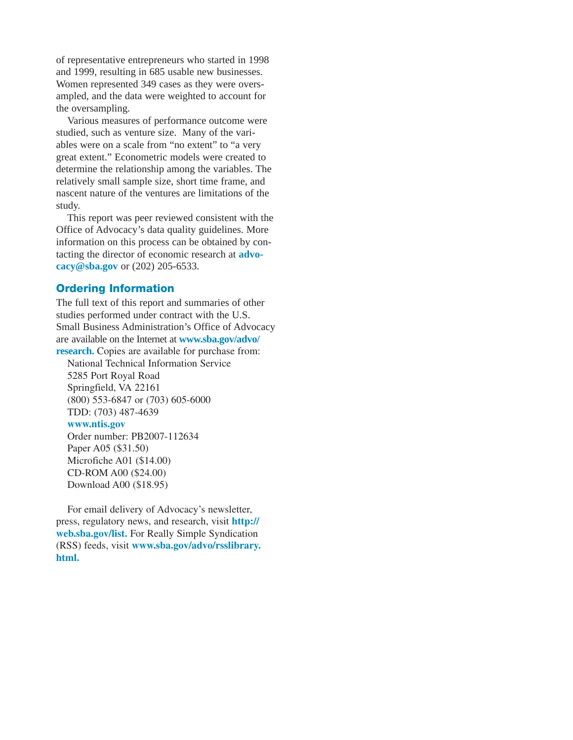of representative entrepreneurs who started in 1998 and 1999, resulting in 685 usable new businesses. Women represented 349 cases as they were oversampled, and the data were weighted to account for the oversampling.

Various measures of performance outcome were studied, such as venture size. Many of the variables were on a scale from "no extent" to "a very great extent." Econometric models were created to determine the relationship among the variables. The relatively small sample size, short time frame, and nascent nature of the ventures are limitations of the study.

This report was peer reviewed consistent with the Office of Advocacy's data quality guidelines. More information on this process can be obtained by contacting the director of economic research at **advocacy@sba.gov** or (202) 205-6533.

## Ordering Information

The full text of this report and summaries of other studies performed under contract with the U.S. Small Business Administration's Office of Advocacy are available on the Internet at **www.sba.gov/advo/research.** Copies are available for purchase from:

National Technical Information Service
5285 Port Royal Road
Springfield, VA 22161
(800) 553-6847 or (703) 605-6000
TDD: (703) 487-4639
**www.ntis.gov**
Order number: PB2007-112634
Paper A05 ($31.50)
Microfiche A01 ($14.00)
CD-ROM A00 ($24.00)
Download A00 ($18.95)

For email delivery of Advocacy's newsletter, press, regulatory news, and research, visit **http://web.sba.gov/list.** For Really Simple Syndication (RSS) feeds, visit **www.sba.gov/advo/rsslibrary.html.**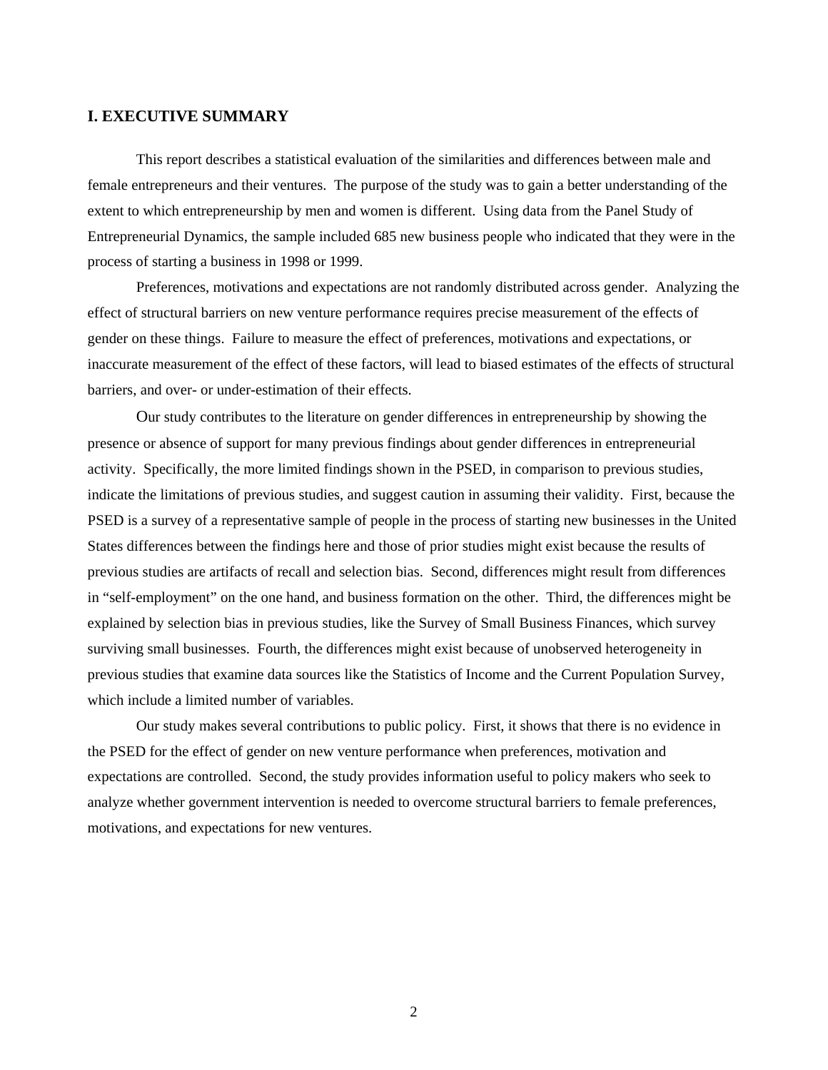## I. EXECUTIVE SUMMARY

This report describes a statistical evaluation of the similarities and differences between male and female entrepreneurs and their ventures. The purpose of the study was to gain a better understanding of the extent to which entrepreneurship by men and women is different. Using data from the Panel Study of Entrepreneurial Dynamics, the sample included 685 new business people who indicated that they were in the process of starting a business in 1998 or 1999.

Preferences, motivations and expectations are not randomly distributed across gender. Analyzing the effect of structural barriers on new venture performance requires precise measurement of the effects of gender on these things. Failure to measure the effect of preferences, motivations and expectations, or inaccurate measurement of the effect of these factors, will lead to biased estimates of the effects of structural barriers, and over- or under-estimation of their effects.

Our study contributes to the literature on gender differences in entrepreneurship by showing the presence or absence of support for many previous findings about gender differences in entrepreneurial activity. Specifically, the more limited findings shown in the PSED, in comparison to previous studies, indicate the limitations of previous studies, and suggest caution in assuming their validity. First, because the PSED is a survey of a representative sample of people in the process of starting new businesses in the United States differences between the findings here and those of prior studies might exist because the results of previous studies are artifacts of recall and selection bias. Second, differences might result from differences in "self-employment" on the one hand, and business formation on the other. Third, the differences might be explained by selection bias in previous studies, like the Survey of Small Business Finances, which survey surviving small businesses. Fourth, the differences might exist because of unobserved heterogeneity in previous studies that examine data sources like the Statistics of Income and the Current Population Survey, which include a limited number of variables.

Our study makes several contributions to public policy. First, it shows that there is no evidence in the PSED for the effect of gender on new venture performance when preferences, motivation and expectations are controlled. Second, the study provides information useful to policy makers who seek to analyze whether government intervention is needed to overcome structural barriers to female preferences, motivations, and expectations for new ventures.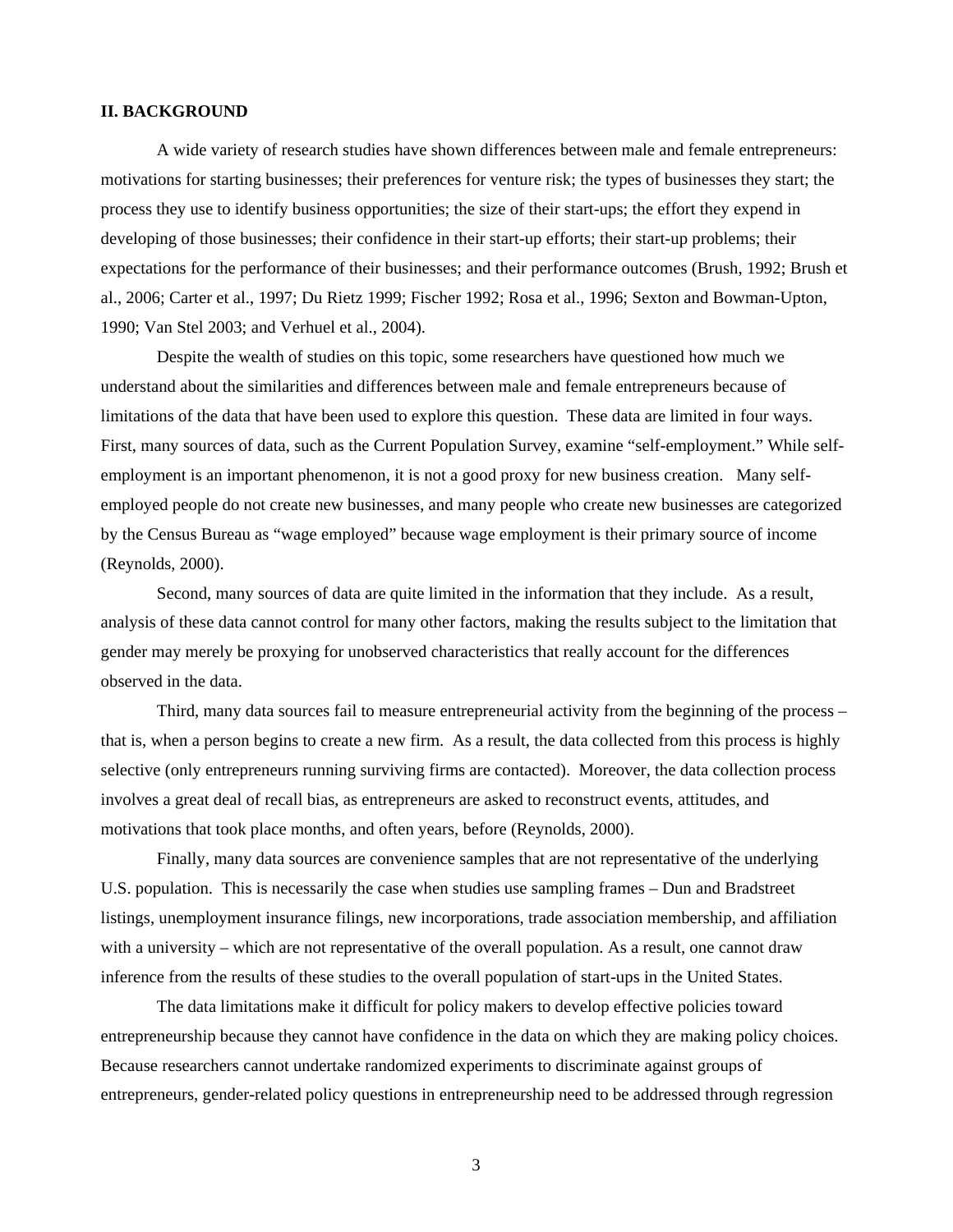## II. BACKGROUND

A wide variety of research studies have shown differences between male and female entrepreneurs: motivations for starting businesses; their preferences for venture risk; the types of businesses they start; the process they use to identify business opportunities; the size of their start-ups; the effort they expend in developing of those businesses; their confidence in their start-up efforts; their start-up problems; their expectations for the performance of their businesses; and their performance outcomes (Brush, 1992; Brush et al., 2006; Carter et al., 1997; Du Rietz 1999; Fischer 1992; Rosa et al., 1996; Sexton and Bowman-Upton, 1990; Van Stel 2003; and Verhuel et al., 2004).

Despite the wealth of studies on this topic, some researchers have questioned how much we understand about the similarities and differences between male and female entrepreneurs because of limitations of the data that have been used to explore this question. These data are limited in four ways. First, many sources of data, such as the Current Population Survey, examine "self-employment." While self-employment is an important phenomenon, it is not a good proxy for new business creation. Many self-employed people do not create new businesses, and many people who create new businesses are categorized by the Census Bureau as "wage employed" because wage employment is their primary source of income (Reynolds, 2000).

Second, many sources of data are quite limited in the information that they include. As a result, analysis of these data cannot control for many other factors, making the results subject to the limitation that gender may merely be proxying for unobserved characteristics that really account for the differences observed in the data.

Third, many data sources fail to measure entrepreneurial activity from the beginning of the process – that is, when a person begins to create a new firm. As a result, the data collected from this process is highly selective (only entrepreneurs running surviving firms are contacted). Moreover, the data collection process involves a great deal of recall bias, as entrepreneurs are asked to reconstruct events, attitudes, and motivations that took place months, and often years, before (Reynolds, 2000).

Finally, many data sources are convenience samples that are not representative of the underlying U.S. population. This is necessarily the case when studies use sampling frames – Dun and Bradstreet listings, unemployment insurance filings, new incorporations, trade association membership, and affiliation with a university – which are not representative of the overall population. As a result, one cannot draw inference from the results of these studies to the overall population of start-ups in the United States.

The data limitations make it difficult for policy makers to develop effective policies toward entrepreneurship because they cannot have confidence in the data on which they are making policy choices. Because researchers cannot undertake randomized experiments to discriminate against groups of entrepreneurs, gender-related policy questions in entrepreneurship need to be addressed through regression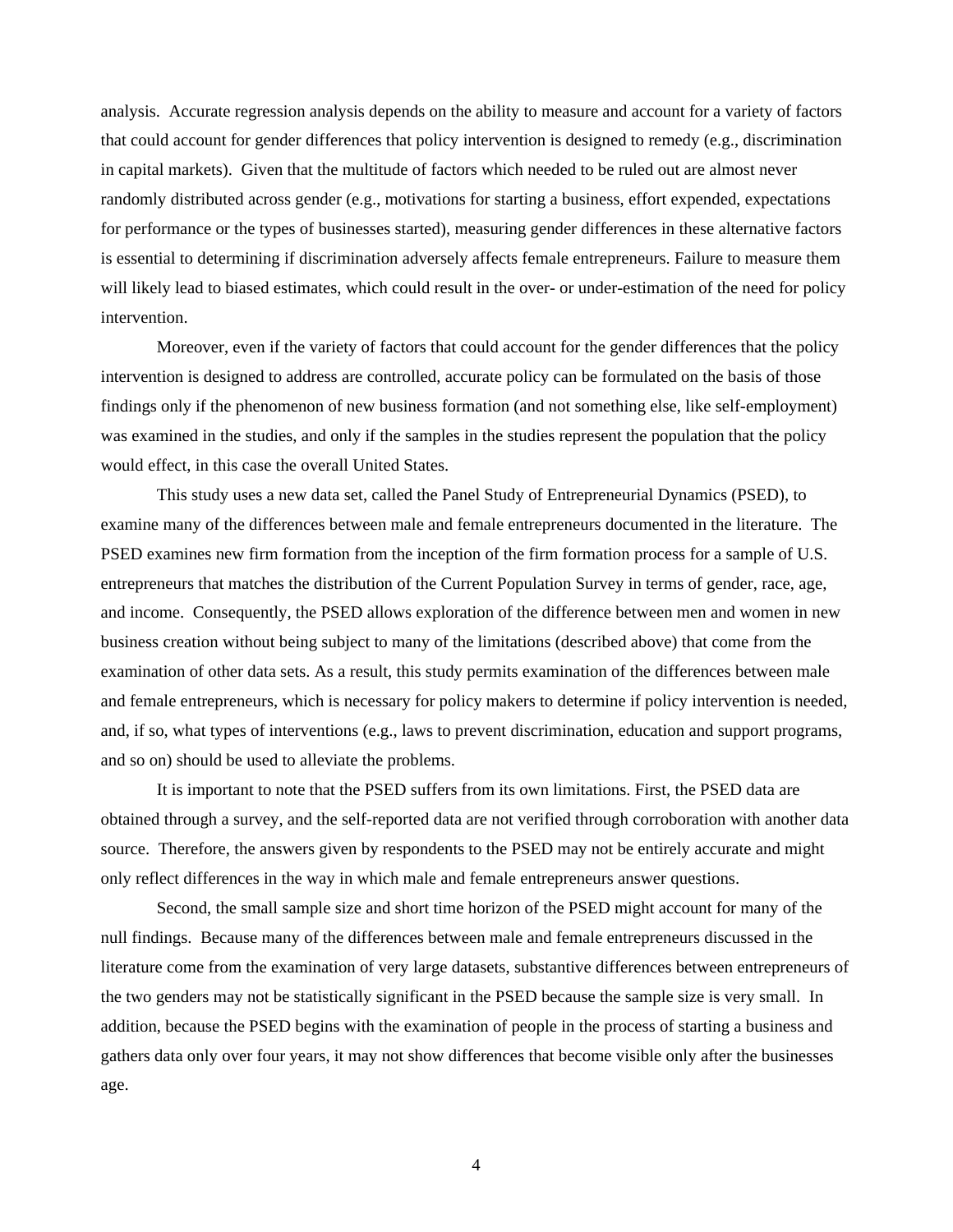analysis. Accurate regression analysis depends on the ability to measure and account for a variety of factors that could account for gender differences that policy intervention is designed to remedy (e.g., discrimination in capital markets). Given that the multitude of factors which needed to be ruled out are almost never randomly distributed across gender (e.g., motivations for starting a business, effort expended, expectations for performance or the types of businesses started), measuring gender differences in these alternative factors is essential to determining if discrimination adversely affects female entrepreneurs. Failure to measure them will likely lead to biased estimates, which could result in the over- or under-estimation of the need for policy intervention.

Moreover, even if the variety of factors that could account for the gender differences that the policy intervention is designed to address are controlled, accurate policy can be formulated on the basis of those findings only if the phenomenon of new business formation (and not something else, like self-employment) was examined in the studies, and only if the samples in the studies represent the population that the policy would effect, in this case the overall United States.

This study uses a new data set, called the Panel Study of Entrepreneurial Dynamics (PSED), to examine many of the differences between male and female entrepreneurs documented in the literature. The PSED examines new firm formation from the inception of the firm formation process for a sample of U.S. entrepreneurs that matches the distribution of the Current Population Survey in terms of gender, race, age, and income. Consequently, the PSED allows exploration of the difference between men and women in new business creation without being subject to many of the limitations (described above) that come from the examination of other data sets. As a result, this study permits examination of the differences between male and female entrepreneurs, which is necessary for policy makers to determine if policy intervention is needed, and, if so, what types of interventions (e.g., laws to prevent discrimination, education and support programs, and so on) should be used to alleviate the problems.

It is important to note that the PSED suffers from its own limitations. First, the PSED data are obtained through a survey, and the self-reported data are not verified through corroboration with another data source. Therefore, the answers given by respondents to the PSED may not be entirely accurate and might only reflect differences in the way in which male and female entrepreneurs answer questions.

Second, the small sample size and short time horizon of the PSED might account for many of the null findings. Because many of the differences between male and female entrepreneurs discussed in the literature come from the examination of very large datasets, substantive differences between entrepreneurs of the two genders may not be statistically significant in the PSED because the sample size is very small. In addition, because the PSED begins with the examination of people in the process of starting a business and gathers data only over four years, it may not show differences that become visible only after the businesses age.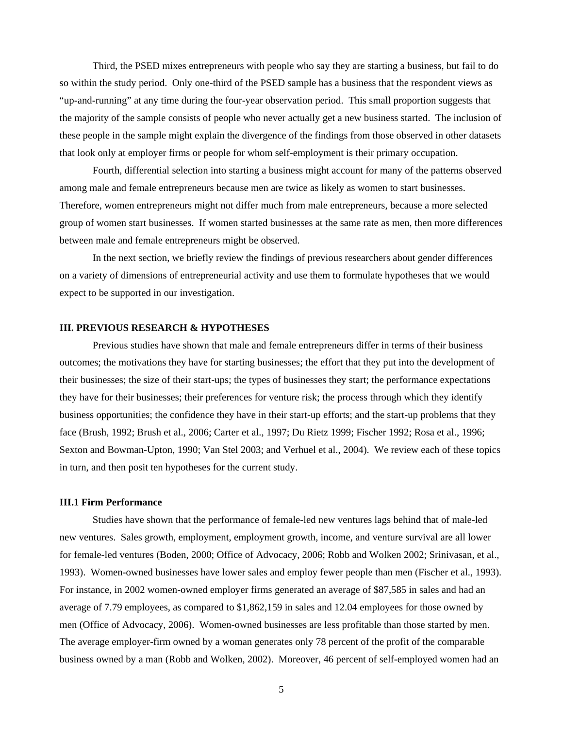Third, the PSED mixes entrepreneurs with people who say they are starting a business, but fail to do so within the study period. Only one-third of the PSED sample has a business that the respondent views as "up-and-running" at any time during the four-year observation period. This small proportion suggests that the majority of the sample consists of people who never actually get a new business started. The inclusion of these people in the sample might explain the divergence of the findings from those observed in other datasets that look only at employer firms or people for whom self-employment is their primary occupation.

Fourth, differential selection into starting a business might account for many of the patterns observed among male and female entrepreneurs because men are twice as likely as women to start businesses. Therefore, women entrepreneurs might not differ much from male entrepreneurs, because a more selected group of women start businesses. If women started businesses at the same rate as men, then more differences between male and female entrepreneurs might be observed.

In the next section, we briefly review the findings of previous researchers about gender differences on a variety of dimensions of entrepreneurial activity and use them to formulate hypotheses that we would expect to be supported in our investigation.

## III. PREVIOUS RESEARCH & HYPOTHESES

Previous studies have shown that male and female entrepreneurs differ in terms of their business outcomes; the motivations they have for starting businesses; the effort that they put into the development of their businesses; the size of their start-ups; the types of businesses they start; the performance expectations they have for their businesses; their preferences for venture risk; the process through which they identify business opportunities; the confidence they have in their start-up efforts; and the start-up problems that they face (Brush, 1992; Brush et al., 2006; Carter et al., 1997; Du Rietz 1999; Fischer 1992; Rosa et al., 1996; Sexton and Bowman-Upton, 1990; Van Stel 2003; and Verhuel et al., 2004). We review each of these topics in turn, and then posit ten hypotheses for the current study.

### III.1 Firm Performance

Studies have shown that the performance of female-led new ventures lags behind that of male-led new ventures. Sales growth, employment, employment growth, income, and venture survival are all lower for female-led ventures (Boden, 2000; Office of Advocacy, 2006; Robb and Wolken 2002; Srinivasan, et al., 1993). Women-owned businesses have lower sales and employ fewer people than men (Fischer et al., 1993). For instance, in 2002 women-owned employer firms generated an average of $87,585 in sales and had an average of 7.79 employees, as compared to $1,862,159 in sales and 12.04 employees for those owned by men (Office of Advocacy, 2006). Women-owned businesses are less profitable than those started by men. The average employer-firm owned by a woman generates only 78 percent of the profit of the comparable business owned by a man (Robb and Wolken, 2002). Moreover, 46 percent of self-employed women had an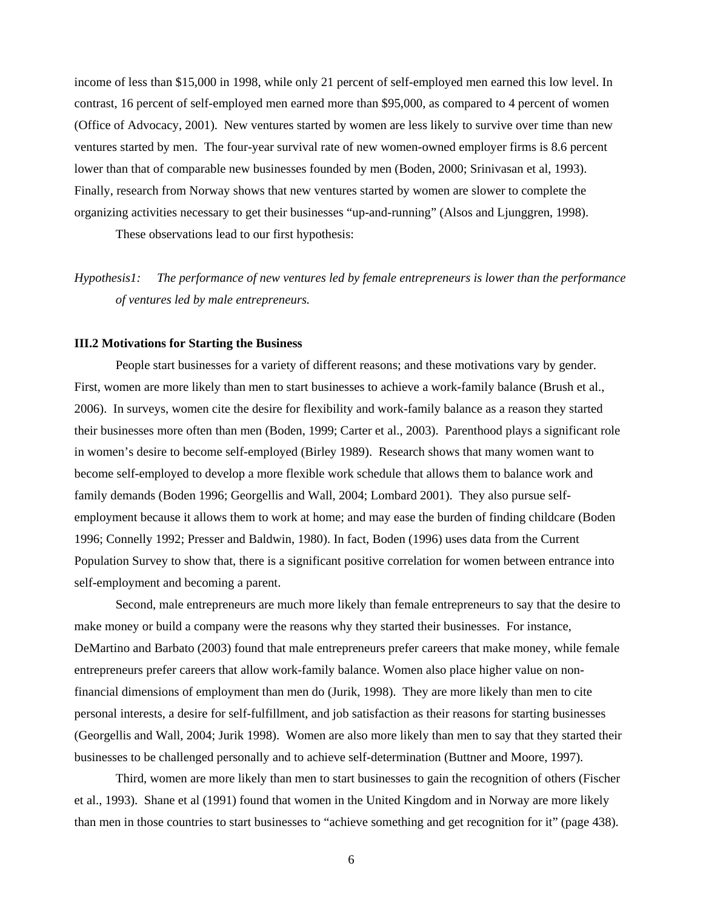income of less than $15,000 in 1998, while only 21 percent of self-employed men earned this low level. In contrast, 16 percent of self-employed men earned more than $95,000, as compared to 4 percent of women (Office of Advocacy, 2001). New ventures started by women are less likely to survive over time than new ventures started by men. The four-year survival rate of new women-owned employer firms is 8.6 percent lower than that of comparable new businesses founded by men (Boden, 2000; Srinivasan et al, 1993). Finally, research from Norway shows that new ventures started by women are slower to complete the organizing activities necessary to get their businesses "up-and-running" (Alsos and Ljunggren, 1998).

These observations lead to our first hypothesis:

*Hypothesis1: The performance of new ventures led by female entrepreneurs is lower than the performance of ventures led by male entrepreneurs.*

**III.2 Motivations for Starting the Business**

People start businesses for a variety of different reasons; and these motivations vary by gender. First, women are more likely than men to start businesses to achieve a work-family balance (Brush et al., 2006). In surveys, women cite the desire for flexibility and work-family balance as a reason they started their businesses more often than men (Boden, 1999; Carter et al., 2003). Parenthood plays a significant role in women's desire to become self-employed (Birley 1989). Research shows that many women want to become self-employed to develop a more flexible work schedule that allows them to balance work and family demands (Boden 1996; Georgellis and Wall, 2004; Lombard 2001). They also pursue self-employment because it allows them to work at home; and may ease the burden of finding childcare (Boden 1996; Connelly 1992; Presser and Baldwin, 1980). In fact, Boden (1996) uses data from the Current Population Survey to show that, there is a significant positive correlation for women between entrance into self-employment and becoming a parent.

Second, male entrepreneurs are much more likely than female entrepreneurs to say that the desire to make money or build a company were the reasons why they started their businesses. For instance, DeMartino and Barbato (2003) found that male entrepreneurs prefer careers that make money, while female entrepreneurs prefer careers that allow work-family balance. Women also place higher value on non-financial dimensions of employment than men do (Jurik, 1998). They are more likely than men to cite personal interests, a desire for self-fulfillment, and job satisfaction as their reasons for starting businesses (Georgellis and Wall, 2004; Jurik 1998). Women are also more likely than men to say that they started their businesses to be challenged personally and to achieve self-determination (Buttner and Moore, 1997).

Third, women are more likely than men to start businesses to gain the recognition of others (Fischer et al., 1993). Shane et al (1991) found that women in the United Kingdom and in Norway are more likely than men in those countries to start businesses to "achieve something and get recognition for it" (page 438).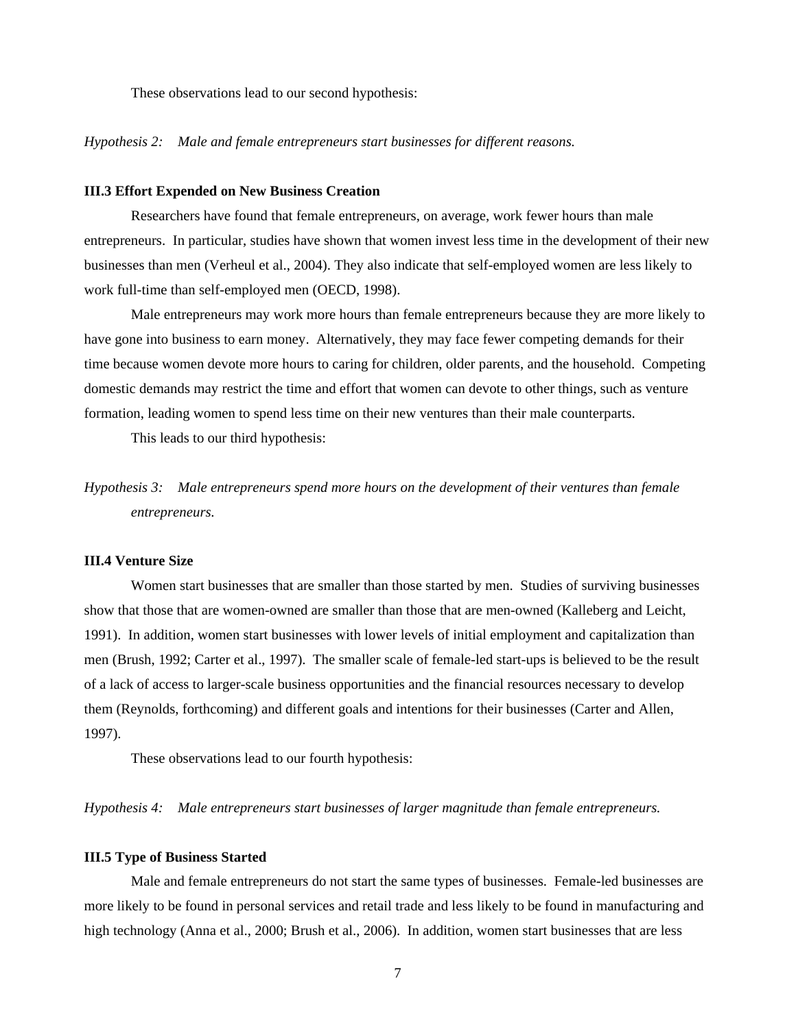These observations lead to our second hypothesis:

*Hypothesis 2: Male and female entrepreneurs start businesses for different reasons.*

### III.3 Effort Expended on New Business Creation

Researchers have found that female entrepreneurs, on average, work fewer hours than male entrepreneurs. In particular, studies have shown that women invest less time in the development of their new businesses than men (Verheul et al., 2004). They also indicate that self-employed women are less likely to work full-time than self-employed men (OECD, 1998).

Male entrepreneurs may work more hours than female entrepreneurs because they are more likely to have gone into business to earn money. Alternatively, they may face fewer competing demands for their time because women devote more hours to caring for children, older parents, and the household. Competing domestic demands may restrict the time and effort that women can devote to other things, such as venture formation, leading women to spend less time on their new ventures than their male counterparts.

This leads to our third hypothesis:

*Hypothesis 3: Male entrepreneurs spend more hours on the development of their ventures than female entrepreneurs.*

### III.4 Venture Size

Women start businesses that are smaller than those started by men. Studies of surviving businesses show that those that are women-owned are smaller than those that are men-owned (Kalleberg and Leicht, 1991). In addition, women start businesses with lower levels of initial employment and capitalization than men (Brush, 1992; Carter et al., 1997). The smaller scale of female-led start-ups is believed to be the result of a lack of access to larger-scale business opportunities and the financial resources necessary to develop them (Reynolds, forthcoming) and different goals and intentions for their businesses (Carter and Allen, 1997).

These observations lead to our fourth hypothesis:

*Hypothesis 4: Male entrepreneurs start businesses of larger magnitude than female entrepreneurs.*

### III.5 Type of Business Started

Male and female entrepreneurs do not start the same types of businesses. Female-led businesses are more likely to be found in personal services and retail trade and less likely to be found in manufacturing and high technology (Anna et al., 2000; Brush et al., 2006). In addition, women start businesses that are less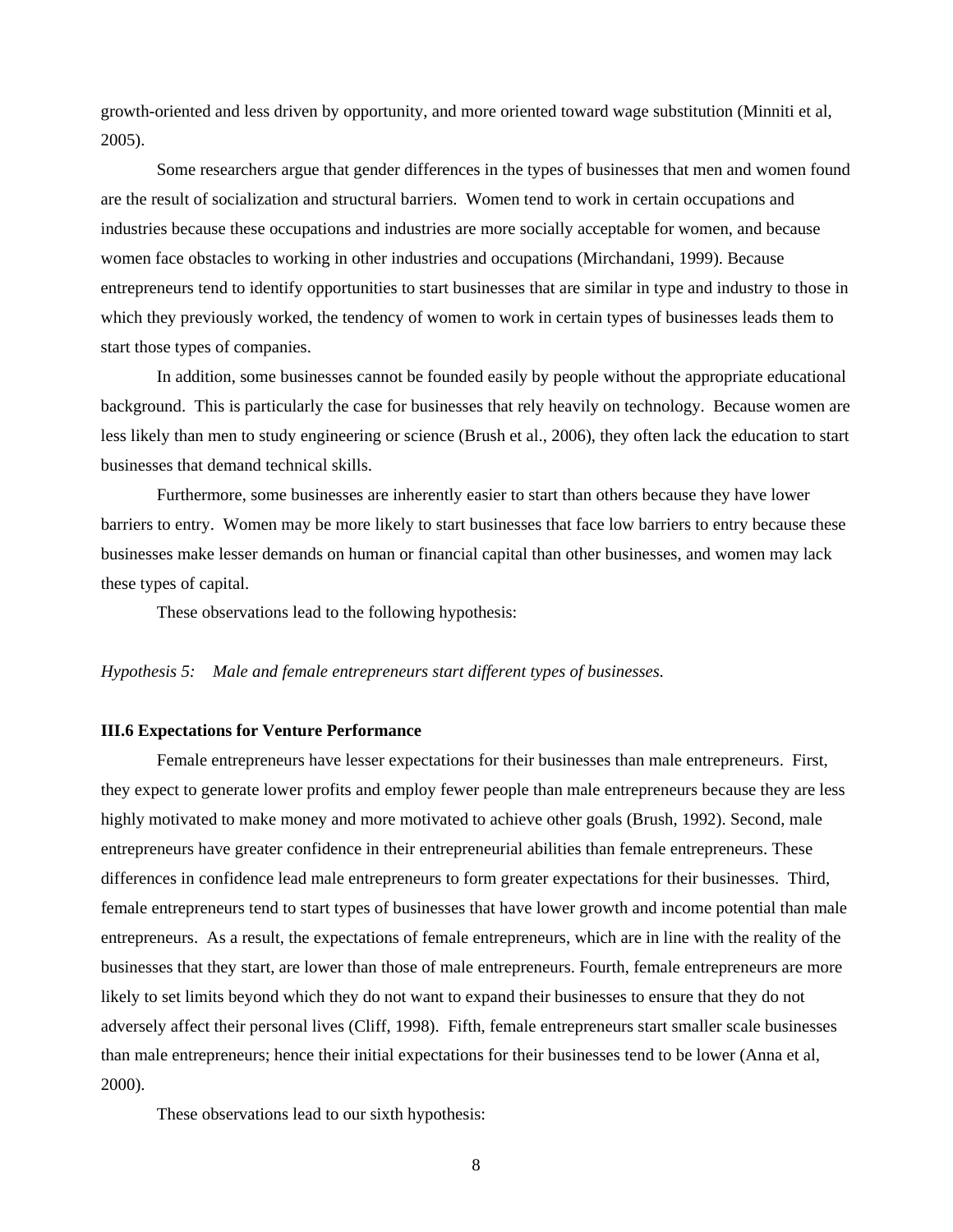growth-oriented and less driven by opportunity, and more oriented toward wage substitution (Minniti et al, 2005).

Some researchers argue that gender differences in the types of businesses that men and women found are the result of socialization and structural barriers. Women tend to work in certain occupations and industries because these occupations and industries are more socially acceptable for women, and because women face obstacles to working in other industries and occupations (Mirchandani, 1999). Because entrepreneurs tend to identify opportunities to start businesses that are similar in type and industry to those in which they previously worked, the tendency of women to work in certain types of businesses leads them to start those types of companies.

In addition, some businesses cannot be founded easily by people without the appropriate educational background. This is particularly the case for businesses that rely heavily on technology. Because women are less likely than men to study engineering or science (Brush et al., 2006), they often lack the education to start businesses that demand technical skills.

Furthermore, some businesses are inherently easier to start than others because they have lower barriers to entry. Women may be more likely to start businesses that face low barriers to entry because these businesses make lesser demands on human or financial capital than other businesses, and women may lack these types of capital.

These observations lead to the following hypothesis:

*Hypothesis 5: Male and female entrepreneurs start different types of businesses.*

### III.6 Expectations for Venture Performance

Female entrepreneurs have lesser expectations for their businesses than male entrepreneurs. First, they expect to generate lower profits and employ fewer people than male entrepreneurs because they are less highly motivated to make money and more motivated to achieve other goals (Brush, 1992). Second, male entrepreneurs have greater confidence in their entrepreneurial abilities than female entrepreneurs. These differences in confidence lead male entrepreneurs to form greater expectations for their businesses. Third, female entrepreneurs tend to start types of businesses that have lower growth and income potential than male entrepreneurs. As a result, the expectations of female entrepreneurs, which are in line with the reality of the businesses that they start, are lower than those of male entrepreneurs. Fourth, female entrepreneurs are more likely to set limits beyond which they do not want to expand their businesses to ensure that they do not adversely affect their personal lives (Cliff, 1998). Fifth, female entrepreneurs start smaller scale businesses than male entrepreneurs; hence their initial expectations for their businesses tend to be lower (Anna et al, 2000).

These observations lead to our sixth hypothesis: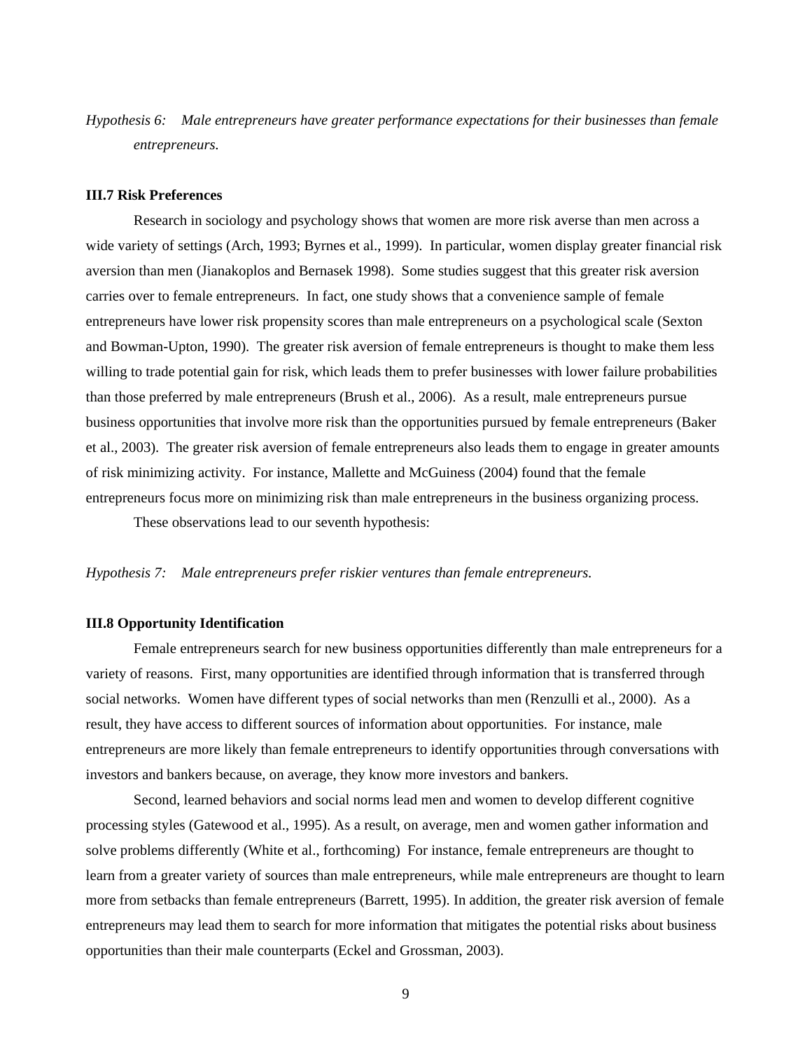*Hypothesis 6: Male entrepreneurs have greater performance expectations for their businesses than female entrepreneurs.*

### III.7 Risk Preferences

Research in sociology and psychology shows that women are more risk averse than men across a wide variety of settings (Arch, 1993; Byrnes et al., 1999). In particular, women display greater financial risk aversion than men (Jianakoplos and Bernasek 1998). Some studies suggest that this greater risk aversion carries over to female entrepreneurs. In fact, one study shows that a convenience sample of female entrepreneurs have lower risk propensity scores than male entrepreneurs on a psychological scale (Sexton and Bowman-Upton, 1990). The greater risk aversion of female entrepreneurs is thought to make them less willing to trade potential gain for risk, which leads them to prefer businesses with lower failure probabilities than those preferred by male entrepreneurs (Brush et al., 2006). As a result, male entrepreneurs pursue business opportunities that involve more risk than the opportunities pursued by female entrepreneurs (Baker et al., 2003). The greater risk aversion of female entrepreneurs also leads them to engage in greater amounts of risk minimizing activity. For instance, Mallette and McGuiness (2004) found that the female entrepreneurs focus more on minimizing risk than male entrepreneurs in the business organizing process.

These observations lead to our seventh hypothesis:

*Hypothesis 7: Male entrepreneurs prefer riskier ventures than female entrepreneurs.*

### III.8 Opportunity Identification

Female entrepreneurs search for new business opportunities differently than male entrepreneurs for a variety of reasons. First, many opportunities are identified through information that is transferred through social networks. Women have different types of social networks than men (Renzulli et al., 2000). As a result, they have access to different sources of information about opportunities. For instance, male entrepreneurs are more likely than female entrepreneurs to identify opportunities through conversations with investors and bankers because, on average, they know more investors and bankers.

Second, learned behaviors and social norms lead men and women to develop different cognitive processing styles (Gatewood et al., 1995). As a result, on average, men and women gather information and solve problems differently (White et al., forthcoming) For instance, female entrepreneurs are thought to learn from a greater variety of sources than male entrepreneurs, while male entrepreneurs are thought to learn more from setbacks than female entrepreneurs (Barrett, 1995). In addition, the greater risk aversion of female entrepreneurs may lead them to search for more information that mitigates the potential risks about business opportunities than their male counterparts (Eckel and Grossman, 2003).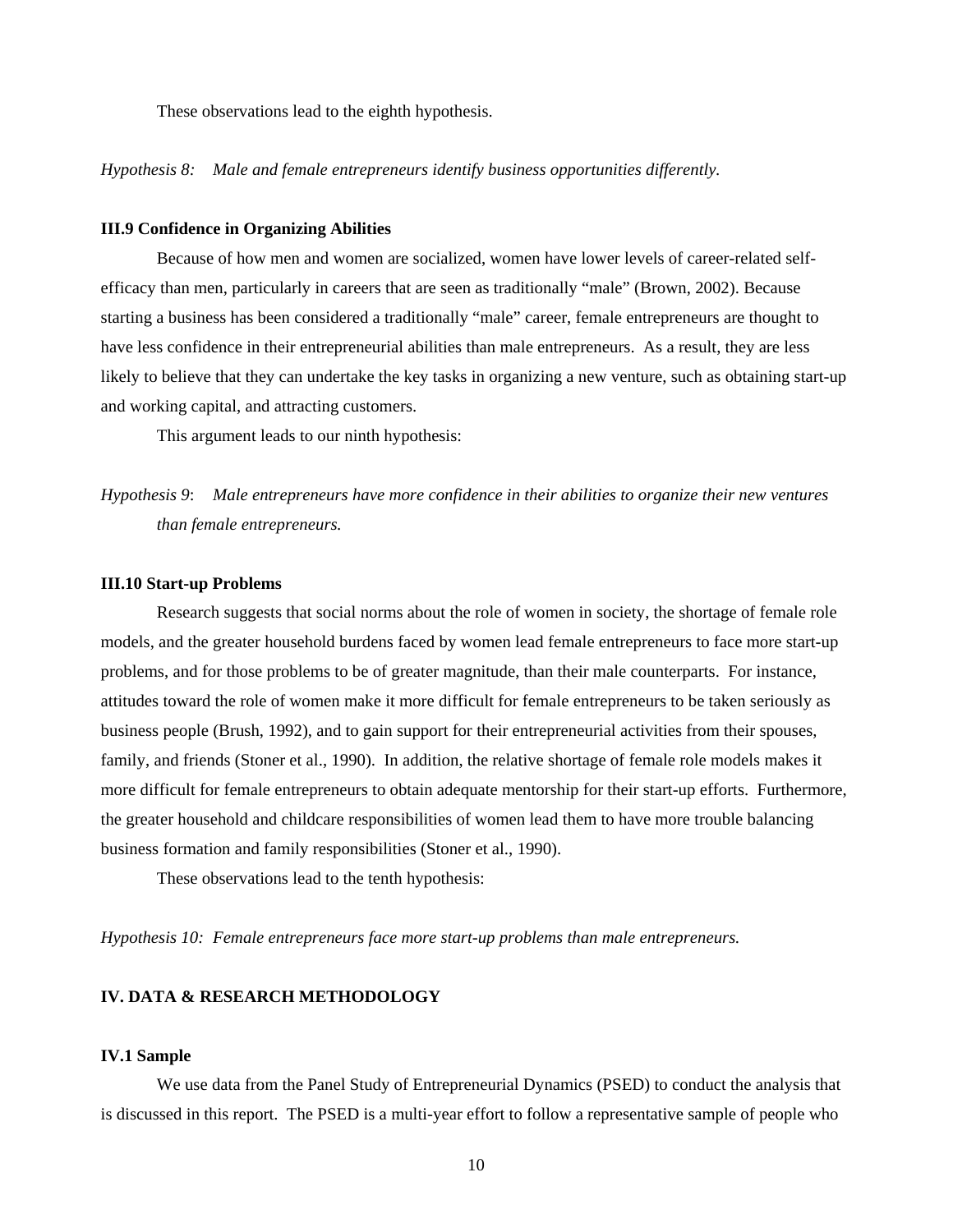These observations lead to the eighth hypothesis.

*Hypothesis 8: Male and female entrepreneurs identify business opportunities differently.*

### III.9 Confidence in Organizing Abilities

Because of how men and women are socialized, women have lower levels of career-related self-efficacy than men, particularly in careers that are seen as traditionally "male" (Brown, 2002). Because starting a business has been considered a traditionally "male" career, female entrepreneurs are thought to have less confidence in their entrepreneurial abilities than male entrepreneurs. As a result, they are less likely to believe that they can undertake the key tasks in organizing a new venture, such as obtaining start-up and working capital, and attracting customers.

This argument leads to our ninth hypothesis:

*Hypothesis 9: Male entrepreneurs have more confidence in their abilities to organize their new ventures than female entrepreneurs.*

### III.10 Start-up Problems

Research suggests that social norms about the role of women in society, the shortage of female role models, and the greater household burdens faced by women lead female entrepreneurs to face more start-up problems, and for those problems to be of greater magnitude, than their male counterparts. For instance, attitudes toward the role of women make it more difficult for female entrepreneurs to be taken seriously as business people (Brush, 1992), and to gain support for their entrepreneurial activities from their spouses, family, and friends (Stoner et al., 1990). In addition, the relative shortage of female role models makes it more difficult for female entrepreneurs to obtain adequate mentorship for their start-up efforts. Furthermore, the greater household and childcare responsibilities of women lead them to have more trouble balancing business formation and family responsibilities (Stoner et al., 1990).

These observations lead to the tenth hypothesis:

*Hypothesis 10: Female entrepreneurs face more start-up problems than male entrepreneurs.*

## IV. DATA & RESEARCH METHODOLOGY

### IV.1 Sample

We use data from the Panel Study of Entrepreneurial Dynamics (PSED) to conduct the analysis that is discussed in this report. The PSED is a multi-year effort to follow a representative sample of people who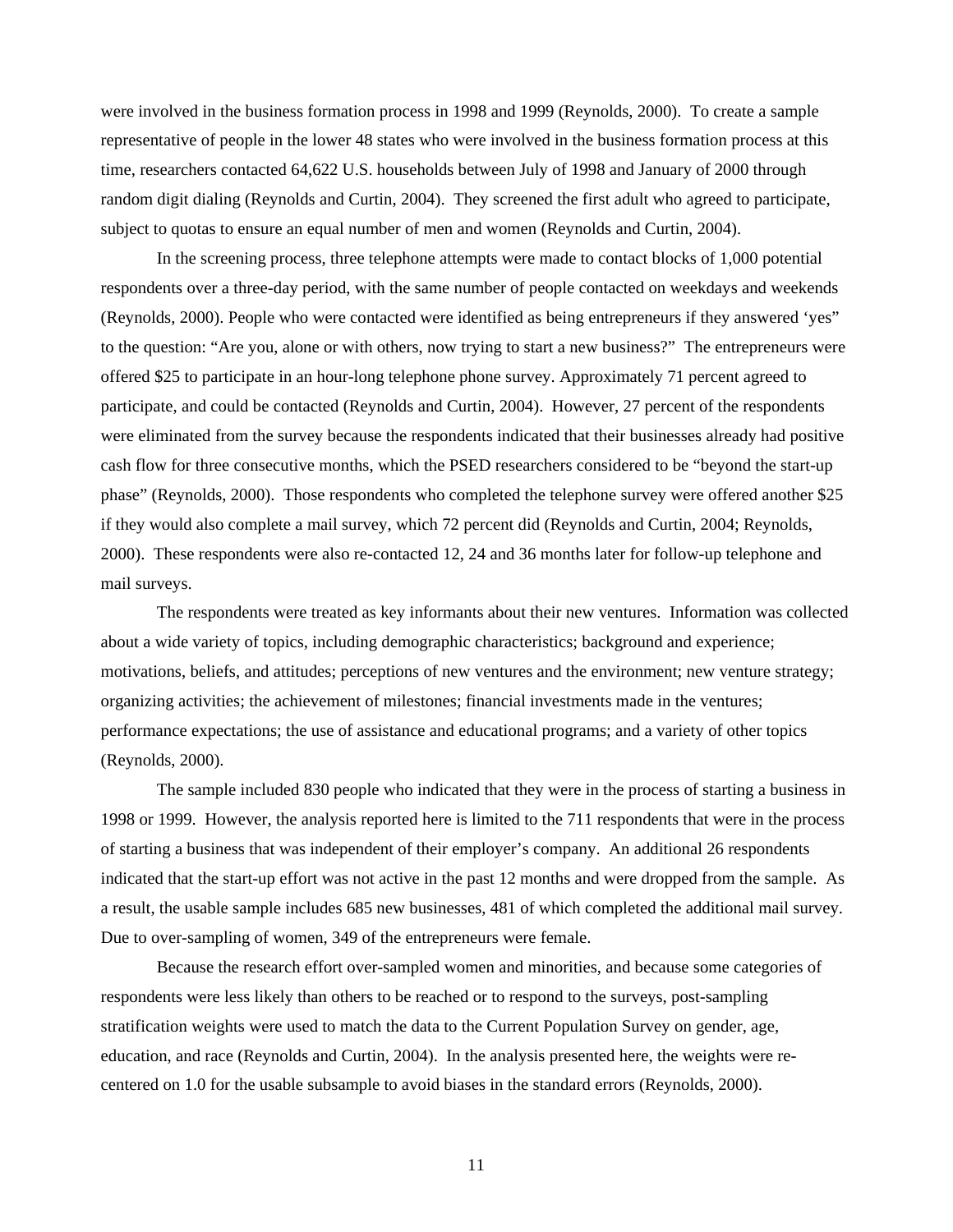were involved in the business formation process in 1998 and 1999 (Reynolds, 2000). To create a sample representative of people in the lower 48 states who were involved in the business formation process at this time, researchers contacted 64,622 U.S. households between July of 1998 and January of 2000 through random digit dialing (Reynolds and Curtin, 2004). They screened the first adult who agreed to participate, subject to quotas to ensure an equal number of men and women (Reynolds and Curtin, 2004).

In the screening process, three telephone attempts were made to contact blocks of 1,000 potential respondents over a three-day period, with the same number of people contacted on weekdays and weekends (Reynolds, 2000). People who were contacted were identified as being entrepreneurs if they answered 'yes" to the question: "Are you, alone or with others, now trying to start a new business?" The entrepreneurs were offered $25 to participate in an hour-long telephone phone survey. Approximately 71 percent agreed to participate, and could be contacted (Reynolds and Curtin, 2004). However, 27 percent of the respondents were eliminated from the survey because the respondents indicated that their businesses already had positive cash flow for three consecutive months, which the PSED researchers considered to be "beyond the start-up phase" (Reynolds, 2000). Those respondents who completed the telephone survey were offered another $25 if they would also complete a mail survey, which 72 percent did (Reynolds and Curtin, 2004; Reynolds, 2000). These respondents were also re-contacted 12, 24 and 36 months later for follow-up telephone and mail surveys.

The respondents were treated as key informants about their new ventures. Information was collected about a wide variety of topics, including demographic characteristics; background and experience; motivations, beliefs, and attitudes; perceptions of new ventures and the environment; new venture strategy; organizing activities; the achievement of milestones; financial investments made in the ventures; performance expectations; the use of assistance and educational programs; and a variety of other topics (Reynolds, 2000).

The sample included 830 people who indicated that they were in the process of starting a business in 1998 or 1999. However, the analysis reported here is limited to the 711 respondents that were in the process of starting a business that was independent of their employer's company. An additional 26 respondents indicated that the start-up effort was not active in the past 12 months and were dropped from the sample. As a result, the usable sample includes 685 new businesses, 481 of which completed the additional mail survey. Due to over-sampling of women, 349 of the entrepreneurs were female.

Because the research effort over-sampled women and minorities, and because some categories of respondents were less likely than others to be reached or to respond to the surveys, post-sampling stratification weights were used to match the data to the Current Population Survey on gender, age, education, and race (Reynolds and Curtin, 2004). In the analysis presented here, the weights were re-centered on 1.0 for the usable subsample to avoid biases in the standard errors (Reynolds, 2000).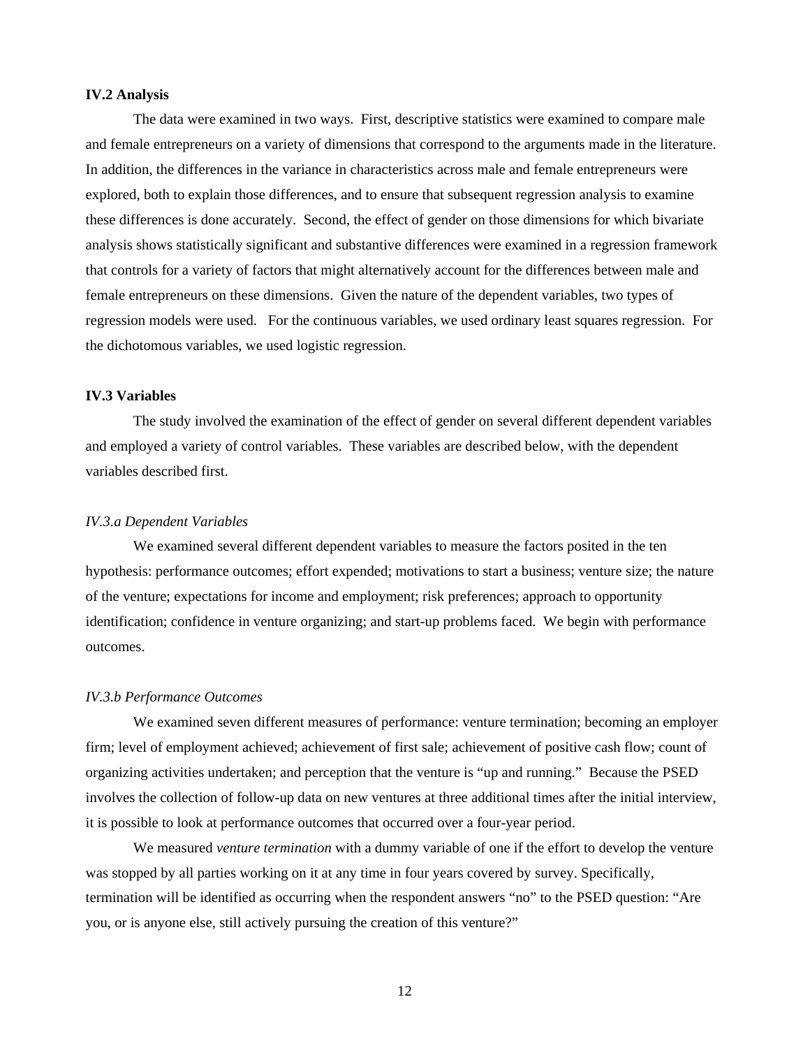### IV.2 Analysis

The data were examined in two ways. First, descriptive statistics were examined to compare male and female entrepreneurs on a variety of dimensions that correspond to the arguments made in the literature. In addition, the differences in the variance in characteristics across male and female entrepreneurs were explored, both to explain those differences, and to ensure that subsequent regression analysis to examine these differences is done accurately. Second, the effect of gender on those dimensions for which bivariate analysis shows statistically significant and substantive differences were examined in a regression framework that controls for a variety of factors that might alternatively account for the differences between male and female entrepreneurs on these dimensions. Given the nature of the dependent variables, two types of regression models were used. For the continuous variables, we used ordinary least squares regression. For the dichotomous variables, we used logistic regression.

### IV.3 Variables

The study involved the examination of the effect of gender on several different dependent variables and employed a variety of control variables. These variables are described below, with the dependent variables described first.

#### *IV.3.a Dependent Variables*

We examined several different dependent variables to measure the factors posited in the ten hypothesis: performance outcomes; effort expended; motivations to start a business; venture size; the nature of the venture; expectations for income and employment; risk preferences; approach to opportunity identification; confidence in venture organizing; and start-up problems faced. We begin with performance outcomes.

#### *IV.3.b Performance Outcomes*

We examined seven different measures of performance: venture termination; becoming an employer firm; level of employment achieved; achievement of first sale; achievement of positive cash flow; count of organizing activities undertaken; and perception that the venture is "up and running." Because the PSED involves the collection of follow-up data on new ventures at three additional times after the initial interview, it is possible to look at performance outcomes that occurred over a four-year period.

We measured *venture termination* with a dummy variable of one if the effort to develop the venture was stopped by all parties working on it at any time in four years covered by survey. Specifically, termination will be identified as occurring when the respondent answers "no" to the PSED question: "Are you, or is anyone else, still actively pursuing the creation of this venture?"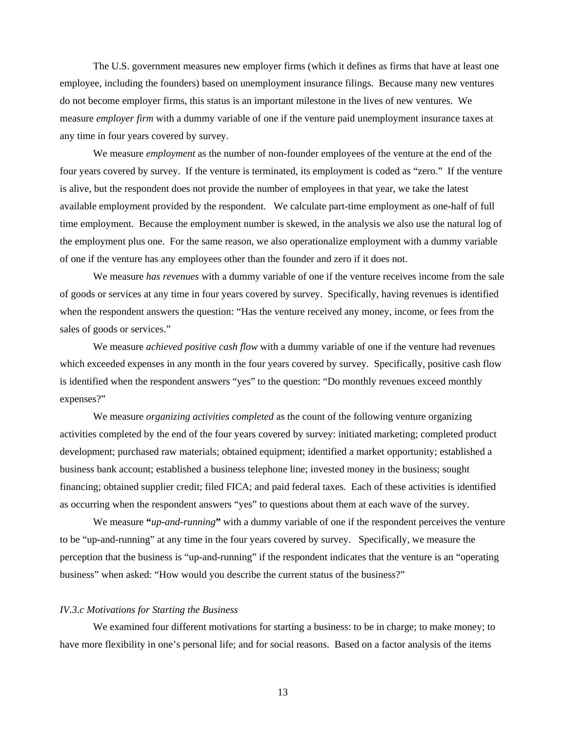The U.S. government measures new employer firms (which it defines as firms that have at least one employee, including the founders) based on unemployment insurance filings. Because many new ventures do not become employer firms, this status is an important milestone in the lives of new ventures. We measure *employer firm* with a dummy variable of one if the venture paid unemployment insurance taxes at any time in four years covered by survey.

We measure *employment* as the number of non-founder employees of the venture at the end of the four years covered by survey. If the venture is terminated, its employment is coded as "zero." If the venture is alive, but the respondent does not provide the number of employees in that year, we take the latest available employment provided by the respondent. We calculate part-time employment as one-half of full time employment. Because the employment number is skewed, in the analysis we also use the natural log of the employment plus one. For the same reason, we also operationalize employment with a dummy variable of one if the venture has any employees other than the founder and zero if it does not.

We measure *has revenues* with a dummy variable of one if the venture receives income from the sale of goods or services at any time in four years covered by survey. Specifically, having revenues is identified when the respondent answers the question: "Has the venture received any money, income, or fees from the sales of goods or services."

We measure *achieved positive cash flow* with a dummy variable of one if the venture had revenues which exceeded expenses in any month in the four years covered by survey. Specifically, positive cash flow is identified when the respondent answers "yes" to the question: "Do monthly revenues exceed monthly expenses?"

We measure *organizing activities completed* as the count of the following venture organizing activities completed by the end of the four years covered by survey: initiated marketing; completed product development; purchased raw materials; obtained equipment; identified a market opportunity; established a business bank account; established a business telephone line; invested money in the business; sought financing; obtained supplier credit; filed FICA; and paid federal taxes. Each of these activities is identified as occurring when the respondent answers "yes" to questions about them at each wave of the survey.

We measure **"***up-and-running***"** with a dummy variable of one if the respondent perceives the venture to be "up-and-running" at any time in the four years covered by survey. Specifically, we measure the perception that the business is "up-and-running" if the respondent indicates that the venture is an "operating business" when asked: "How would you describe the current status of the business?"

*IV.3.c Motivations for Starting the Business*

We examined four different motivations for starting a business: to be in charge; to make money; to have more flexibility in one's personal life; and for social reasons. Based on a factor analysis of the items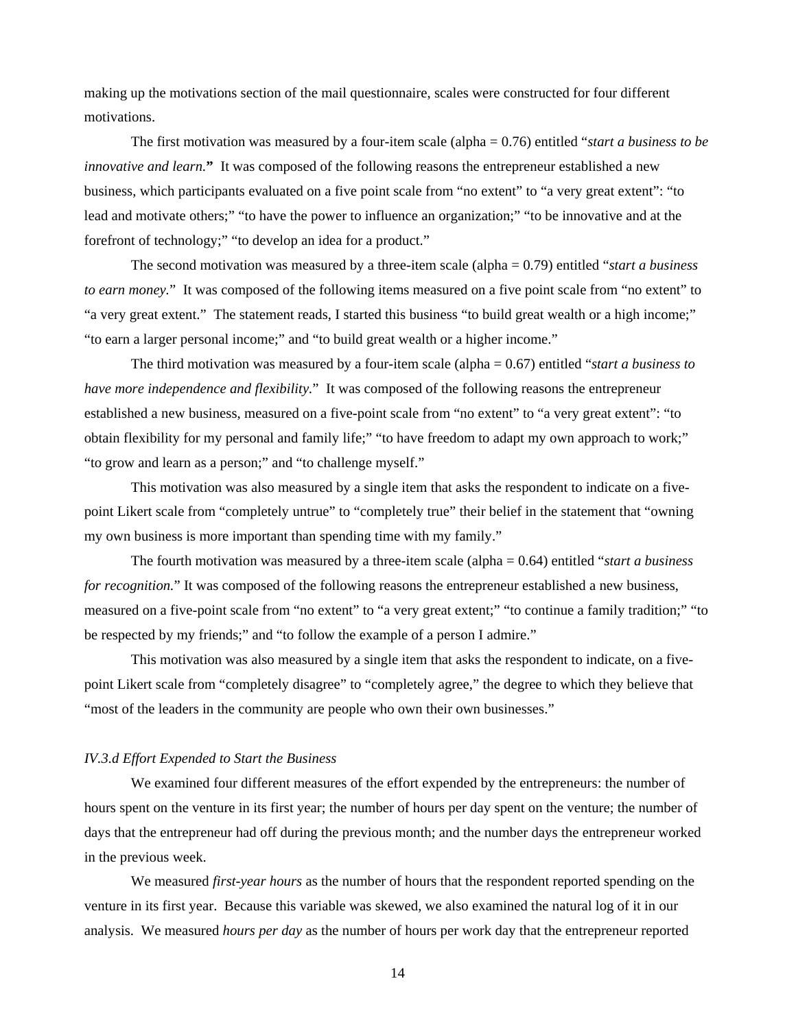making up the motivations section of the mail questionnaire, scales were constructed for four different motivations.

The first motivation was measured by a four-item scale (alpha = 0.76) entitled "*start a business to be innovative and learn.*" It was composed of the following reasons the entrepreneur established a new business, which participants evaluated on a five point scale from "no extent" to "a very great extent": "to lead and motivate others;" "to have the power to influence an organization;" "to be innovative and at the forefront of technology;" "to develop an idea for a product."

The second motivation was measured by a three-item scale (alpha = 0.79) entitled "*start a business to earn money.*" It was composed of the following items measured on a five point scale from "no extent" to "a very great extent." The statement reads, I started this business "to build great wealth or a high income;" "to earn a larger personal income;" and "to build great wealth or a higher income."

The third motivation was measured by a four-item scale (alpha = 0.67) entitled "*start a business to have more independence and flexibility.*" It was composed of the following reasons the entrepreneur established a new business, measured on a five-point scale from "no extent" to "a very great extent": "to obtain flexibility for my personal and family life;" "to have freedom to adapt my own approach to work;" "to grow and learn as a person;" and "to challenge myself."

This motivation was also measured by a single item that asks the respondent to indicate on a five-point Likert scale from "completely untrue" to "completely true" their belief in the statement that "owning my own business is more important than spending time with my family."

The fourth motivation was measured by a three-item scale (alpha = 0.64) entitled "*start a business for recognition.*" It was composed of the following reasons the entrepreneur established a new business, measured on a five-point scale from "no extent" to "a very great extent;" "to continue a family tradition;" "to be respected by my friends;" and "to follow the example of a person I admire."

This motivation was also measured by a single item that asks the respondent to indicate, on a five-point Likert scale from "completely disagree" to "completely agree," the degree to which they believe that "most of the leaders in the community are people who own their own businesses."

*IV.3.d Effort Expended to Start the Business*

We examined four different measures of the effort expended by the entrepreneurs: the number of hours spent on the venture in its first year; the number of hours per day spent on the venture; the number of days that the entrepreneur had off during the previous month; and the number days the entrepreneur worked in the previous week.

We measured *first-year hours* as the number of hours that the respondent reported spending on the venture in its first year. Because this variable was skewed, we also examined the natural log of it in our analysis. We measured *hours per day* as the number of hours per work day that the entrepreneur reported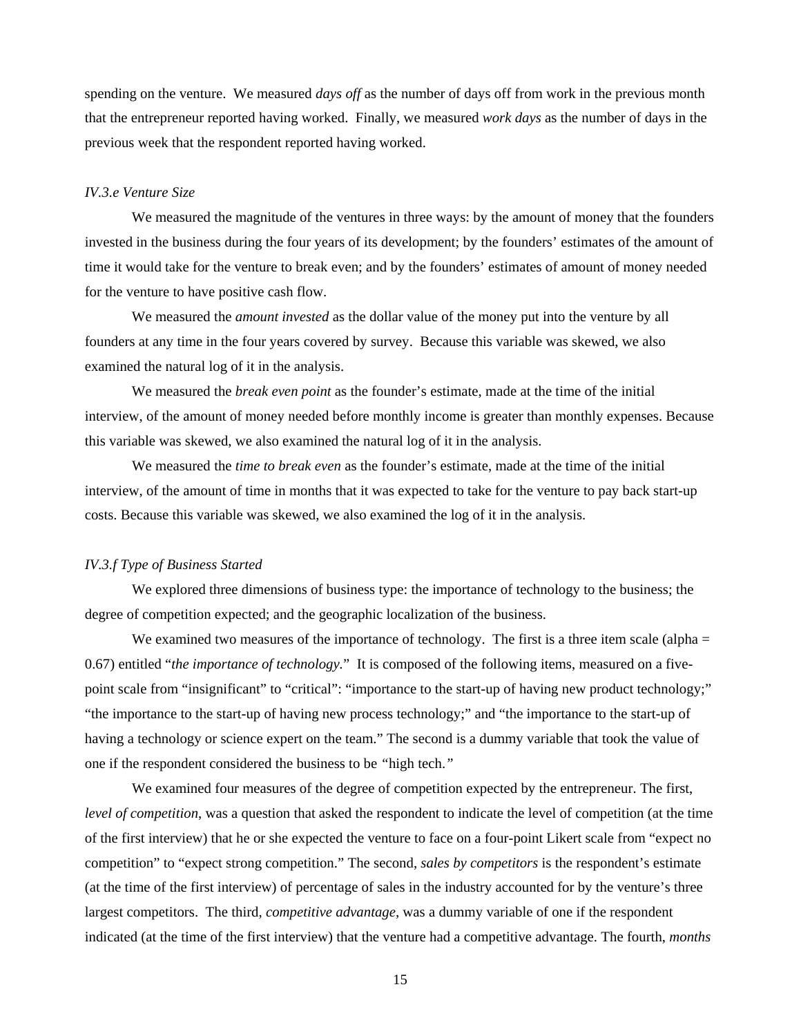spending on the venture. We measured *days off* as the number of days off from work in the previous month that the entrepreneur reported having worked. Finally, we measured *work days* as the number of days in the previous week that the respondent reported having worked.

### *IV.3.e Venture Size*

We measured the magnitude of the ventures in three ways: by the amount of money that the founders invested in the business during the four years of its development; by the founders' estimates of the amount of time it would take for the venture to break even; and by the founders' estimates of amount of money needed for the venture to have positive cash flow.

We measured the *amount invested* as the dollar value of the money put into the venture by all founders at any time in the four years covered by survey. Because this variable was skewed, we also examined the natural log of it in the analysis.

We measured the *break even point* as the founder's estimate, made at the time of the initial interview, of the amount of money needed before monthly income is greater than monthly expenses. Because this variable was skewed, we also examined the natural log of it in the analysis.

We measured the *time to break even* as the founder's estimate, made at the time of the initial interview, of the amount of time in months that it was expected to take for the venture to pay back start-up costs. Because this variable was skewed, we also examined the log of it in the analysis.

### *IV.3.f Type of Business Started*

We explored three dimensions of business type: the importance of technology to the business; the degree of competition expected; and the geographic localization of the business.

We examined two measures of the importance of technology. The first is a three item scale (alpha = 0.67) entitled "*the importance of technology*." It is composed of the following items, measured on a five-point scale from "insignificant" to "critical": "importance to the start-up of having new product technology;" "the importance to the start-up of having new process technology;" and "the importance to the start-up of having a technology or science expert on the team." The second is a dummy variable that took the value of one if the respondent considered the business to be *"high tech."*

We examined four measures of the degree of competition expected by the entrepreneur. The first, *level of competition*, was a question that asked the respondent to indicate the level of competition (at the time of the first interview) that he or she expected the venture to face on a four-point Likert scale from "expect no competition" to "expect strong competition." The second, *sales by competitors* is the respondent's estimate (at the time of the first interview) of percentage of sales in the industry accounted for by the venture's three largest competitors. The third, *competitive advantage*, was a dummy variable of one if the respondent indicated (at the time of the first interview) that the venture had a competitive advantage. The fourth, *months*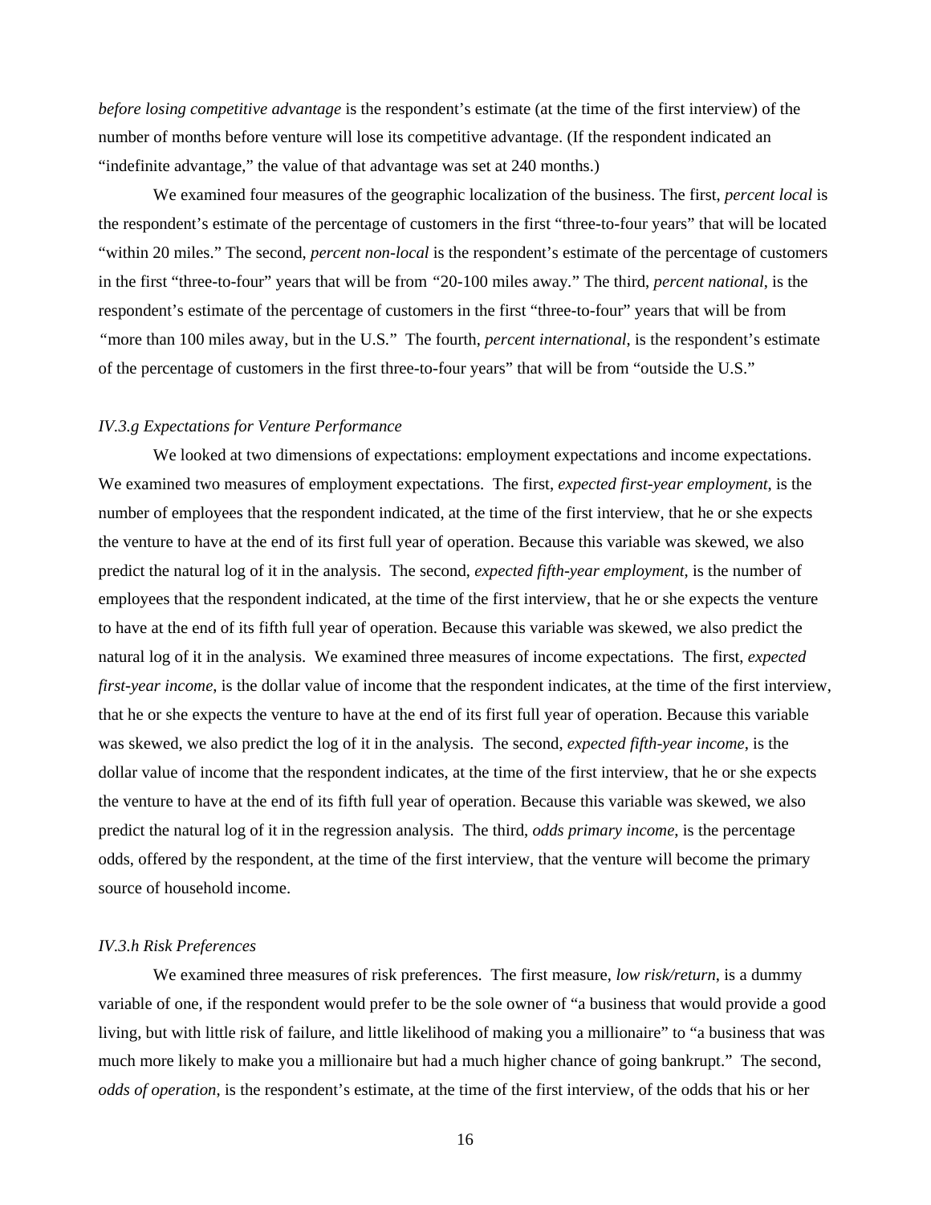*before losing competitive advantage* is the respondent's estimate (at the time of the first interview) of the number of months before venture will lose its competitive advantage. (If the respondent indicated an "indefinite advantage," the value of that advantage was set at 240 months.)

We examined four measures of the geographic localization of the business. The first, *percent local* is the respondent's estimate of the percentage of customers in the first "three-to-four years" that will be located "within 20 miles." The second, *percent non-local* is the respondent's estimate of the percentage of customers in the first "three-to-four" years that will be from "20-100 miles away." The third, *percent national*, is the respondent's estimate of the percentage of customers in the first "three-to-four" years that will be from "more than 100 miles away, but in the U.S." The fourth, *percent international*, is the respondent's estimate of the percentage of customers in the first three-to-four years" that will be from "outside the U.S."

### *IV.3.g Expectations for Venture Performance*

We looked at two dimensions of expectations: employment expectations and income expectations. We examined two measures of employment expectations. The first, *expected first-year employment*, is the number of employees that the respondent indicated, at the time of the first interview, that he or she expects the venture to have at the end of its first full year of operation. Because this variable was skewed, we also predict the natural log of it in the analysis. The second, *expected fifth-year employment*, is the number of employees that the respondent indicated, at the time of the first interview, that he or she expects the venture to have at the end of its fifth full year of operation. Because this variable was skewed, we also predict the natural log of it in the analysis. We examined three measures of income expectations. The first, *expected first-year income*, is the dollar value of income that the respondent indicates, at the time of the first interview, that he or she expects the venture to have at the end of its first full year of operation. Because this variable was skewed, we also predict the log of it in the analysis. The second, *expected fifth-year income*, is the dollar value of income that the respondent indicates, at the time of the first interview, that he or she expects the venture to have at the end of its fifth full year of operation. Because this variable was skewed, we also predict the natural log of it in the regression analysis. The third, *odds primary income*, is the percentage odds, offered by the respondent, at the time of the first interview, that the venture will become the primary source of household income.

### *IV.3.h Risk Preferences*

We examined three measures of risk preferences. The first measure, *low risk/return*, is a dummy variable of one, if the respondent would prefer to be the sole owner of "a business that would provide a good living, but with little risk of failure, and little likelihood of making you a millionaire" to "a business that was much more likely to make you a millionaire but had a much higher chance of going bankrupt." The second, *odds of operation*, is the respondent's estimate, at the time of the first interview, of the odds that his or her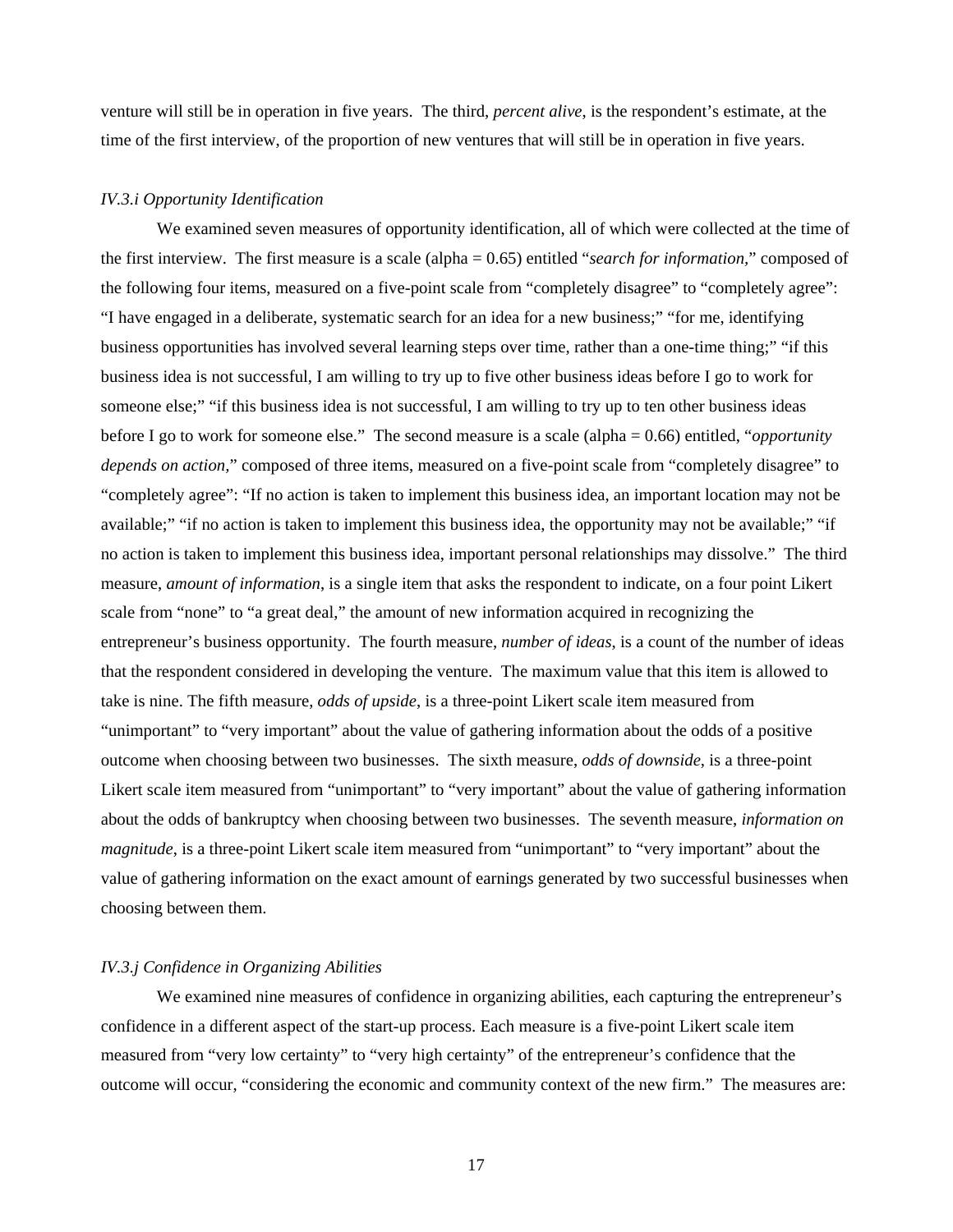venture will still be in operation in five years. The third, *percent alive*, is the respondent's estimate, at the time of the first interview, of the proportion of new ventures that will still be in operation in five years.

### *IV.3.i Opportunity Identification*

We examined seven measures of opportunity identification, all of which were collected at the time of the first interview. The first measure is a scale (alpha = 0.65) entitled "*search for information*," composed of the following four items, measured on a five-point scale from "completely disagree" to "completely agree": "I have engaged in a deliberate, systematic search for an idea for a new business;" "for me, identifying business opportunities has involved several learning steps over time, rather than a one-time thing;" "if this business idea is not successful, I am willing to try up to five other business ideas before I go to work for someone else;" "if this business idea is not successful, I am willing to try up to ten other business ideas before I go to work for someone else." The second measure is a scale (alpha = 0.66) entitled, "*opportunity depends on action*," composed of three items, measured on a five-point scale from "completely disagree" to "completely agree": "If no action is taken to implement this business idea, an important location may not be available;" "if no action is taken to implement this business idea, the opportunity may not be available;" "if no action is taken to implement this business idea, important personal relationships may dissolve." The third measure, *amount of information*, is a single item that asks the respondent to indicate, on a four point Likert scale from "none" to "a great deal," the amount of new information acquired in recognizing the entrepreneur's business opportunity. The fourth measure, *number of ideas*, is a count of the number of ideas that the respondent considered in developing the venture. The maximum value that this item is allowed to take is nine. The fifth measure, *odds of upside*, is a three-point Likert scale item measured from "unimportant" to "very important" about the value of gathering information about the odds of a positive outcome when choosing between two businesses. The sixth measure, *odds of downside*, is a three-point Likert scale item measured from "unimportant" to "very important" about the value of gathering information about the odds of bankruptcy when choosing between two businesses. The seventh measure, *information on magnitude*, is a three-point Likert scale item measured from "unimportant" to "very important" about the value of gathering information on the exact amount of earnings generated by two successful businesses when choosing between them.

### *IV.3.j Confidence in Organizing Abilities*

We examined nine measures of confidence in organizing abilities, each capturing the entrepreneur's confidence in a different aspect of the start-up process. Each measure is a five-point Likert scale item measured from "very low certainty" to "very high certainty" of the entrepreneur's confidence that the outcome will occur, "considering the economic and community context of the new firm." The measures are: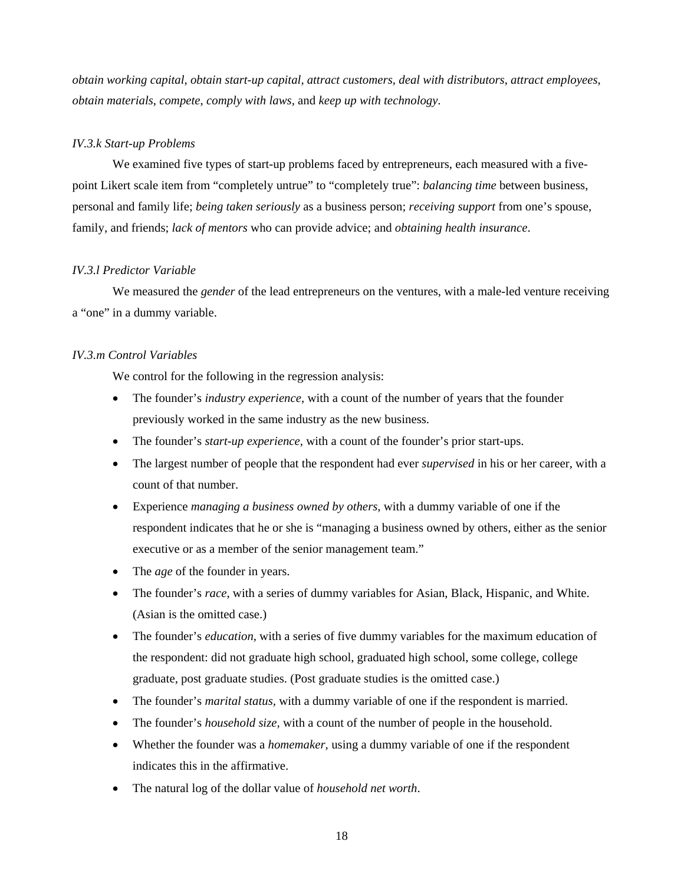*obtain working capital*, *obtain start-up capital*, *attract customers*, *deal with distributors*, *attract employees*, *obtain materials*, *compete*, *comply with laws*, and *keep up with technology*.

### *IV.3.k Start-up Problems*

We examined five types of start-up problems faced by entrepreneurs, each measured with a five-point Likert scale item from "completely untrue" to "completely true": *balancing time* between business, personal and family life; *being taken seriously* as a business person; *receiving support* from one's spouse, family, and friends; *lack of mentors* who can provide advice; and *obtaining health insurance*.

### *IV.3.l Predictor Variable*

We measured the *gender* of the lead entrepreneurs on the ventures, with a male-led venture receiving a "one" in a dummy variable.

### *IV.3.m Control Variables*

We control for the following in the regression analysis:

- The founder's *industry experience*, with a count of the number of years that the founder previously worked in the same industry as the new business.
- The founder's *start-up experience*, with a count of the founder's prior start-ups.
- The largest number of people that the respondent had ever *supervised* in his or her career, with a count of that number.
- Experience *managing a business owned by others*, with a dummy variable of one if the respondent indicates that he or she is "managing a business owned by others, either as the senior executive or as a member of the senior management team."
- The *age* of the founder in years.
- The founder's *race*, with a series of dummy variables for Asian, Black, Hispanic, and White. (Asian is the omitted case.)
- The founder's *education*, with a series of five dummy variables for the maximum education of the respondent: did not graduate high school, graduated high school, some college, college graduate, post graduate studies. (Post graduate studies is the omitted case.)
- The founder's *marital status*, with a dummy variable of one if the respondent is married.
- The founder's *household size*, with a count of the number of people in the household.
- Whether the founder was a *homemaker*, using a dummy variable of one if the respondent indicates this in the affirmative.
- The natural log of the dollar value of *household net worth*.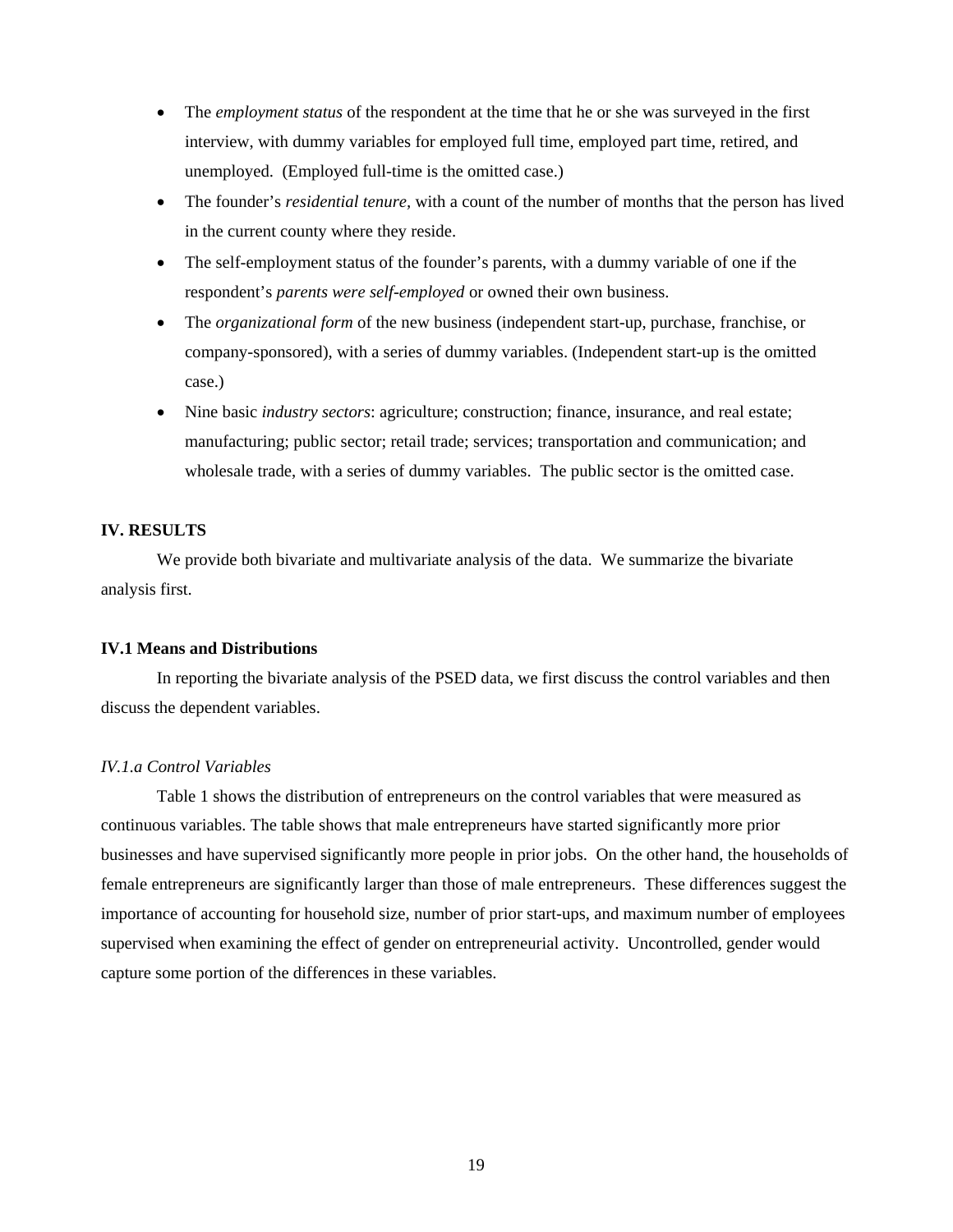- The *employment status* of the respondent at the time that he or she was surveyed in the first interview, with dummy variables for employed full time, employed part time, retired, and unemployed. (Employed full-time is the omitted case.)
- The founder's *residential tenure*, with a count of the number of months that the person has lived in the current county where they reside.
- The self-employment status of the founder's parents, with a dummy variable of one if the respondent's *parents were self-employed* or owned their own business.
- The *organizational form* of the new business (independent start-up, purchase, franchise, or company-sponsored), with a series of dummy variables. (Independent start-up is the omitted case.)
- Nine basic *industry sectors*: agriculture; construction; finance, insurance, and real estate; manufacturing; public sector; retail trade; services; transportation and communication; and wholesale trade, with a series of dummy variables. The public sector is the omitted case.

## IV. RESULTS

We provide both bivariate and multivariate analysis of the data. We summarize the bivariate analysis first.

### IV.1 Means and Distributions

In reporting the bivariate analysis of the PSED data, we first discuss the control variables and then discuss the dependent variables.

#### *IV.1.a Control Variables*

Table 1 shows the distribution of entrepreneurs on the control variables that were measured as continuous variables. The table shows that male entrepreneurs have started significantly more prior businesses and have supervised significantly more people in prior jobs. On the other hand, the households of female entrepreneurs are significantly larger than those of male entrepreneurs. These differences suggest the importance of accounting for household size, number of prior start-ups, and maximum number of employees supervised when examining the effect of gender on entrepreneurial activity. Uncontrolled, gender would capture some portion of the differences in these variables.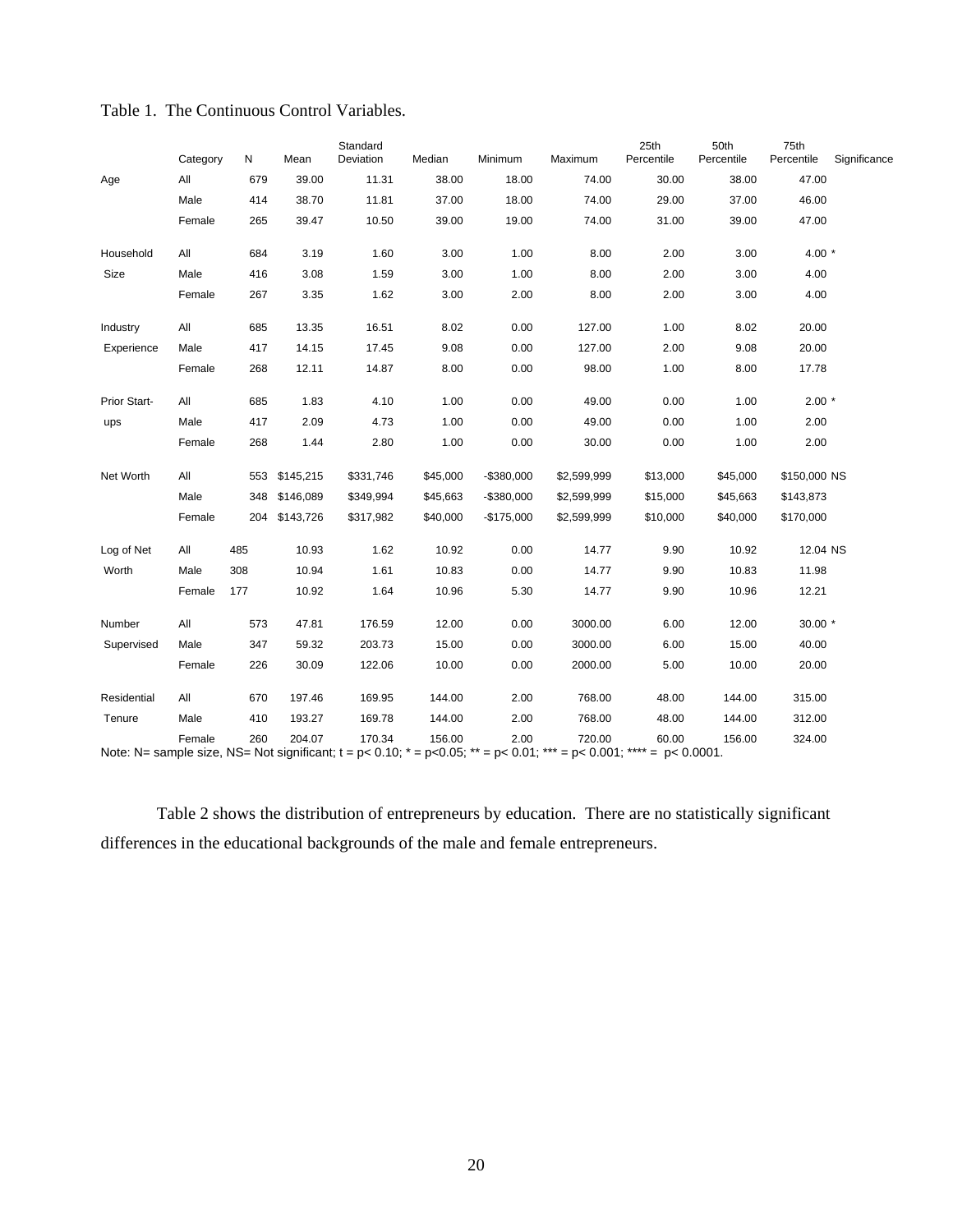Table 1. The Continuous Control Variables.

| | Category | N | Mean | Standard Deviation | Median | Minimum | Maximum | 25th Percentile | 50th Percentile | 75th Percentile | Significance |
|---|---|---|---|---|---|---|---|---|---|---|---|
| Age | All | 679 | 39.00 | 11.31 | 38.00 | 18.00 | 74.00 | 30.00 | 38.00 | 47.00 | |
| | Male | 414 | 38.70 | 11.81 | 37.00 | 18.00 | 74.00 | 29.00 | 37.00 | 46.00 | |
| | Female | 265 | 39.47 | 10.50 | 39.00 | 19.00 | 74.00 | 31.00 | 39.00 | 47.00 | |
| Household Size | All | 684 | 3.19 | 1.60 | 3.00 | 1.00 | 8.00 | 2.00 | 3.00 | 4.00 | * |
| | Male | 416 | 3.08 | 1.59 | 3.00 | 1.00 | 8.00 | 2.00 | 3.00 | 4.00 | |
| | Female | 267 | 3.35 | 1.62 | 3.00 | 2.00 | 8.00 | 2.00 | 3.00 | 4.00 | |
| Industry Experience | All | 685 | 13.35 | 16.51 | 8.02 | 0.00 | 127.00 | 1.00 | 8.02 | 20.00 | |
| | Male | 417 | 14.15 | 17.45 | 9.08 | 0.00 | 127.00 | 2.00 | 9.08 | 20.00 | |
| | Female | 268 | 12.11 | 14.87 | 8.00 | 0.00 | 98.00 | 1.00 | 8.00 | 17.78 | |
| Prior Start-ups | All | 685 | 1.83 | 4.10 | 1.00 | 0.00 | 49.00 | 0.00 | 1.00 | 2.00 | * |
| | Male | 417 | 2.09 | 4.73 | 1.00 | 0.00 | 49.00 | 0.00 | 1.00 | 2.00 | |
| | Female | 268 | 1.44 | 2.80 | 1.00 | 0.00 | 30.00 | 0.00 | 1.00 | 2.00 | |
| Net Worth | All | 553 | $145,215 | $331,746 | $45,000 | -$380,000 | $2,599,999 | $13,000 | $45,000 | $150,000 | NS |
| | Male | 348 | $146,089 | $349,994 | $45,663 | -$380,000 | $2,599,999 | $15,000 | $45,663 | $143,873 | |
| | Female | 204 | $143,726 | $317,982 | $40,000 | -$175,000 | $2,599,999 | $10,000 | $40,000 | $170,000 | |
| Log of Net Worth | All | 485 | 10.93 | 1.62 | 10.92 | 0.00 | 14.77 | 9.90 | 10.92 | 12.04 | NS |
| | Male | 308 | 10.94 | 1.61 | 10.83 | 0.00 | 14.77 | 9.90 | 10.83 | 11.98 | |
| | Female | 177 | 10.92 | 1.64 | 10.96 | 5.30 | 14.77 | 9.90 | 10.96 | 12.21 | |
| Number Supervised | All | 573 | 47.81 | 176.59 | 12.00 | 0.00 | 3000.00 | 6.00 | 12.00 | 30.00 | * |
| | Male | 347 | 59.32 | 203.73 | 15.00 | 0.00 | 3000.00 | 6.00 | 15.00 | 40.00 | |
| | Female | 226 | 30.09 | 122.06 | 10.00 | 0.00 | 2000.00 | 5.00 | 10.00 | 20.00 | |
| Residential Tenure | All | 670 | 197.46 | 169.95 | 144.00 | 2.00 | 768.00 | 48.00 | 144.00 | 315.00 | |
| | Male | 410 | 193.27 | 169.78 | 144.00 | 2.00 | 768.00 | 48.00 | 144.00 | 312.00 | |
| | Female | 260 | 204.07 | 170.34 | 156.00 | 2.00 | 720.00 | 60.00 | 156.00 | 324.00 | |

Note: N= sample size, NS= Not significant; t = $p < 0.10$; * = $p < 0.05$; ** = $p < 0.01$; *** = $p < 0.001$; **** = $p < 0.0001$.

Table 2 shows the distribution of entrepreneurs by education. There are no statistically significant differences in the educational backgrounds of the male and female entrepreneurs.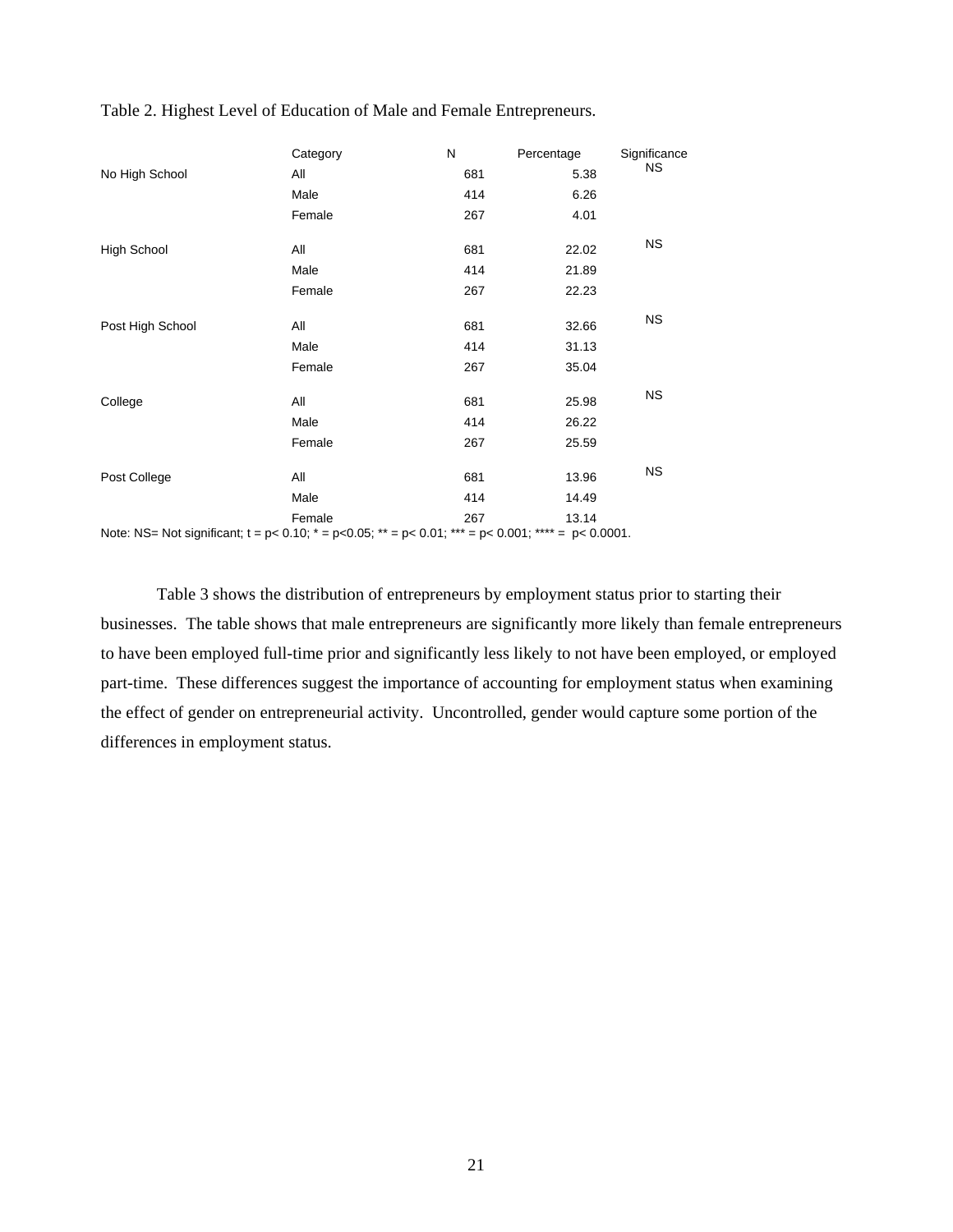Table 2. Highest Level of Education of Male and Female Entrepreneurs.

| | Category | N | Percentage | Significance |
|---|---|---|---|---|
| No High School | All | 681 | 5.38 | NS |
| | Male | 414 | 6.26 | |
| | Female | 267 | 4.01 | |
| High School | All | 681 | 22.02 | NS |
| | Male | 414 | 21.89 | |
| | Female | 267 | 22.23 | |
| Post High School | All | 681 | 32.66 | NS |
| | Male | 414 | 31.13 | |
| | Female | 267 | 35.04 | |
| College | All | 681 | 25.98 | NS |
| | Male | 414 | 26.22 | |
| | Female | 267 | 25.59 | |
| Post College | All | 681 | 13.96 | NS |
| | Male | 414 | 14.49 | |
| | Female | 267 | 13.14 | |

Note: NS= Not significant; t = p< 0.10; * = p<0.05; ** = p< 0.01; *** = p< 0.001; **** = p< 0.0001.

Table 3 shows the distribution of entrepreneurs by employment status prior to starting their businesses. The table shows that male entrepreneurs are significantly more likely than female entrepreneurs to have been employed full-time prior and significantly less likely to not have been employed, or employed part-time. These differences suggest the importance of accounting for employment status when examining the effect of gender on entrepreneurial activity. Uncontrolled, gender would capture some portion of the differences in employment status.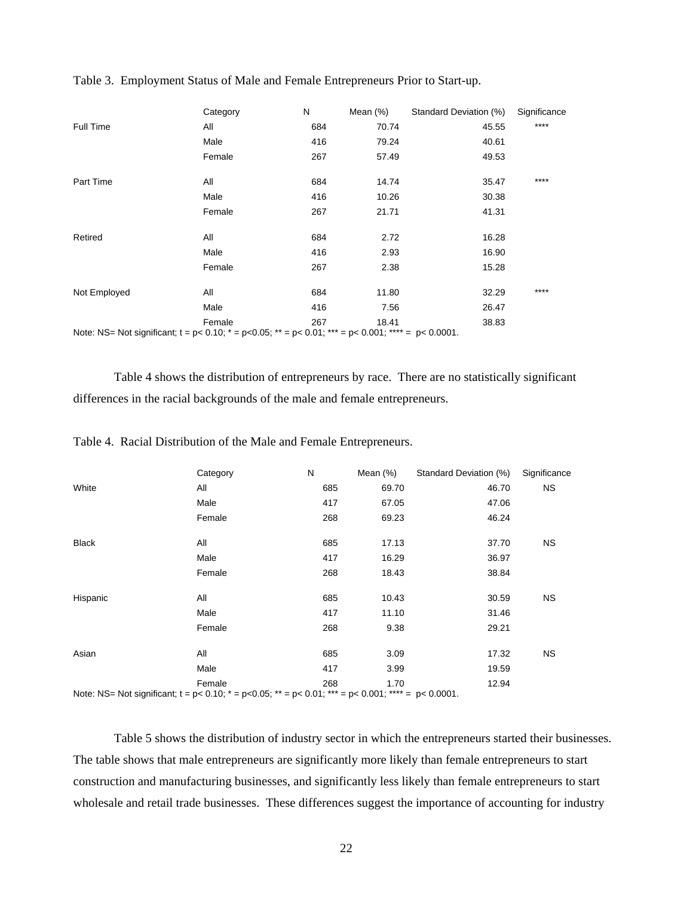Table 3. Employment Status of Male and Female Entrepreneurs Prior to Start-up.

| | Category | N | Mean (%) | Standard Deviation (%) | Significance |
|---|---|---|---|---|---|
| Full Time | All | 684 | 70.74 | 45.55 | **** |
| | Male | 416 | 79.24 | 40.61 | |
| | Female | 267 | 57.49 | 49.53 | |
| Part Time | All | 684 | 14.74 | 35.47 | **** |
| | Male | 416 | 10.26 | 30.38 | |
| | Female | 267 | 21.71 | 41.31 | |
| Retired | All | 684 | 2.72 | 16.28 | |
| | Male | 416 | 2.93 | 16.90 | |
| | Female | 267 | 2.38 | 15.28 | |
| Not Employed | All | 684 | 11.80 | 32.29 | **** |
| | Male | 416 | 7.56 | 26.47 | |
| | Female | 267 | 18.41 | 38.83 | |

Note: NS= Not significant; t = p< 0.10; * = p<0.05; ** = p< 0.01; *** = p< 0.001; **** = p< 0.0001.

Table 4 shows the distribution of entrepreneurs by race. There are no statistically significant differences in the racial backgrounds of the male and female entrepreneurs.

Table 4. Racial Distribution of the Male and Female Entrepreneurs.

| | Category | N | Mean (%) | Standard Deviation (%) | Significance |
|---|---|---|---|---|---|
| White | All | 685 | 69.70 | 46.70 | NS |
| | Male | 417 | 67.05 | 47.06 | |
| | Female | 268 | 69.23 | 46.24 | |
| Black | All | 685 | 17.13 | 37.70 | NS |
| | Male | 417 | 16.29 | 36.97 | |
| | Female | 268 | 18.43 | 38.84 | |
| Hispanic | All | 685 | 10.43 | 30.59 | NS |
| | Male | 417 | 11.10 | 31.46 | |
| | Female | 268 | 9.38 | 29.21 | |
| Asian | All | 685 | 3.09 | 17.32 | NS |
| | Male | 417 | 3.99 | 19.59 | |
| | Female | 268 | 1.70 | 12.94 | |

Note: NS= Not significant; t = p< 0.10; * = p<0.05; ** = p< 0.01; *** = p< 0.001; **** = p< 0.0001.

Table 5 shows the distribution of industry sector in which the entrepreneurs started their businesses. The table shows that male entrepreneurs are significantly more likely than female entrepreneurs to start construction and manufacturing businesses, and significantly less likely than female entrepreneurs to start wholesale and retail trade businesses. These differences suggest the importance of accounting for industry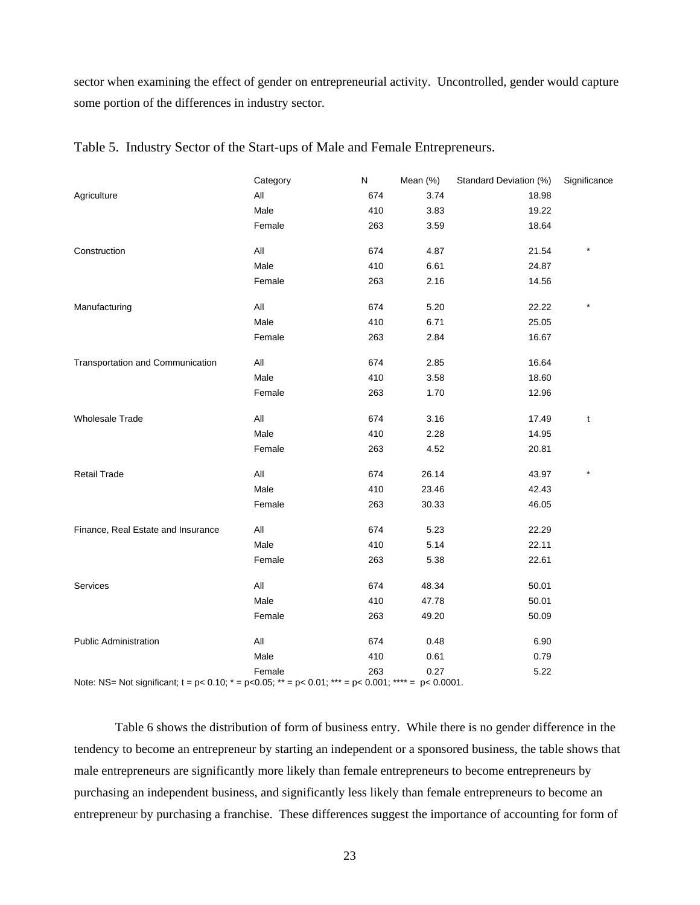sector when examining the effect of gender on entrepreneurial activity. Uncontrolled, gender would capture some portion of the differences in industry sector.

Table 5. Industry Sector of the Start-ups of Male and Female Entrepreneurs.

| | Category | N | Mean (%) | Standard Deviation (%) | Significance |
|---|---|---|---|---|---|
| Agriculture | All | 674 | 3.74 | 18.98 | |
| | Male | 410 | 3.83 | 19.22 | |
| | Female | 263 | 3.59 | 18.64 | |
| Construction | All | 674 | 4.87 | 21.54 | * |
| | Male | 410 | 6.61 | 24.87 | |
| | Female | 263 | 2.16 | 14.56 | |
| Manufacturing | All | 674 | 5.20 | 22.22 | * |
| | Male | 410 | 6.71 | 25.05 | |
| | Female | 263 | 2.84 | 16.67 | |
| Transportation and Communication | All | 674 | 2.85 | 16.64 | |
| | Male | 410 | 3.58 | 18.60 | |
| | Female | 263 | 1.70 | 12.96 | |
| Wholesale Trade | All | 674 | 3.16 | 17.49 | t |
| | Male | 410 | 2.28 | 14.95 | |
| | Female | 263 | 4.52 | 20.81 | |
| Retail Trade | All | 674 | 26.14 | 43.97 | * |
| | Male | 410 | 23.46 | 42.43 | |
| | Female | 263 | 30.33 | 46.05 | |
| Finance, Real Estate and Insurance | All | 674 | 5.23 | 22.29 | |
| | Male | 410 | 5.14 | 22.11 | |
| | Female | 263 | 5.38 | 22.61 | |
| Services | All | 674 | 48.34 | 50.01 | |
| | Male | 410 | 47.78 | 50.01 | |
| | Female | 263 | 49.20 | 50.09 | |
| Public Administration | All | 674 | 0.48 | 6.90 | |
| | Male | 410 | 0.61 | 0.79 | |
| | Female | 263 | 0.27 | 5.22 | |

Note: NS= Not significant; t = $p< 0.10$; * = $p<0.05$; ** = $p< 0.01$; *** = $p< 0.001$; **** = $p< 0.0001$.

Table 6 shows the distribution of form of business entry. While there is no gender difference in the tendency to become an entrepreneur by starting an independent or a sponsored business, the table shows that male entrepreneurs are significantly more likely than female entrepreneurs to become entrepreneurs by purchasing an independent business, and significantly less likely than female entrepreneurs to become an entrepreneur by purchasing a franchise. These differences suggest the importance of accounting for form of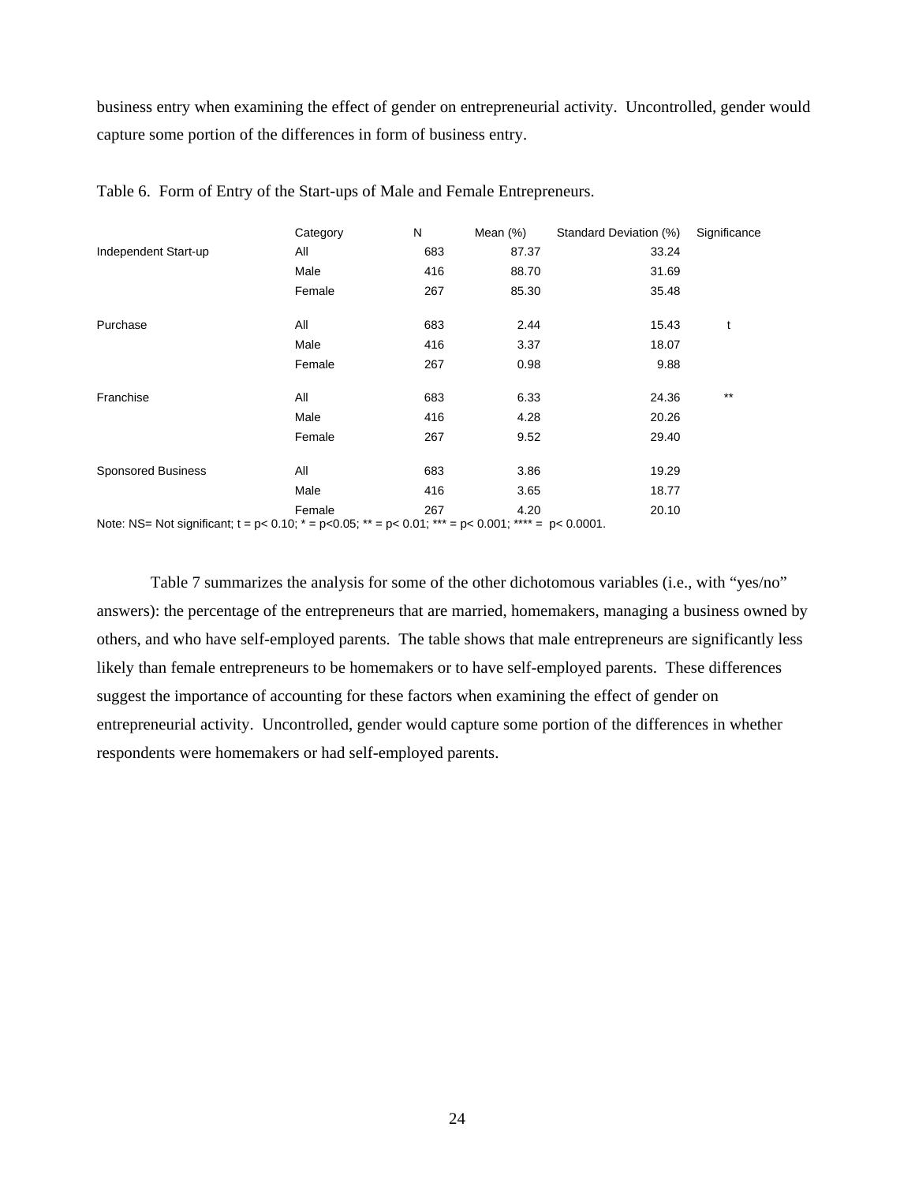business entry when examining the effect of gender on entrepreneurial activity. Uncontrolled, gender would capture some portion of the differences in form of business entry.

Table 6. Form of Entry of the Start-ups of Male and Female Entrepreneurs.

| | Category | N | Mean (%) | Standard Deviation (%) | Significance |
|---|---|---|---|---|---|
| Independent Start-up | All | 683 | 87.37 | 33.24 | |
| | Male | 416 | 88.70 | 31.69 | |
| | Female | 267 | 85.30 | 35.48 | |
| Purchase | All | 683 | 2.44 | 15.43 | t |
| | Male | 416 | 3.37 | 18.07 | |
| | Female | 267 | 0.98 | 9.88 | |
| Franchise | All | 683 | 6.33 | 24.36 | ** |
| | Male | 416 | 4.28 | 20.26 | |
| | Female | 267 | 9.52 | 29.40 | |
| Sponsored Business | All | 683 | 3.86 | 19.29 | |
| | Male | 416 | 3.65 | 18.77 | |
| | Female | 267 | 4.20 | 20.10 | |

Note: NS= Not significant; t = p< 0.10; * = p<0.05; ** = p< 0.01; *** = p< 0.001; **** = p< 0.0001.

Table 7 summarizes the analysis for some of the other dichotomous variables (i.e., with "yes/no" answers): the percentage of the entrepreneurs that are married, homemakers, managing a business owned by others, and who have self-employed parents. The table shows that male entrepreneurs are significantly less likely than female entrepreneurs to be homemakers or to have self-employed parents. These differences suggest the importance of accounting for these factors when examining the effect of gender on entrepreneurial activity. Uncontrolled, gender would capture some portion of the differences in whether respondents were homemakers or had self-employed parents.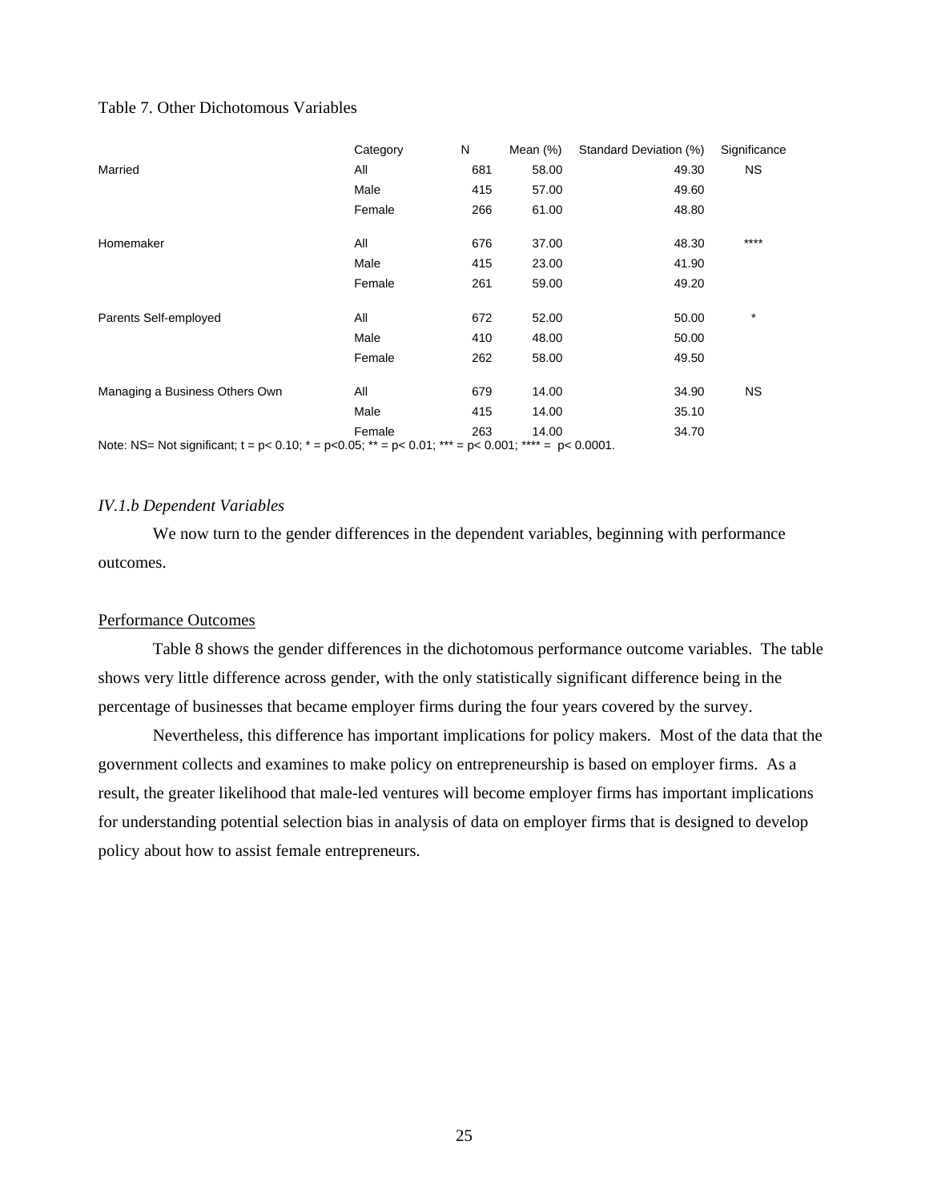Table 7. Other Dichotomous Variables

| | Category | N | Mean (%) | Standard Deviation (%) | Significance |
|---|---|---|---|---|---|
| Married | All | 681 | 58.00 | 49.30 | NS |
| | Male | 415 | 57.00 | 49.60 | |
| | Female | 266 | 61.00 | 48.80 | |
| Homemaker | All | 676 | 37.00 | 48.30 | **** |
| | Male | 415 | 23.00 | 41.90 | |
| | Female | 261 | 59.00 | 49.20 | |
| Parents Self-employed | All | 672 | 52.00 | 50.00 | * |
| | Male | 410 | 48.00 | 50.00 | |
| | Female | 262 | 58.00 | 49.50 | |
| Managing a Business Others Own | All | 679 | 14.00 | 34.90 | NS |
| | Male | 415 | 14.00 | 35.10 | |
| | Female | 263 | 14.00 | 34.70 | |

Note: NS= Not significant; t = p< 0.10; * = p<0.05; ** = p< 0.01; *** = p< 0.001; **** = p< 0.0001.

### *IV.1.b Dependent Variables*

We now turn to the gender differences in the dependent variables, beginning with performance outcomes.

#### Performance Outcomes

Table 8 shows the gender differences in the dichotomous performance outcome variables. The table shows very little difference across gender, with the only statistically significant difference being in the percentage of businesses that became employer firms during the four years covered by the survey.

Nevertheless, this difference has important implications for policy makers. Most of the data that the government collects and examines to make policy on entrepreneurship is based on employer firms. As a result, the greater likelihood that male-led ventures will become employer firms has important implications for understanding potential selection bias in analysis of data on employer firms that is designed to develop policy about how to assist female entrepreneurs.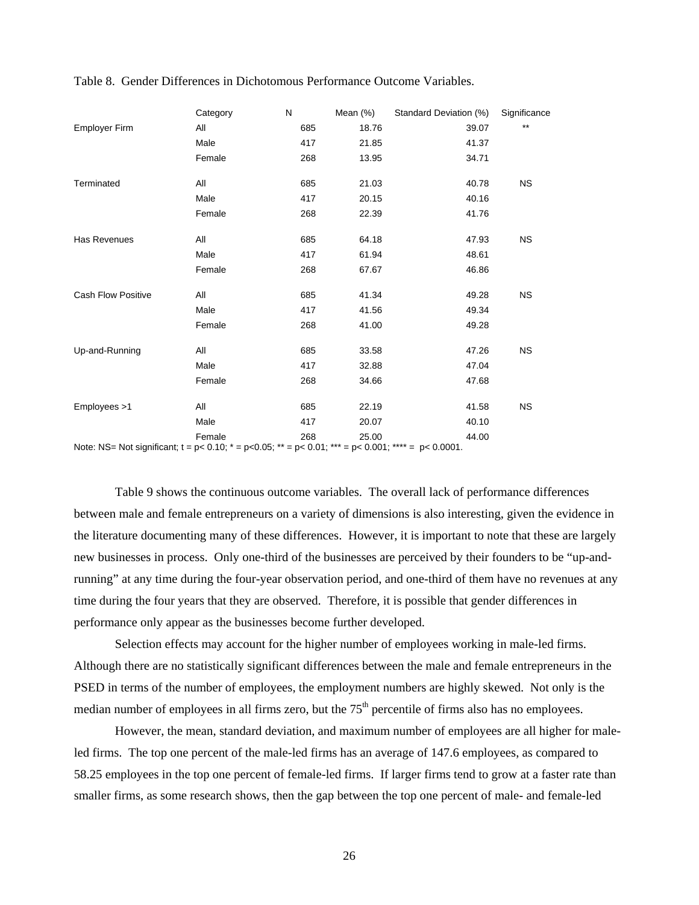Table 8. Gender Differences in Dichotomous Performance Outcome Variables.

| | Category | N | Mean (%) | Standard Deviation (%) | Significance |
|---|---|---|---|---|---|
| Employer Firm | All | 685 | 18.76 | 39.07 | ** |
| | Male | 417 | 21.85 | 41.37 | |
| | Female | 268 | 13.95 | 34.71 | |
| Terminated | All | 685 | 21.03 | 40.78 | NS |
| | Male | 417 | 20.15 | 40.16 | |
| | Female | 268 | 22.39 | 41.76 | |
| Has Revenues | All | 685 | 64.18 | 47.93 | NS |
| | Male | 417 | 61.94 | 48.61 | |
| | Female | 268 | 67.67 | 46.86 | |
| Cash Flow Positive | All | 685 | 41.34 | 49.28 | NS |
| | Male | 417 | 41.56 | 49.34 | |
| | Female | 268 | 41.00 | 49.28 | |
| Up-and-Running | All | 685 | 33.58 | 47.26 | NS |
| | Male | 417 | 32.88 | 47.04 | |
| | Female | 268 | 34.66 | 47.68 | |
| Employees >1 | All | 685 | 22.19 | 41.58 | NS |
| | Male | 417 | 20.07 | 40.10 | |
| | Female | 268 | 25.00 | 44.00 | |

Note: NS= Not significant; t = p< 0.10; * = p<0.05; ** = p< 0.01; *** = p< 0.001; **** = p< 0.0001.

Table 9 shows the continuous outcome variables. The overall lack of performance differences between male and female entrepreneurs on a variety of dimensions is also interesting, given the evidence in the literature documenting many of these differences. However, it is important to note that these are largely new businesses in process. Only one-third of the businesses are perceived by their founders to be "up-and-running" at any time during the four-year observation period, and one-third of them have no revenues at any time during the four years that they are observed. Therefore, it is possible that gender differences in performance only appear as the businesses become further developed.

Selection effects may account for the higher number of employees working in male-led firms. Although there are no statistically significant differences between the male and female entrepreneurs in the PSED in terms of the number of employees, the employment numbers are highly skewed. Not only is the median number of employees in all firms zero, but the 75th percentile of firms also has no employees.

However, the mean, standard deviation, and maximum number of employees are all higher for male-led firms. The top one percent of the male-led firms has an average of 147.6 employees, as compared to 58.25 employees in the top one percent of female-led firms. If larger firms tend to grow at a faster rate than smaller firms, as some research shows, then the gap between the top one percent of male- and female-led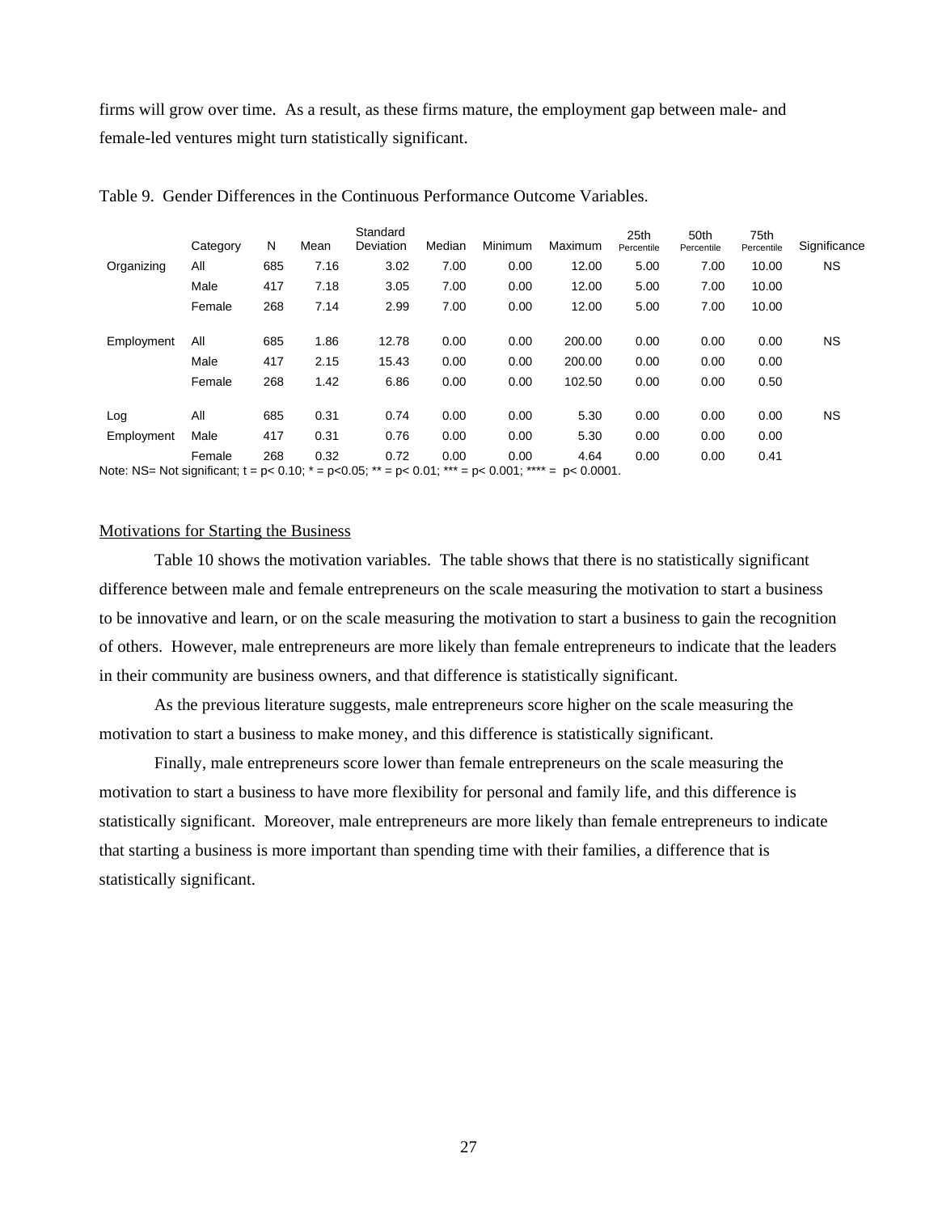firms will grow over time. As a result, as these firms mature, the employment gap between male- and female-led ventures might turn statistically significant.

Table 9. Gender Differences in the Continuous Performance Outcome Variables.

| | Category | N | Mean | Standard Deviation | Median | Minimum | Maximum | 25th Percentile | 50th Percentile | 75th Percentile | Significance |
|---|---|---|---|---|---|---|---|---|---|---|---|
| Organizing | All | 685 | 7.16 | 3.02 | 7.00 | 0.00 | 12.00 | 5.00 | 7.00 | 10.00 | NS |
| | Male | 417 | 7.18 | 3.05 | 7.00 | 0.00 | 12.00 | 5.00 | 7.00 | 10.00 | |
| | Female | 268 | 7.14 | 2.99 | 7.00 | 0.00 | 12.00 | 5.00 | 7.00 | 10.00 | |
| Employment | All | 685 | 1.86 | 12.78 | 0.00 | 0.00 | 200.00 | 0.00 | 0.00 | 0.00 | NS |
| | Male | 417 | 2.15 | 15.43 | 0.00 | 0.00 | 200.00 | 0.00 | 0.00 | 0.00 | |
| | Female | 268 | 1.42 | 6.86 | 0.00 | 0.00 | 102.50 | 0.00 | 0.00 | 0.50 | |
| Log Employment | All | 685 | 0.31 | 0.74 | 0.00 | 0.00 | 5.30 | 0.00 | 0.00 | 0.00 | NS |
| | Male | 417 | 0.31 | 0.76 | 0.00 | 0.00 | 5.30 | 0.00 | 0.00 | 0.00 | |
| | Female | 268 | 0.32 | 0.72 | 0.00 | 0.00 | 4.64 | 0.00 | 0.00 | 0.41 | |

Note: NS= Not significant; t = p< 0.10; * = p<0.05; ** = p< 0.01; *** = p< 0.001; **** = p< 0.0001.

Motivations for Starting the Business

Table 10 shows the motivation variables. The table shows that there is no statistically significant difference between male and female entrepreneurs on the scale measuring the motivation to start a business to be innovative and learn, or on the scale measuring the motivation to start a business to gain the recognition of others. However, male entrepreneurs are more likely than female entrepreneurs to indicate that the leaders in their community are business owners, and that difference is statistically significant.

As the previous literature suggests, male entrepreneurs score higher on the scale measuring the motivation to start a business to make money, and this difference is statistically significant.

Finally, male entrepreneurs score lower than female entrepreneurs on the scale measuring the motivation to start a business to have more flexibility for personal and family life, and this difference is statistically significant. Moreover, male entrepreneurs are more likely than female entrepreneurs to indicate that starting a business is more important than spending time with their families, a difference that is statistically significant.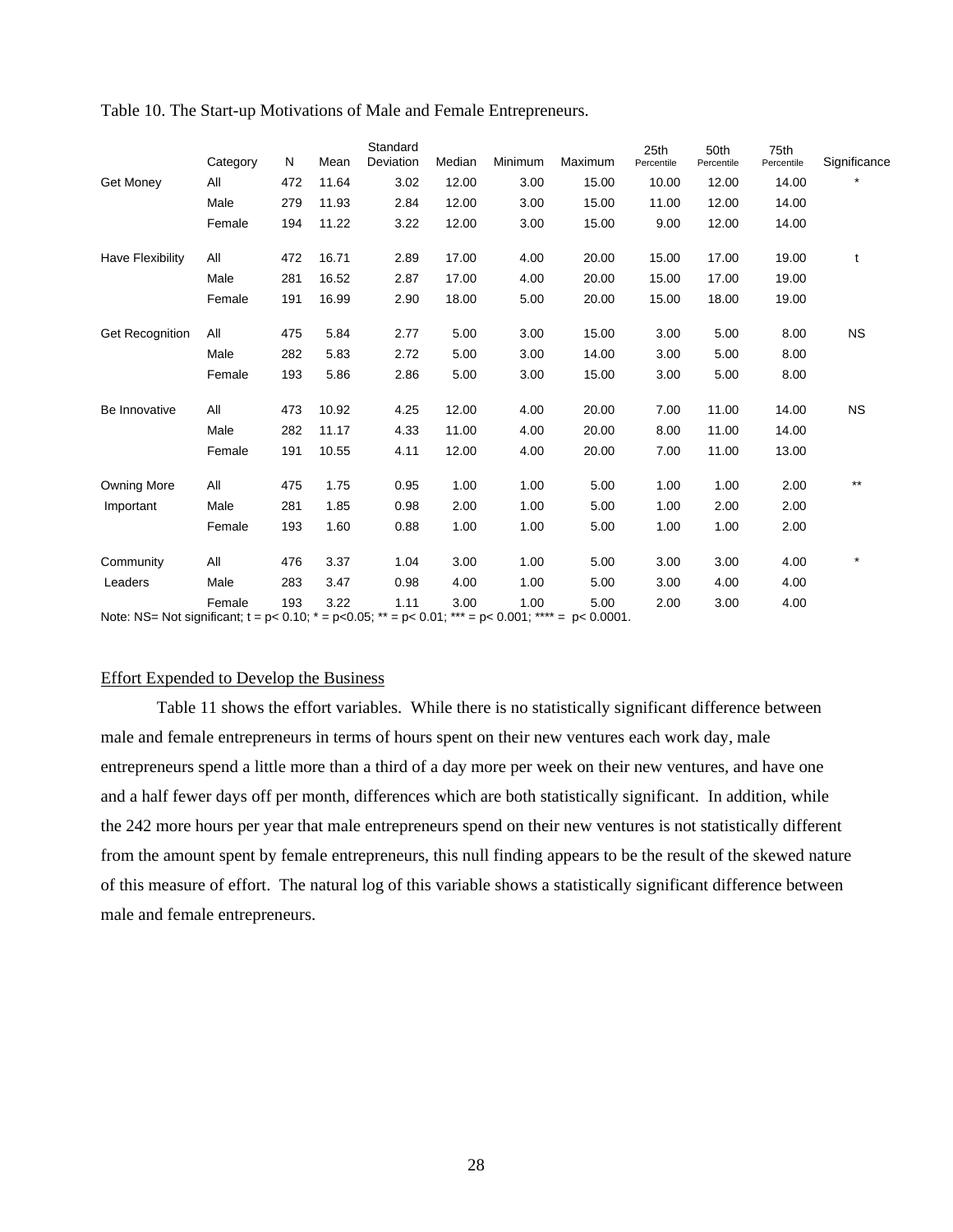Table 10. The Start-up Motivations of Male and Female Entrepreneurs.

| | Category | N | Mean | Standard Deviation | Median | Minimum | Maximum | 25th Percentile | 50th Percentile | 75th Percentile | Significance |
|---|---|---|---|---|---|---|---|---|---|---|---|
| Get Money | All | 472 | 11.64 | 3.02 | 12.00 | 3.00 | 15.00 | 10.00 | 12.00 | 14.00 | * |
| | Male | 279 | 11.93 | 2.84 | 12.00 | 3.00 | 15.00 | 11.00 | 12.00 | 14.00 | |
| | Female | 194 | 11.22 | 3.22 | 12.00 | 3.00 | 15.00 | 9.00 | 12.00 | 14.00 | |
| Have Flexibility | All | 472 | 16.71 | 2.89 | 17.00 | 4.00 | 20.00 | 15.00 | 17.00 | 19.00 | t |
| | Male | 281 | 16.52 | 2.87 | 17.00 | 4.00 | 20.00 | 15.00 | 17.00 | 19.00 | |
| | Female | 191 | 16.99 | 2.90 | 18.00 | 5.00 | 20.00 | 15.00 | 18.00 | 19.00 | |
| Get Recognition | All | 475 | 5.84 | 2.77 | 5.00 | 3.00 | 15.00 | 3.00 | 5.00 | 8.00 | NS |
| | Male | 282 | 5.83 | 2.72 | 5.00 | 3.00 | 14.00 | 3.00 | 5.00 | 8.00 | |
| | Female | 193 | 5.86 | 2.86 | 5.00 | 3.00 | 15.00 | 3.00 | 5.00 | 8.00 | |
| Be Innovative | All | 473 | 10.92 | 4.25 | 12.00 | 4.00 | 20.00 | 7.00 | 11.00 | 14.00 | NS |
| | Male | 282 | 11.17 | 4.33 | 11.00 | 4.00 | 20.00 | 8.00 | 11.00 | 14.00 | |
| | Female | 191 | 10.55 | 4.11 | 12.00 | 4.00 | 20.00 | 7.00 | 11.00 | 13.00 | |
| Owning More Important | All | 475 | 1.75 | 0.95 | 1.00 | 1.00 | 5.00 | 1.00 | 1.00 | 2.00 | ** |
| | Male | 281 | 1.85 | 0.98 | 2.00 | 1.00 | 5.00 | 1.00 | 2.00 | 2.00 | |
| | Female | 193 | 1.60 | 0.88 | 1.00 | 1.00 | 5.00 | 1.00 | 1.00 | 2.00 | |
| Community Leaders | All | 476 | 3.37 | 1.04 | 3.00 | 1.00 | 5.00 | 3.00 | 3.00 | 4.00 | * |
| | Male | 283 | 3.47 | 0.98 | 4.00 | 1.00 | 5.00 | 3.00 | 4.00 | 4.00 | |
| | Female | 193 | 3.22 | 1.11 | 3.00 | 1.00 | 5.00 | 2.00 | 3.00 | 4.00 | |

Note: NS= Not significant; t = $p< 0.10$; * = $p<0.05$; ** = $p< 0.01$; *** = $p< 0.001$; **** = $p< 0.0001$.

<u>Effort Expended to Develop the Business</u>

Table 11 shows the effort variables. While there is no statistically significant difference between male and female entrepreneurs in terms of hours spent on their new ventures each work day, male entrepreneurs spend a little more than a third of a day more per week on their new ventures, and have one and a half fewer days off per month, differences which are both statistically significant. In addition, while the 242 more hours per year that male entrepreneurs spend on their new ventures is not statistically different from the amount spent by female entrepreneurs, this null finding appears to be the result of the skewed nature of this measure of effort. The natural log of this variable shows a statistically significant difference between male and female entrepreneurs.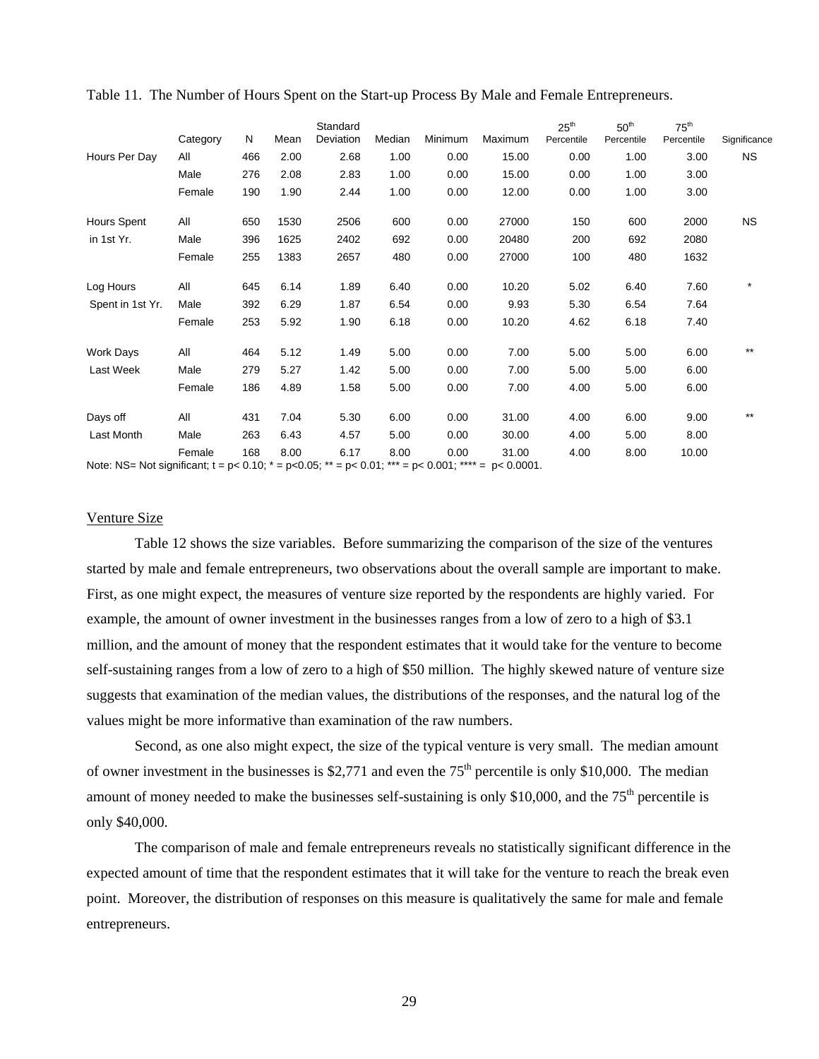Table 11. The Number of Hours Spent on the Start-up Process By Male and Female Entrepreneurs.

| | Category | N | Mean | Standard Deviation | Median | Minimum | Maximum | 25th Percentile | 50th Percentile | 75th Percentile | Significance |
|---|---|---|---|---|---|---|---|---|---|---|---|
| Hours Per Day | All | 466 | 2.00 | 2.68 | 1.00 | 0.00 | 15.00 | 0.00 | 1.00 | 3.00 | NS |
| | Male | 276 | 2.08 | 2.83 | 1.00 | 0.00 | 15.00 | 0.00 | 1.00 | 3.00 | |
| | Female | 190 | 1.90 | 2.44 | 1.00 | 0.00 | 12.00 | 0.00 | 1.00 | 3.00 | |
| Hours Spent in 1st Yr. | All | 650 | 1530 | 2506 | 600 | 0.00 | 27000 | 150 | 600 | 2000 | NS |
| | Male | 396 | 1625 | 2402 | 692 | 0.00 | 20480 | 200 | 692 | 2080 | |
| | Female | 255 | 1383 | 2657 | 480 | 0.00 | 27000 | 100 | 480 | 1632 | |
| Log Hours Spent in 1st Yr. | All | 645 | 6.14 | 1.89 | 6.40 | 0.00 | 10.20 | 5.02 | 6.40 | 7.60 | * |
| | Male | 392 | 6.29 | 1.87 | 6.54 | 0.00 | 9.93 | 5.30 | 6.54 | 7.64 | |
| | Female | 253 | 5.92 | 1.90 | 6.18 | 0.00 | 10.20 | 4.62 | 6.18 | 7.40 | |
| Work Days Last Week | All | 464 | 5.12 | 1.49 | 5.00 | 0.00 | 7.00 | 5.00 | 5.00 | 6.00 | ** |
| | Male | 279 | 5.27 | 1.42 | 5.00 | 0.00 | 7.00 | 5.00 | 5.00 | 6.00 | |
| | Female | 186 | 4.89 | 1.58 | 5.00 | 0.00 | 7.00 | 4.00 | 5.00 | 6.00 | |
| Days off Last Month | All | 431 | 7.04 | 5.30 | 6.00 | 0.00 | 31.00 | 4.00 | 6.00 | 9.00 | ** |
| | Male | 263 | 6.43 | 4.57 | 5.00 | 0.00 | 30.00 | 4.00 | 5.00 | 8.00 | |
| | Female | 168 | 8.00 | 6.17 | 8.00 | 0.00 | 31.00 | 4.00 | 8.00 | 10.00 | |

Note: NS= Not significant; t = p< 0.10; * = p<0.05; ** = p< 0.01; *** = p< 0.001; **** = p< 0.0001.

## Venture Size

Table 12 shows the size variables. Before summarizing the comparison of the size of the ventures started by male and female entrepreneurs, two observations about the overall sample are important to make. First, as one might expect, the measures of venture size reported by the respondents are highly varied. For example, the amount of owner investment in the businesses ranges from a low of zero to a high of $3.1 million, and the amount of money that the respondent estimates that it would take for the venture to become self-sustaining ranges from a low of zero to a high of $50 million. The highly skewed nature of venture size suggests that examination of the median values, the distributions of the responses, and the natural log of the values might be more informative than examination of the raw numbers.

Second, as one also might expect, the size of the typical venture is very small. The median amount of owner investment in the businesses is $2,771 and even the 75th percentile is only $10,000. The median amount of money needed to make the businesses self-sustaining is only $10,000, and the 75th percentile is only $40,000.

The comparison of male and female entrepreneurs reveals no statistically significant difference in the expected amount of time that the respondent estimates that it will take for the venture to reach the break even point. Moreover, the distribution of responses on this measure is qualitatively the same for male and female entrepreneurs.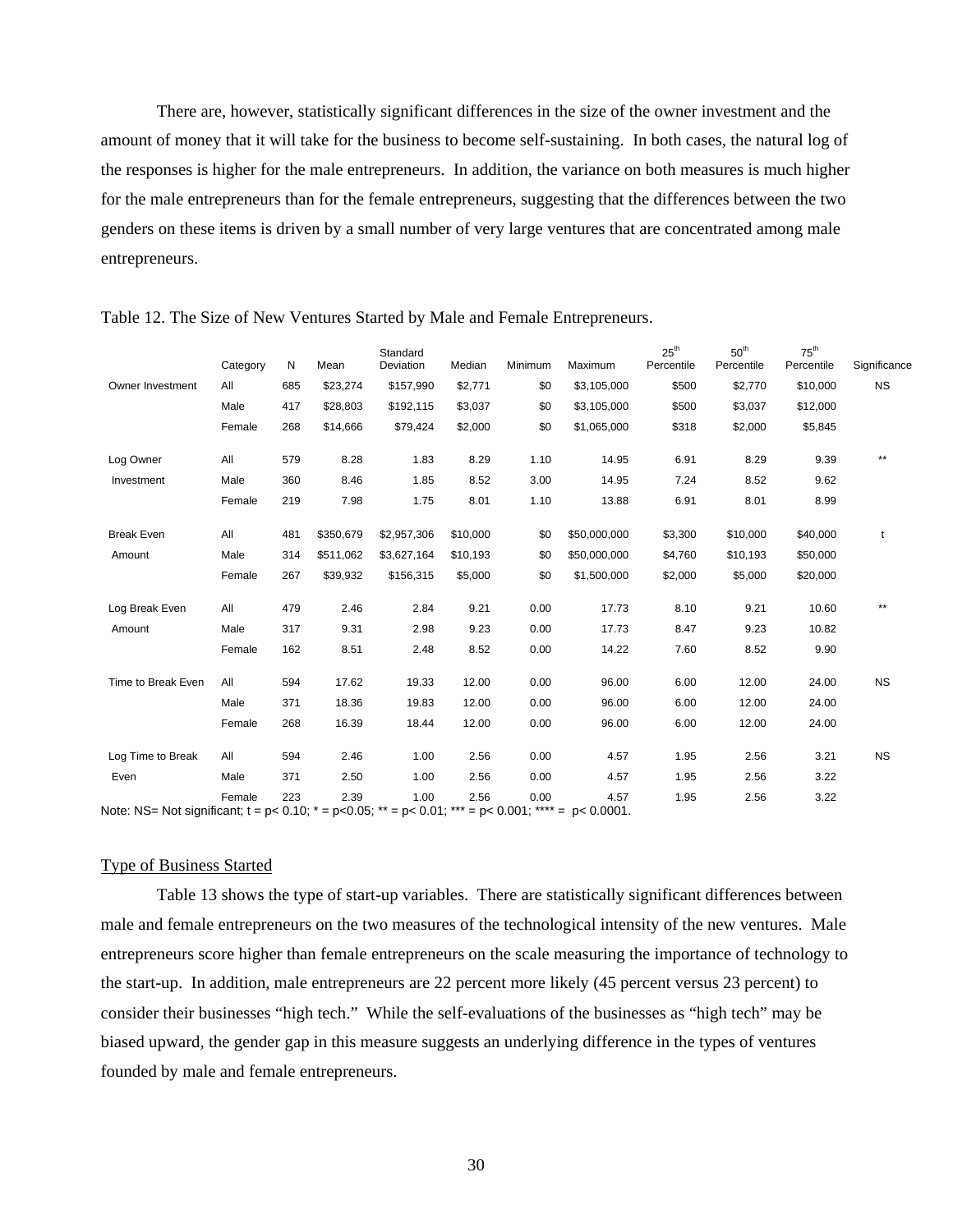There are, however, statistically significant differences in the size of the owner investment and the amount of money that it will take for the business to become self-sustaining. In both cases, the natural log of the responses is higher for the male entrepreneurs. In addition, the variance on both measures is much higher for the male entrepreneurs than for the female entrepreneurs, suggesting that the differences between the two genders on these items is driven by a small number of very large ventures that are concentrated among male entrepreneurs.

Table 12. The Size of New Ventures Started by Male and Female Entrepreneurs.

| | Category | N | Mean | Standard Deviation | Median | Minimum | Maximum | 25th Percentile | 50th Percentile | 75th Percentile | Significance |
|---|---|---|---|---|---|---|---|---|---|---|---|
| Owner Investment | All | 685 | \$23,274 | \$157,990 | \$2,771 | \$0 | \$3,105,000 | \$500 | \$2,770 | \$10,000 | NS |
| | Male | 417 | \$28,803 | \$192,115 | \$3,037 | \$0 | \$3,105,000 | \$500 | \$3,037 | \$12,000 | |
| | Female | 268 | \$14,666 | \$79,424 | \$2,000 | \$0 | \$1,065,000 | \$318 | \$2,000 | \$5,845 | |
| Log Owner Investment | All | 579 | 8.28 | 1.83 | 8.29 | 1.10 | 14.95 | 6.91 | 8.29 | 9.39 | ** |
| | Male | 360 | 8.46 | 1.85 | 8.52 | 3.00 | 14.95 | 7.24 | 8.52 | 9.62 | |
| | Female | 219 | 7.98 | 1.75 | 8.01 | 1.10 | 13.88 | 6.91 | 8.01 | 8.99 | |
| Break Even Amount | All | 481 | \$350,679 | \$2,957,306 | \$10,000 | \$0 | \$50,000,000 | \$3,300 | \$10,000 | \$40,000 | t |
| | Male | 314 | \$511,062 | \$3,627,164 | \$10,193 | \$0 | \$50,000,000 | \$4,760 | \$10,193 | \$50,000 | |
| | Female | 267 | \$39,932 | \$156,315 | \$5,000 | \$0 | \$1,500,000 | \$2,000 | \$5,000 | \$20,000 | |
| Log Break Even Amount | All | 479 | 2.46 | 2.84 | 9.21 | 0.00 | 17.73 | 8.10 | 9.21 | 10.60 | ** |
| | Male | 317 | 9.31 | 2.98 | 9.23 | 0.00 | 17.73 | 8.47 | 9.23 | 10.82 | |
| | Female | 162 | 8.51 | 2.48 | 8.52 | 0.00 | 14.22 | 7.60 | 8.52 | 9.90 | |
| Time to Break Even | All | 594 | 17.62 | 19.33 | 12.00 | 0.00 | 96.00 | 6.00 | 12.00 | 24.00 | NS |
| | Male | 371 | 18.36 | 19.83 | 12.00 | 0.00 | 96.00 | 6.00 | 12.00 | 24.00 | |
| | Female | 268 | 16.39 | 18.44 | 12.00 | 0.00 | 96.00 | 6.00 | 12.00 | 24.00 | |
| Log Time to Break Even | All | 594 | 2.46 | 1.00 | 2.56 | 0.00 | 4.57 | 1.95 | 2.56 | 3.21 | NS |
| | Male | 371 | 2.50 | 1.00 | 2.56 | 0.00 | 4.57 | 1.95 | 2.56 | 3.22 | |
| | Female | 223 | 2.39 | 1.00 | 2.56 | 0.00 | 4.57 | 1.95 | 2.56 | 3.22 | |

Note: NS= Not significant; t = p< 0.10; * = p<0.05; ** = p< 0.01; *** = p< 0.001; **** = p< 0.0001.

## Type of Business Started

Table 13 shows the type of start-up variables. There are statistically significant differences between male and female entrepreneurs on the two measures of the technological intensity of the new ventures. Male entrepreneurs score higher than female entrepreneurs on the scale measuring the importance of technology to the start-up. In addition, male entrepreneurs are 22 percent more likely (45 percent versus 23 percent) to consider their businesses "high tech." While the self-evaluations of the businesses as "high tech" may be biased upward, the gender gap in this measure suggests an underlying difference in the types of ventures founded by male and female entrepreneurs.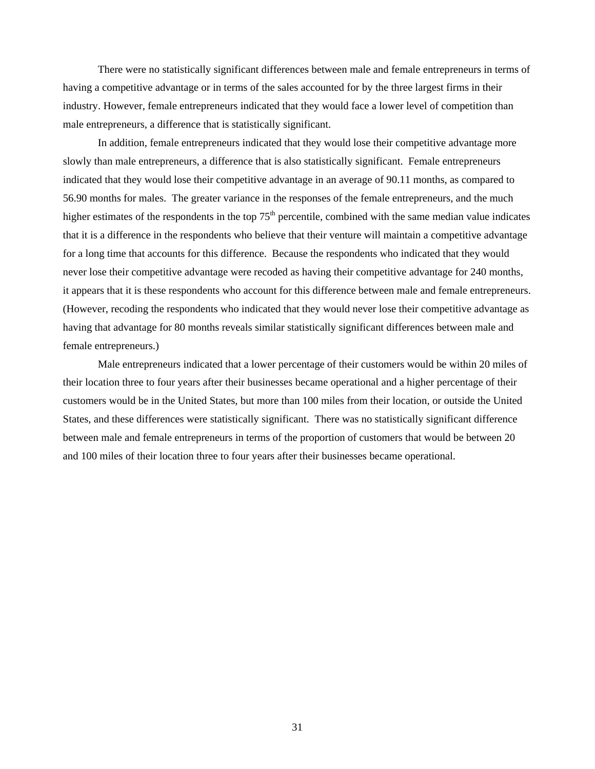There were no statistically significant differences between male and female entrepreneurs in terms of having a competitive advantage or in terms of the sales accounted for by the three largest firms in their industry. However, female entrepreneurs indicated that they would face a lower level of competition than male entrepreneurs, a difference that is statistically significant.

In addition, female entrepreneurs indicated that they would lose their competitive advantage more slowly than male entrepreneurs, a difference that is also statistically significant. Female entrepreneurs indicated that they would lose their competitive advantage in an average of 90.11 months, as compared to 56.90 months for males. The greater variance in the responses of the female entrepreneurs, and the much higher estimates of the respondents in the top 75th percentile, combined with the same median value indicates that it is a difference in the respondents who believe that their venture will maintain a competitive advantage for a long time that accounts for this difference. Because the respondents who indicated that they would never lose their competitive advantage were recoded as having their competitive advantage for 240 months, it appears that it is these respondents who account for this difference between male and female entrepreneurs. (However, recoding the respondents who indicated that they would never lose their competitive advantage as having that advantage for 80 months reveals similar statistically significant differences between male and female entrepreneurs.)

Male entrepreneurs indicated that a lower percentage of their customers would be within 20 miles of their location three to four years after their businesses became operational and a higher percentage of their customers would be in the United States, but more than 100 miles from their location, or outside the United States, and these differences were statistically significant. There was no statistically significant difference between male and female entrepreneurs in terms of the proportion of customers that would be between 20 and 100 miles of their location three to four years after their businesses became operational.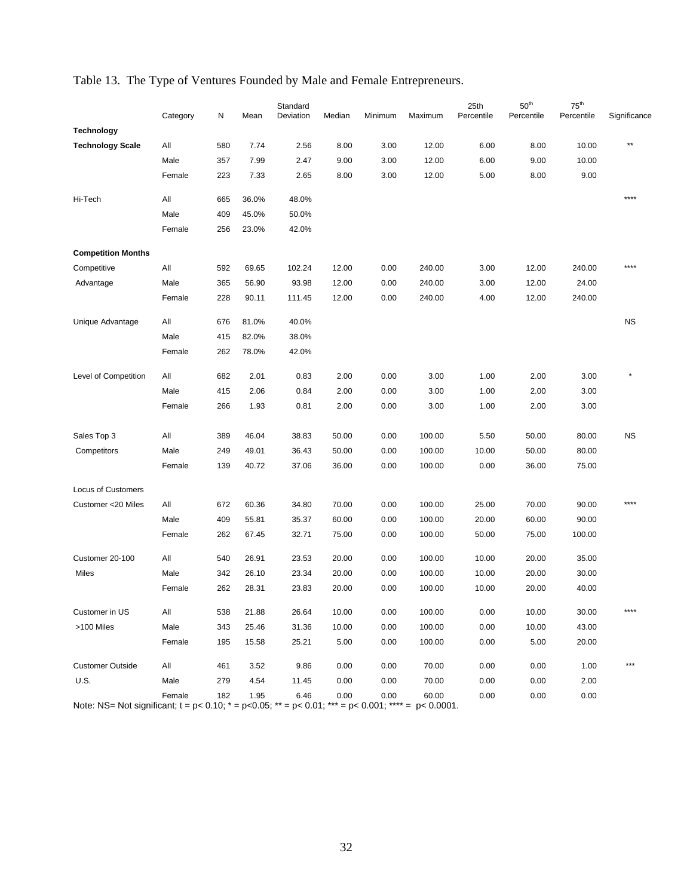# Table 13. The Type of Ventures Founded by Male and Female Entrepreneurs.

| | Category | N | Mean | Standard Deviation | Median | Minimum | Maximum | 25th Percentile | 50th Percentile | 75th Percentile | Significance |
|---|---|---|---|---|---|---|---|---|---|---|---|
| **Technology** | | | | | | | | | | | |
| **Technology Scale** | All | 580 | 7.74 | 2.56 | 8.00 | 3.00 | 12.00 | 6.00 | 8.00 | 10.00 | ** |
| | Male | 357 | 7.99 | 2.47 | 9.00 | 3.00 | 12.00 | 6.00 | 9.00 | 10.00 | |
| | Female | 223 | 7.33 | 2.65 | 8.00 | 3.00 | 12.00 | 5.00 | 8.00 | 9.00 | |
| Hi-Tech | All | 665 | 36.0% | 48.0% | | | | | | | **** |
| | Male | 409 | 45.0% | 50.0% | | | | | | | |
| | Female | 256 | 23.0% | 42.0% | | | | | | | |
| **Competition Months** | | | | | | | | | | | |
| Competitive Advantage | All | 592 | 69.65 | 102.24 | 12.00 | 0.00 | 240.00 | 3.00 | 12.00 | 240.00 | **** |
| | Male | 365 | 56.90 | 93.98 | 12.00 | 0.00 | 240.00 | 3.00 | 12.00 | 24.00 | |
| | Female | 228 | 90.11 | 111.45 | 12.00 | 0.00 | 240.00 | 4.00 | 12.00 | 240.00 | |
| Unique Advantage | All | 676 | 81.0% | 40.0% | | | | | | | NS |
| | Male | 415 | 82.0% | 38.0% | | | | | | | |
| | Female | 262 | 78.0% | 42.0% | | | | | | | |
| Level of Competition | All | 682 | 2.01 | 0.83 | 2.00 | 0.00 | 3.00 | 1.00 | 2.00 | 3.00 | * |
| | Male | 415 | 2.06 | 0.84 | 2.00 | 0.00 | 3.00 | 1.00 | 2.00 | 3.00 | |
| | Female | 266 | 1.93 | 0.81 | 2.00 | 0.00 | 3.00 | 1.00 | 2.00 | 3.00 | |
| Sales Top 3 Competitors | All | 389 | 46.04 | 38.83 | 50.00 | 0.00 | 100.00 | 5.50 | 50.00 | 80.00 | NS |
| | Male | 249 | 49.01 | 36.43 | 50.00 | 0.00 | 100.00 | 10.00 | 50.00 | 80.00 | |
| | Female | 139 | 40.72 | 37.06 | 36.00 | 0.00 | 100.00 | 0.00 | 36.00 | 75.00 | |
| Locus of Customers | | | | | | | | | | | |
| Customer <20 Miles | All | 672 | 60.36 | 34.80 | 70.00 | 0.00 | 100.00 | 25.00 | 70.00 | 90.00 | **** |
| | Male | 409 | 55.81 | 35.37 | 60.00 | 0.00 | 100.00 | 20.00 | 60.00 | 90.00 | |
| | Female | 262 | 67.45 | 32.71 | 75.00 | 0.00 | 100.00 | 50.00 | 75.00 | 100.00 | |
| Customer 20-100 Miles | All | 540 | 26.91 | 23.53 | 20.00 | 0.00 | 100.00 | 10.00 | 20.00 | 35.00 | |
| | Male | 342 | 26.10 | 23.34 | 20.00 | 0.00 | 100.00 | 10.00 | 20.00 | 30.00 | |
| | Female | 262 | 28.31 | 23.83 | 20.00 | 0.00 | 100.00 | 10.00 | 20.00 | 40.00 | |
| Customer in US >100 Miles | All | 538 | 21.88 | 26.64 | 10.00 | 0.00 | 100.00 | 0.00 | 10.00 | 30.00 | **** |
| | Male | 343 | 25.46 | 31.36 | 10.00 | 0.00 | 100.00 | 0.00 | 10.00 | 43.00 | |
| | Female | 195 | 15.58 | 25.21 | 5.00 | 0.00 | 100.00 | 0.00 | 5.00 | 20.00 | |
| Customer Outside U.S. | All | 461 | 3.52 | 9.86 | 0.00 | 0.00 | 70.00 | 0.00 | 0.00 | 1.00 | *** |
| | Male | 279 | 4.54 | 11.45 | 0.00 | 0.00 | 70.00 | 0.00 | 0.00 | 2.00 | |
| | Female | 182 | 1.95 | 6.46 | 0.00 | 0.00 | 60.00 | 0.00 | 0.00 | 0.00 | |

Note: NS= Not significant; t = $p < 0.10$; * = $p < 0.05$; ** = $p < 0.01$; *** = $p < 0.001$; **** = $p < 0.0001$.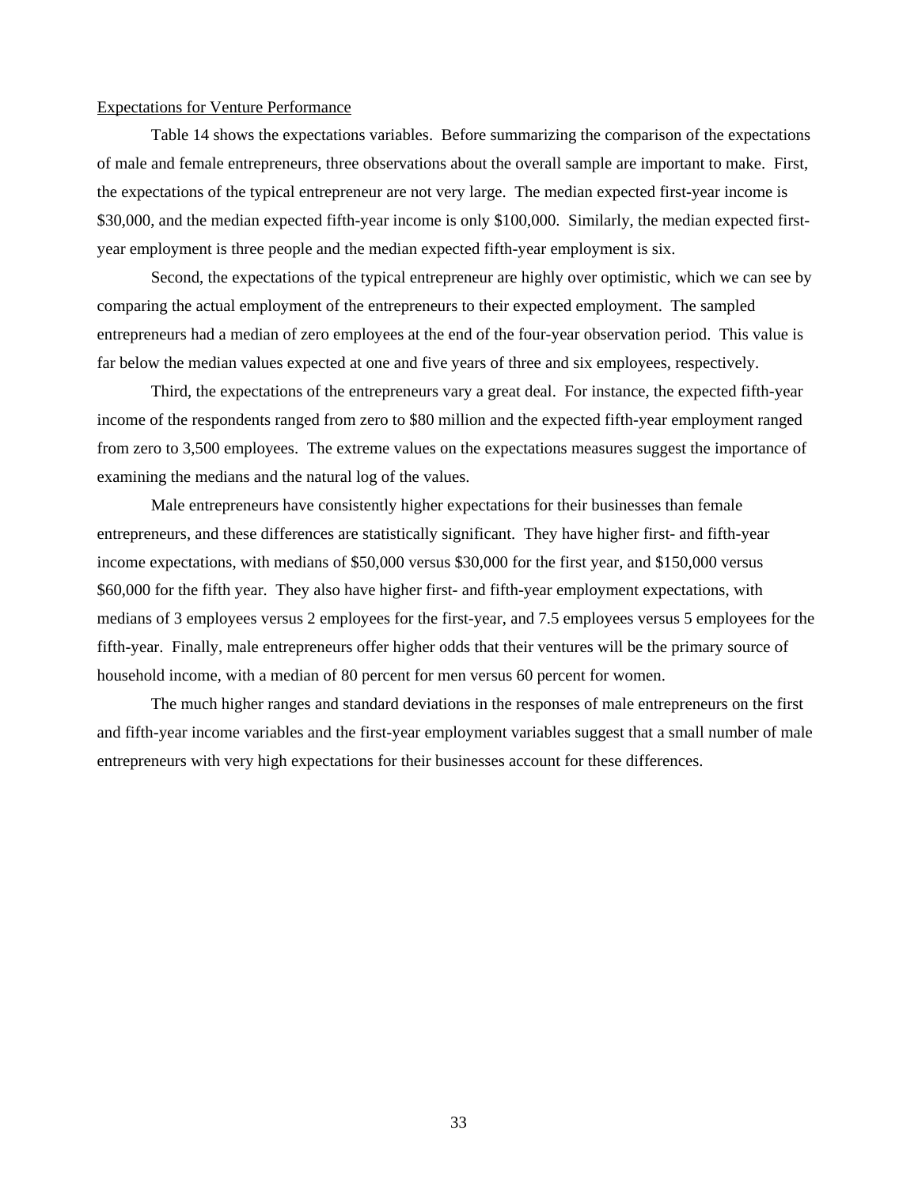Expectations for Venture Performance

Table 14 shows the expectations variables. Before summarizing the comparison of the expectations of male and female entrepreneurs, three observations about the overall sample are important to make. First, the expectations of the typical entrepreneur are not very large. The median expected first-year income is $30,000, and the median expected fifth-year income is only $100,000. Similarly, the median expected first-year employment is three people and the median expected fifth-year employment is six.

Second, the expectations of the typical entrepreneur are highly over optimistic, which we can see by comparing the actual employment of the entrepreneurs to their expected employment. The sampled entrepreneurs had a median of zero employees at the end of the four-year observation period. This value is far below the median values expected at one and five years of three and six employees, respectively.

Third, the expectations of the entrepreneurs vary a great deal. For instance, the expected fifth-year income of the respondents ranged from zero to $80 million and the expected fifth-year employment ranged from zero to 3,500 employees. The extreme values on the expectations measures suggest the importance of examining the medians and the natural log of the values.

Male entrepreneurs have consistently higher expectations for their businesses than female entrepreneurs, and these differences are statistically significant. They have higher first- and fifth-year income expectations, with medians of $50,000 versus $30,000 for the first year, and $150,000 versus $60,000 for the fifth year. They also have higher first- and fifth-year employment expectations, with medians of 3 employees versus 2 employees for the first-year, and 7.5 employees versus 5 employees for the fifth-year. Finally, male entrepreneurs offer higher odds that their ventures will be the primary source of household income, with a median of 80 percent for men versus 60 percent for women.

The much higher ranges and standard deviations in the responses of male entrepreneurs on the first and fifth-year income variables and the first-year employment variables suggest that a small number of male entrepreneurs with very high expectations for their businesses account for these differences.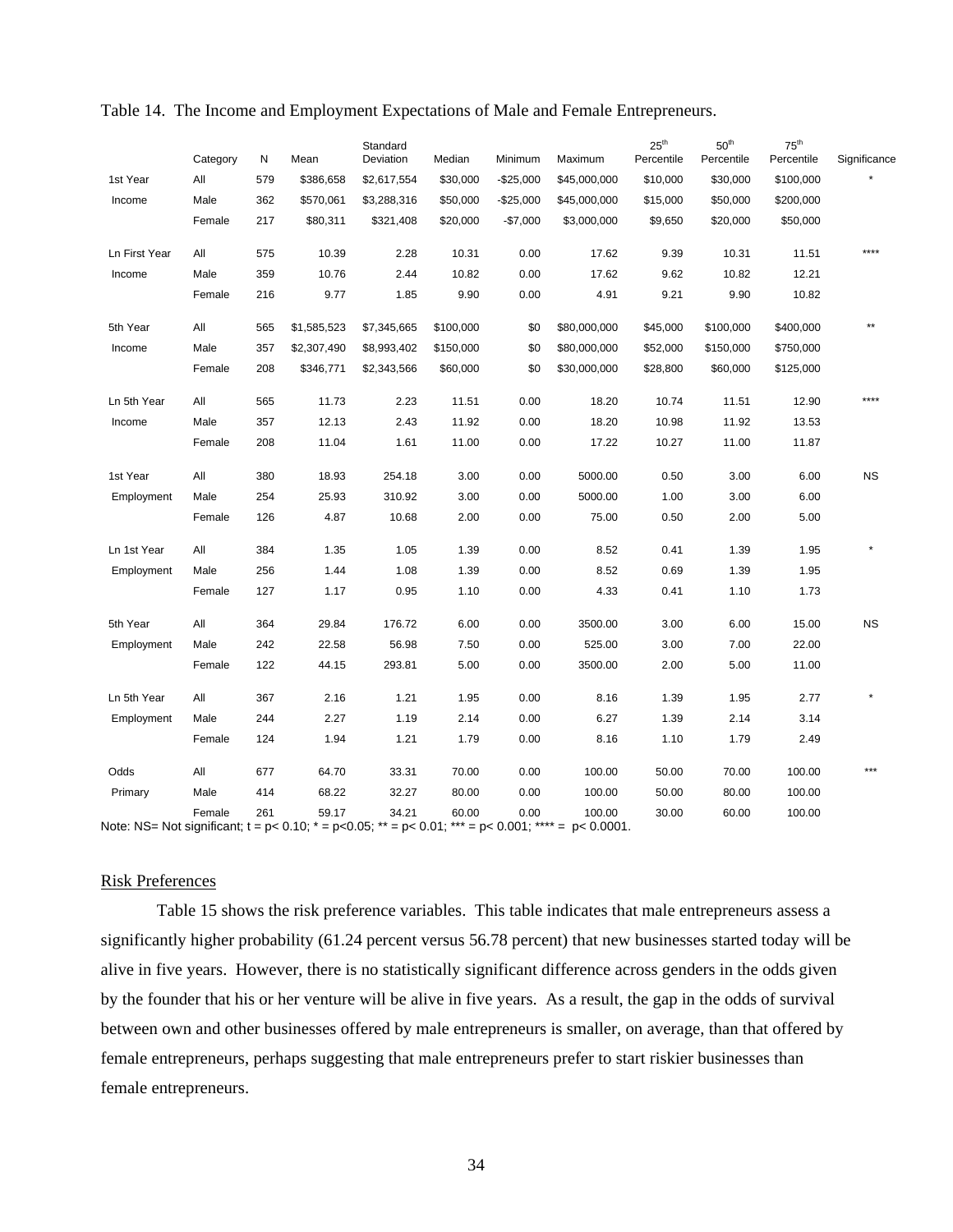Table 14. The Income and Employment Expectations of Male and Female Entrepreneurs.

| | Category | N | Mean | Standard Deviation | Median | Minimum | Maximum | 25th Percentile | 50th Percentile | 75th Percentile | Significance |
|---|---|---|---|---|---|---|---|---|---|---|---|
| 1st Year | All | 579 | $386,658 | $2,617,554 | $30,000 | -$25,000 | $45,000,000 | $10,000 | $30,000 | $100,000 | * |
| Income | Male | 362 | $570,061 | $3,288,316 | $50,000 | -$25,000 | $45,000,000 | $15,000 | $50,000 | $200,000 | |
| | Female | 217 | $80,311 | $321,408 | $20,000 | -$7,000 | $3,000,000 | $9,650 | $20,000 | $50,000 | |
| Ln First Year | All | 575 | 10.39 | 2.28 | 10.31 | 0.00 | 17.62 | 9.39 | 10.31 | 11.51 | **** |
| Income | Male | 359 | 10.76 | 2.44 | 10.82 | 0.00 | 17.62 | 9.62 | 10.82 | 12.21 | |
| | Female | 216 | 9.77 | 1.85 | 9.90 | 0.00 | 4.91 | 9.21 | 9.90 | 10.82 | |
| 5th Year | All | 565 | $1,585,523 | $7,345,665 | $100,000 | $0 | $80,000,000 | $45,000 | $100,000 | $400,000 | ** |
| Income | Male | 357 | $2,307,490 | $8,993,402 | $150,000 | $0 | $80,000,000 | $52,000 | $150,000 | $750,000 | |
| | Female | 208 | $346,771 | $2,343,566 | $60,000 | $0 | $30,000,000 | $28,800 | $60,000 | $125,000 | |
| Ln 5th Year | All | 565 | 11.73 | 2.23 | 11.51 | 0.00 | 18.20 | 10.74 | 11.51 | 12.90 | **** |
| Income | Male | 357 | 12.13 | 2.43 | 11.92 | 0.00 | 18.20 | 10.98 | 11.92 | 13.53 | |
| | Female | 208 | 11.04 | 1.61 | 11.00 | 0.00 | 17.22 | 10.27 | 11.00 | 11.87 | |
| 1st Year | All | 380 | 18.93 | 254.18 | 3.00 | 0.00 | 5000.00 | 0.50 | 3.00 | 6.00 | NS |
| Employment | Male | 254 | 25.93 | 310.92 | 3.00 | 0.00 | 5000.00 | 1.00 | 3.00 | 6.00 | |
| | Female | 126 | 4.87 | 10.68 | 2.00 | 0.00 | 75.00 | 0.50 | 2.00 | 5.00 | |
| Ln 1st Year | All | 384 | 1.35 | 1.05 | 1.39 | 0.00 | 8.52 | 0.41 | 1.39 | 1.95 | * |
| Employment | Male | 256 | 1.44 | 1.08 | 1.39 | 0.00 | 8.52 | 0.69 | 1.39 | 1.95 | |
| | Female | 127 | 1.17 | 0.95 | 1.10 | 0.00 | 4.33 | 0.41 | 1.10 | 1.73 | |
| 5th Year | All | 364 | 29.84 | 176.72 | 6.00 | 0.00 | 3500.00 | 3.00 | 6.00 | 15.00 | NS |
| Employment | Male | 242 | 22.58 | 56.98 | 7.50 | 0.00 | 525.00 | 3.00 | 7.00 | 22.00 | |
| | Female | 122 | 44.15 | 293.81 | 5.00 | 0.00 | 3500.00 | 2.00 | 5.00 | 11.00 | |
| Ln 5th Year | All | 367 | 2.16 | 1.21 | 1.95 | 0.00 | 8.16 | 1.39 | 1.95 | 2.77 | * |
| Employment | Male | 244 | 2.27 | 1.19 | 2.14 | 0.00 | 6.27 | 1.39 | 2.14 | 3.14 | |
| | Female | 124 | 1.94 | 1.21 | 1.79 | 0.00 | 8.16 | 1.10 | 1.79 | 2.49 | |
| Odds | All | 677 | 64.70 | 33.31 | 70.00 | 0.00 | 100.00 | 50.00 | 70.00 | 100.00 | *** |
| Primary | Male | 414 | 68.22 | 32.27 | 80.00 | 0.00 | 100.00 | 50.00 | 80.00 | 100.00 | |
| | Female | 261 | 59.17 | 34.21 | 60.00 | 0.00 | 100.00 | 30.00 | 60.00 | 100.00 | |

Note: NS= Not significant; t = p< 0.10; * = p<0.05; ** = p< 0.01; *** = p< 0.001; **** = p< 0.0001.

## Risk Preferences

Table 15 shows the risk preference variables. This table indicates that male entrepreneurs assess a significantly higher probability (61.24 percent versus 56.78 percent) that new businesses started today will be alive in five years. However, there is no statistically significant difference across genders in the odds given by the founder that his or her venture will be alive in five years. As a result, the gap in the odds of survival between own and other businesses offered by male entrepreneurs is smaller, on average, than that offered by female entrepreneurs, perhaps suggesting that male entrepreneurs prefer to start riskier businesses than female entrepreneurs.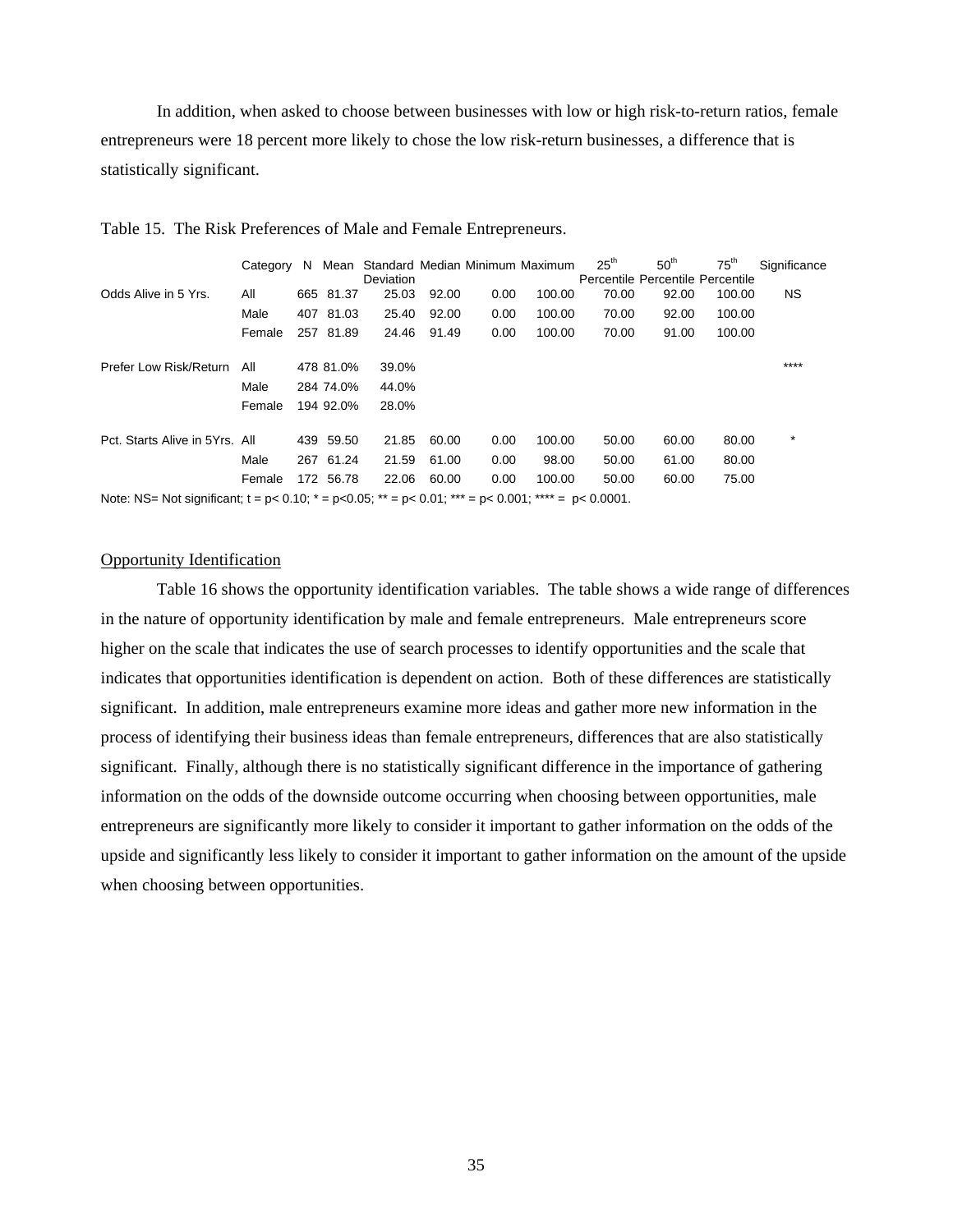In addition, when asked to choose between businesses with low or high risk-to-return ratios, female entrepreneurs were 18 percent more likely to chose the low risk-return businesses, a difference that is statistically significant.

Table 15. The Risk Preferences of Male and Female Entrepreneurs.

| | Category | N | Mean | Standard Deviation | Median | Minimum | Maximum | 25[th] Percentile | 50[th] Percentile | 75[th] Percentile | Significance |
|---|---|---|---|---|---|---|---|---|---|---|---|
| Odds Alive in 5 Yrs. | All | 665 | 81.37 | 25.03 | 92.00 | 0.00 | 100.00 | 70.00 | 92.00 | 100.00 | NS |
| | Male | 407 | 81.03 | 25.40 | 92.00 | 0.00 | 100.00 | 70.00 | 92.00 | 100.00 | |
| | Female | 257 | 81.89 | 24.46 | 91.49 | 0.00 | 100.00 | 70.00 | 91.00 | 100.00 | |
| Prefer Low Risk/Return | All | 478 | 81.0% | 39.0% | | | | | | | **** |
| | Male | 284 | 74.0% | 44.0% | | | | | | | |
| | Female | 194 | 92.0% | 28.0% | | | | | | | |
| Pct. Starts Alive in 5Yrs. | All | 439 | 59.50 | 21.85 | 60.00 | 0.00 | 100.00 | 50.00 | 60.00 | 80.00 | * |
| | Male | 267 | 61.24 | 21.59 | 61.00 | 0.00 | 98.00 | 50.00 | 61.00 | 80.00 | |
| | Female | 172 | 56.78 | 22.06 | 60.00 | 0.00 | 100.00 | 50.00 | 60.00 | 75.00 | |

Note: NS= Not significant; t = p< 0.10; * = p<0.05; ** = p< 0.01; *** = p< 0.001; **** = p< 0.0001.

## Opportunity Identification

Table 16 shows the opportunity identification variables. The table shows a wide range of differences in the nature of opportunity identification by male and female entrepreneurs. Male entrepreneurs score higher on the scale that indicates the use of search processes to identify opportunities and the scale that indicates that opportunities identification is dependent on action. Both of these differences are statistically significant. In addition, male entrepreneurs examine more ideas and gather more new information in the process of identifying their business ideas than female entrepreneurs, differences that are also statistically significant. Finally, although there is no statistically significant difference in the importance of gathering information on the odds of the downside outcome occurring when choosing between opportunities, male entrepreneurs are significantly more likely to consider it important to gather information on the odds of the upside and significantly less likely to consider it important to gather information on the amount of the upside when choosing between opportunities.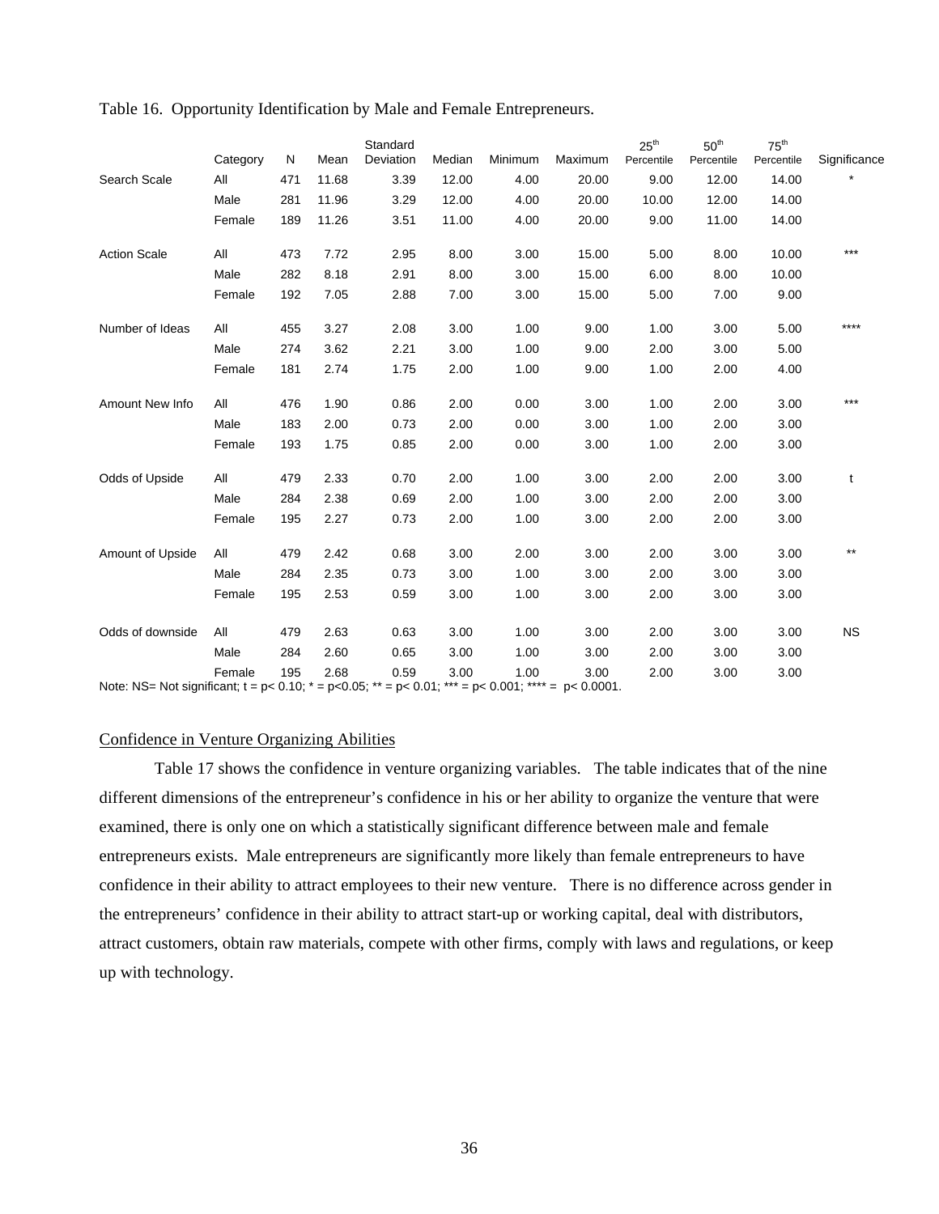Table 16. Opportunity Identification by Male and Female Entrepreneurs.

| | Category | N | Mean | Standard Deviation | Median | Minimum | Maximum | 25th Percentile | 50th Percentile | 75th Percentile | Significance |
|---|---|---|---|---|---|---|---|---|---|---|---|
| Search Scale | All | 471 | 11.68 | 3.39 | 12.00 | 4.00 | 20.00 | 9.00 | 12.00 | 14.00 | * |
| | Male | 281 | 11.96 | 3.29 | 12.00 | 4.00 | 20.00 | 10.00 | 12.00 | 14.00 | |
| | Female | 189 | 11.26 | 3.51 | 11.00 | 4.00 | 20.00 | 9.00 | 11.00 | 14.00 | |
| Action Scale | All | 473 | 7.72 | 2.95 | 8.00 | 3.00 | 15.00 | 5.00 | 8.00 | 10.00 | *** |
| | Male | 282 | 8.18 | 2.91 | 8.00 | 3.00 | 15.00 | 6.00 | 8.00 | 10.00 | |
| | Female | 192 | 7.05 | 2.88 | 7.00 | 3.00 | 15.00 | 5.00 | 7.00 | 9.00 | |
| Number of Ideas | All | 455 | 3.27 | 2.08 | 3.00 | 1.00 | 9.00 | 1.00 | 3.00 | 5.00 | **** |
| | Male | 274 | 3.62 | 2.21 | 3.00 | 1.00 | 9.00 | 2.00 | 3.00 | 5.00 | |
| | Female | 181 | 2.74 | 1.75 | 2.00 | 1.00 | 9.00 | 1.00 | 2.00 | 4.00 | |
| Amount New Info | All | 476 | 1.90 | 0.86 | 2.00 | 0.00 | 3.00 | 1.00 | 2.00 | 3.00 | *** |
| | Male | 183 | 2.00 | 0.73 | 2.00 | 0.00 | 3.00 | 1.00 | 2.00 | 3.00 | |
| | Female | 193 | 1.75 | 0.85 | 2.00 | 0.00 | 3.00 | 1.00 | 2.00 | 3.00 | |
| Odds of Upside | All | 479 | 2.33 | 0.70 | 2.00 | 1.00 | 3.00 | 2.00 | 2.00 | 3.00 | t |
| | Male | 284 | 2.38 | 0.69 | 2.00 | 1.00 | 3.00 | 2.00 | 2.00 | 3.00 | |
| | Female | 195 | 2.27 | 0.73 | 2.00 | 1.00 | 3.00 | 2.00 | 2.00 | 3.00 | |
| Amount of Upside | All | 479 | 2.42 | 0.68 | 3.00 | 2.00 | 3.00 | 2.00 | 3.00 | 3.00 | ** |
| | Male | 284 | 2.35 | 0.73 | 3.00 | 1.00 | 3.00 | 2.00 | 3.00 | 3.00 | |
| | Female | 195 | 2.53 | 0.59 | 3.00 | 1.00 | 3.00 | 2.00 | 3.00 | 3.00 | |
| Odds of downside | All | 479 | 2.63 | 0.63 | 3.00 | 1.00 | 3.00 | 2.00 | 3.00 | 3.00 | NS |
| | Male | 284 | 2.60 | 0.65 | 3.00 | 1.00 | 3.00 | 2.00 | 3.00 | 3.00 | |
| | Female | 195 | 2.68 | 0.59 | 3.00 | 1.00 | 3.00 | 2.00 | 3.00 | 3.00 | |

Note: NS= Not significant; t = $p< 0.10$; * = $p<0.05$; ** = $p< 0.01$; *** = $p< 0.001$; **** = $p< 0.0001$.

## Confidence in Venture Organizing Abilities

Table 17 shows the confidence in venture organizing variables. The table indicates that of the nine different dimensions of the entrepreneur's confidence in his or her ability to organize the venture that were examined, there is only one on which a statistically significant difference between male and female entrepreneurs exists. Male entrepreneurs are significantly more likely than female entrepreneurs to have confidence in their ability to attract employees to their new venture. There is no difference across gender in the entrepreneurs' confidence in their ability to attract start-up or working capital, deal with distributors, attract customers, obtain raw materials, compete with other firms, comply with laws and regulations, or keep up with technology.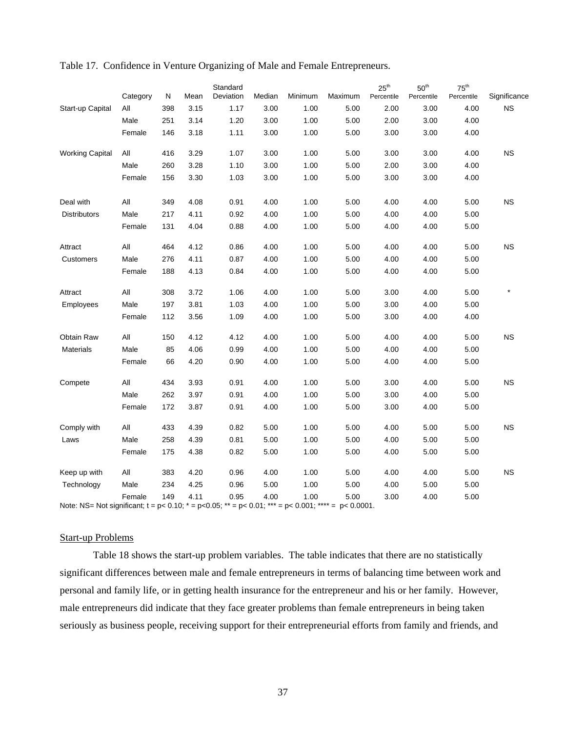Table 17. Confidence in Venture Organizing of Male and Female Entrepreneurs.

| | Category | N | Mean | Standard Deviation | Median | Minimum | Maximum | 25th Percentile | 50th Percentile | 75th Percentile | Significance |
|---|---|---|---|---|---|---|---|---|---|---|---|
| Start-up Capital | All | 398 | 3.15 | 1.17 | 3.00 | 1.00 | 5.00 | 2.00 | 3.00 | 4.00 | NS |
| | Male | 251 | 3.14 | 1.20 | 3.00 | 1.00 | 5.00 | 2.00 | 3.00 | 4.00 | |
| | Female | 146 | 3.18 | 1.11 | 3.00 | 1.00 | 5.00 | 3.00 | 3.00 | 4.00 | |
| Working Capital | All | 416 | 3.29 | 1.07 | 3.00 | 1.00 | 5.00 | 3.00 | 3.00 | 4.00 | NS |
| | Male | 260 | 3.28 | 1.10 | 3.00 | 1.00 | 5.00 | 2.00 | 3.00 | 4.00 | |
| | Female | 156 | 3.30 | 1.03 | 3.00 | 1.00 | 5.00 | 3.00 | 3.00 | 4.00 | |
| Deal with Distributors | All | 349 | 4.08 | 0.91 | 4.00 | 1.00 | 5.00 | 4.00 | 4.00 | 5.00 | NS |
| | Male | 217 | 4.11 | 0.92 | 4.00 | 1.00 | 5.00 | 4.00 | 4.00 | 5.00 | |
| | Female | 131 | 4.04 | 0.88 | 4.00 | 1.00 | 5.00 | 4.00 | 4.00 | 5.00 | |
| Attract Customers | All | 464 | 4.12 | 0.86 | 4.00 | 1.00 | 5.00 | 4.00 | 4.00 | 5.00 | NS |
| | Male | 276 | 4.11 | 0.87 | 4.00 | 1.00 | 5.00 | 4.00 | 4.00 | 5.00 | |
| | Female | 188 | 4.13 | 0.84 | 4.00 | 1.00 | 5.00 | 4.00 | 4.00 | 5.00 | |
| Attract Employees | All | 308 | 3.72 | 1.06 | 4.00 | 1.00 | 5.00 | 3.00 | 4.00 | 5.00 | * |
| | Male | 197 | 3.81 | 1.03 | 4.00 | 1.00 | 5.00 | 3.00 | 4.00 | 5.00 | |
| | Female | 112 | 3.56 | 1.09 | 4.00 | 1.00 | 5.00 | 3.00 | 4.00 | 4.00 | |
| Obtain Raw Materials | All | 150 | 4.12 | 4.12 | 4.00 | 1.00 | 5.00 | 4.00 | 4.00 | 5.00 | NS |
| | Male | 85 | 4.06 | 0.99 | 4.00 | 1.00 | 5.00 | 4.00 | 4.00 | 5.00 | |
| | Female | 66 | 4.20 | 0.90 | 4.00 | 1.00 | 5.00 | 4.00 | 4.00 | 5.00 | |
| Compete | All | 434 | 3.93 | 0.91 | 4.00 | 1.00 | 5.00 | 3.00 | 4.00 | 5.00 | NS |
| | Male | 262 | 3.97 | 0.91 | 4.00 | 1.00 | 5.00 | 3.00 | 4.00 | 5.00 | |
| | Female | 172 | 3.87 | 0.91 | 4.00 | 1.00 | 5.00 | 3.00 | 4.00 | 5.00 | |
| Comply with Laws | All | 433 | 4.39 | 0.82 | 5.00 | 1.00 | 5.00 | 4.00 | 5.00 | 5.00 | NS |
| | Male | 258 | 4.39 | 0.81 | 5.00 | 1.00 | 5.00 | 4.00 | 5.00 | 5.00 | |
| | Female | 175 | 4.38 | 0.82 | 5.00 | 1.00 | 5.00 | 4.00 | 5.00 | 5.00 | |
| Keep up with Technology | All | 383 | 4.20 | 0.96 | 4.00 | 1.00 | 5.00 | 4.00 | 4.00 | 5.00 | NS |
| | Male | 234 | 4.25 | 0.96 | 5.00 | 1.00 | 5.00 | 4.00 | 5.00 | 5.00 | |
| | Female | 149 | 4.11 | 0.95 | 4.00 | 1.00 | 5.00 | 3.00 | 4.00 | 5.00 | |

Note: NS= Not significant; t = $p< 0.10$; * = $p<0.05$; ** = $p< 0.01$; *** = $p< 0.001$; **** = $p< 0.0001$.

## Start-up Problems

Table 18 shows the start-up problem variables. The table indicates that there are no statistically significant differences between male and female entrepreneurs in terms of balancing time between work and personal and family life, or in getting health insurance for the entrepreneur and his or her family. However, male entrepreneurs did indicate that they face greater problems than female entrepreneurs in being taken seriously as business people, receiving support for their entrepreneurial efforts from family and friends, and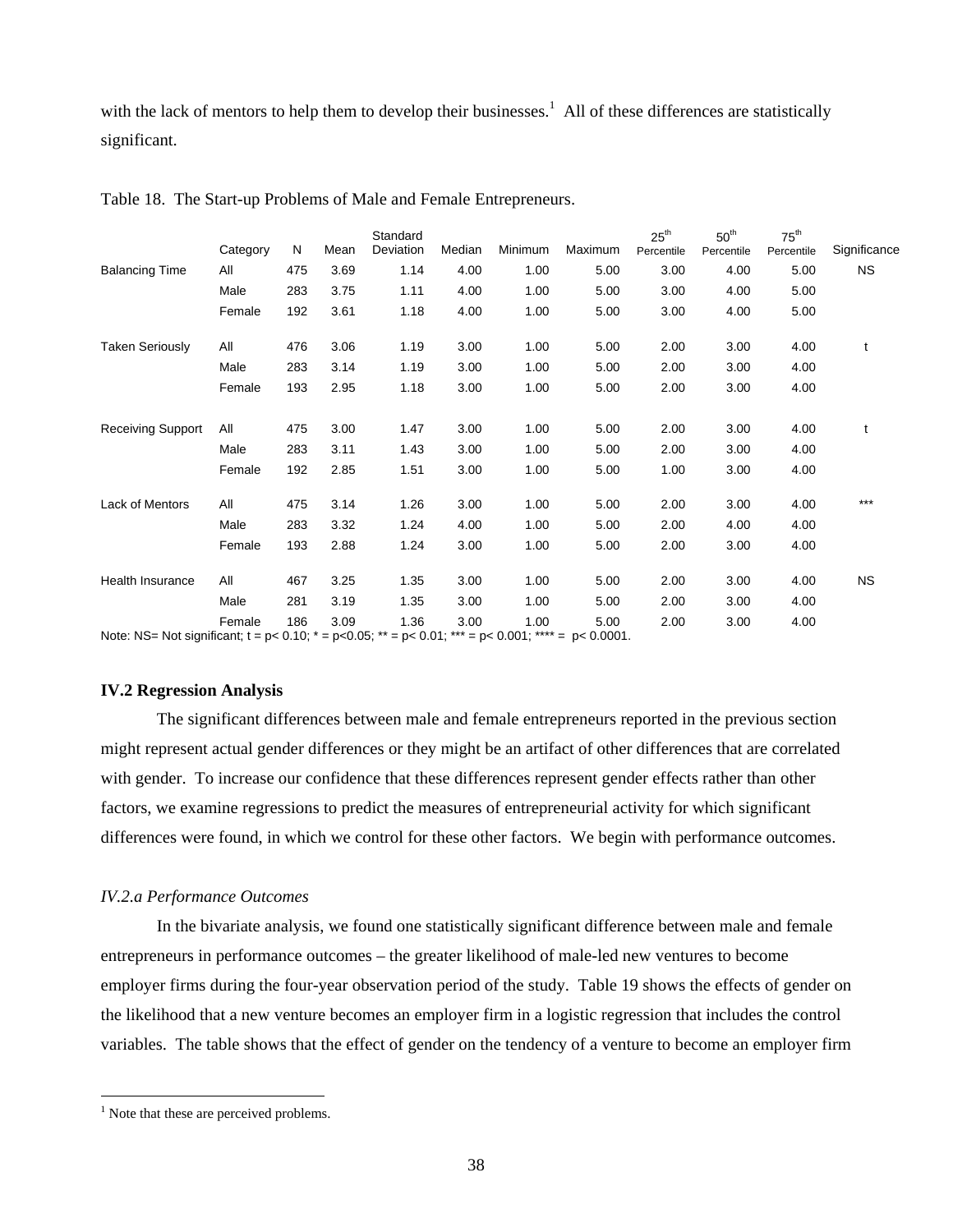with the lack of mentors to help them to develop their businesses.[1] All of these differences are statistically significant.

Table 18. The Start-up Problems of Male and Female Entrepreneurs.

| | Category | N | Mean | Standard Deviation | Median | Minimum | Maximum | 25th Percentile | 50th Percentile | 75th Percentile | Significance |
|---|---|---|---|---|---|---|---|---|---|---|---|
| Balancing Time | All | 475 | 3.69 | 1.14 | 4.00 | 1.00 | 5.00 | 3.00 | 4.00 | 5.00 | NS |
| | Male | 283 | 3.75 | 1.11 | 4.00 | 1.00 | 5.00 | 3.00 | 4.00 | 5.00 | |
| | Female | 192 | 3.61 | 1.18 | 4.00 | 1.00 | 5.00 | 3.00 | 4.00 | 5.00 | |
| Taken Seriously | All | 476 | 3.06 | 1.19 | 3.00 | 1.00 | 5.00 | 2.00 | 3.00 | 4.00 | t |
| | Male | 283 | 3.14 | 1.19 | 3.00 | 1.00 | 5.00 | 2.00 | 3.00 | 4.00 | |
| | Female | 193 | 2.95 | 1.18 | 3.00 | 1.00 | 5.00 | 2.00 | 3.00 | 4.00 | |
| Receiving Support | All | 475 | 3.00 | 1.47 | 3.00 | 1.00 | 5.00 | 2.00 | 3.00 | 4.00 | t |
| | Male | 283 | 3.11 | 1.43 | 3.00 | 1.00 | 5.00 | 2.00 | 3.00 | 4.00 | |
| | Female | 192 | 2.85 | 1.51 | 3.00 | 1.00 | 5.00 | 1.00 | 3.00 | 4.00 | |
| Lack of Mentors | All | 475 | 3.14 | 1.26 | 3.00 | 1.00 | 5.00 | 2.00 | 3.00 | 4.00 | *** |
| | Male | 283 | 3.32 | 1.24 | 4.00 | 1.00 | 5.00 | 2.00 | 4.00 | 4.00 | |
| | Female | 193 | 2.88 | 1.24 | 3.00 | 1.00 | 5.00 | 2.00 | 3.00 | 4.00 | |
| Health Insurance | All | 467 | 3.25 | 1.35 | 3.00 | 1.00 | 5.00 | 2.00 | 3.00 | 4.00 | NS |
| | Male | 281 | 3.19 | 1.35 | 3.00 | 1.00 | 5.00 | 2.00 | 3.00 | 4.00 | |
| | Female | 186 | 3.09 | 1.36 | 3.00 | 1.00 | 5.00 | 2.00 | 3.00 | 4.00 | |

Note: NS= Not significant; t = $p < 0.10$; * = $p < 0.05$; ** = $p < 0.01$; *** = $p < 0.001$; **** = $p < 0.0001$.

### IV.2 Regression Analysis

The significant differences between male and female entrepreneurs reported in the previous section might represent actual gender differences or they might be an artifact of other differences that are correlated with gender. To increase our confidence that these differences represent gender effects rather than other factors, we examine regressions to predict the measures of entrepreneurial activity for which significant differences were found, in which we control for these other factors. We begin with performance outcomes.

#### *IV.2.a Performance Outcomes*

In the bivariate analysis, we found one statistically significant difference between male and female entrepreneurs in performance outcomes – the greater likelihood of male-led new ventures to become employer firms during the four-year observation period of the study. Table 19 shows the effects of gender on the likelihood that a new venture becomes an employer firm in a logistic regression that includes the control variables. The table shows that the effect of gender on the tendency of a venture to become an employer firm

[1] Note that these are perceived problems.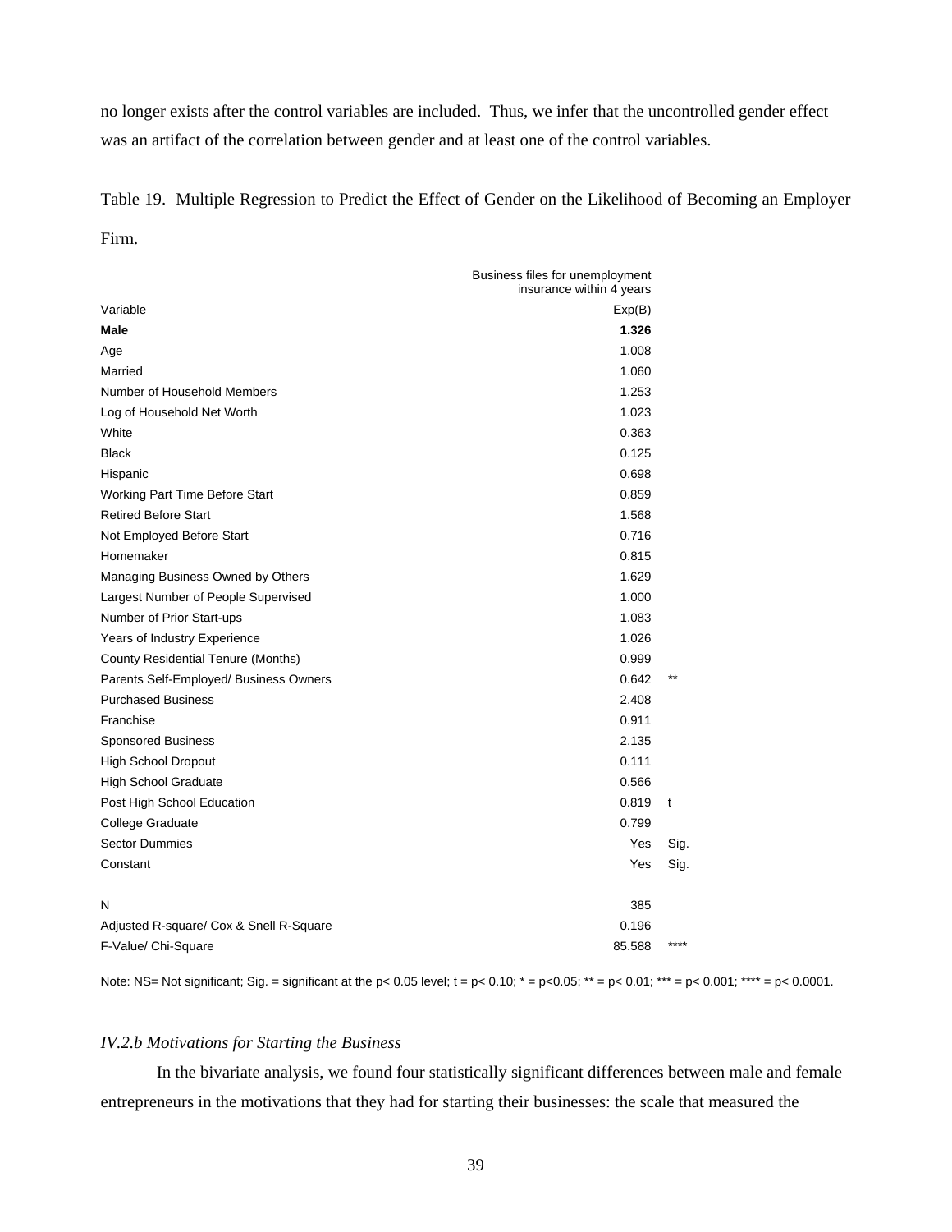no longer exists after the control variables are included. Thus, we infer that the uncontrolled gender effect was an artifact of the correlation between gender and at least one of the control variables.

Table 19. Multiple Regression to Predict the Effect of Gender on the Likelihood of Becoming an Employer Firm.

| | Business files for unemployment insurance within 4 years | |
|---|---|---|
| Variable | Exp(B) | |
| **Male** | **1.326** | |
| Age | 1.008 | |
| Married | 1.060 | |
| Number of Household Members | 1.253 | |
| Log of Household Net Worth | 1.023 | |
| White | 0.363 | |
| Black | 0.125 | |
| Hispanic | 0.698 | |
| Working Part Time Before Start | 0.859 | |
| Retired Before Start | 1.568 | |
| Not Employed Before Start | 0.716 | |
| Homemaker | 0.815 | |
| Managing Business Owned by Others | 1.629 | |
| Largest Number of People Supervised | 1.000 | |
| Number of Prior Start-ups | 1.083 | |
| Years of Industry Experience | 1.026 | |
| County Residential Tenure (Months) | 0.999 | |
| Parents Self-Employed/ Business Owners | 0.642 | ** |
| Purchased Business | 2.408 | |
| Franchise | 0.911 | |
| Sponsored Business | 2.135 | |
| High School Dropout | 0.111 | |
| High School Graduate | 0.566 | |
| Post High School Education | 0.819 | t |
| College Graduate | 0.799 | |
| Sector Dummies | Yes | Sig. |
| Constant | Yes | Sig. |
| | | |
| N | 385 | |
| Adjusted R-square/ Cox & Snell R-Square | 0.196 | |
| F-Value/ Chi-Square | 85.588 | **** |

Note: NS= Not significant; Sig. = significant at the p< 0.05 level; t = p< 0.10; * = p<0.05; ** = p< 0.01; *** = p< 0.001; **** = p< 0.0001.

### *IV.2.b Motivations for Starting the Business*

In the bivariate analysis, we found four statistically significant differences between male and female entrepreneurs in the motivations that they had for starting their businesses: the scale that measured the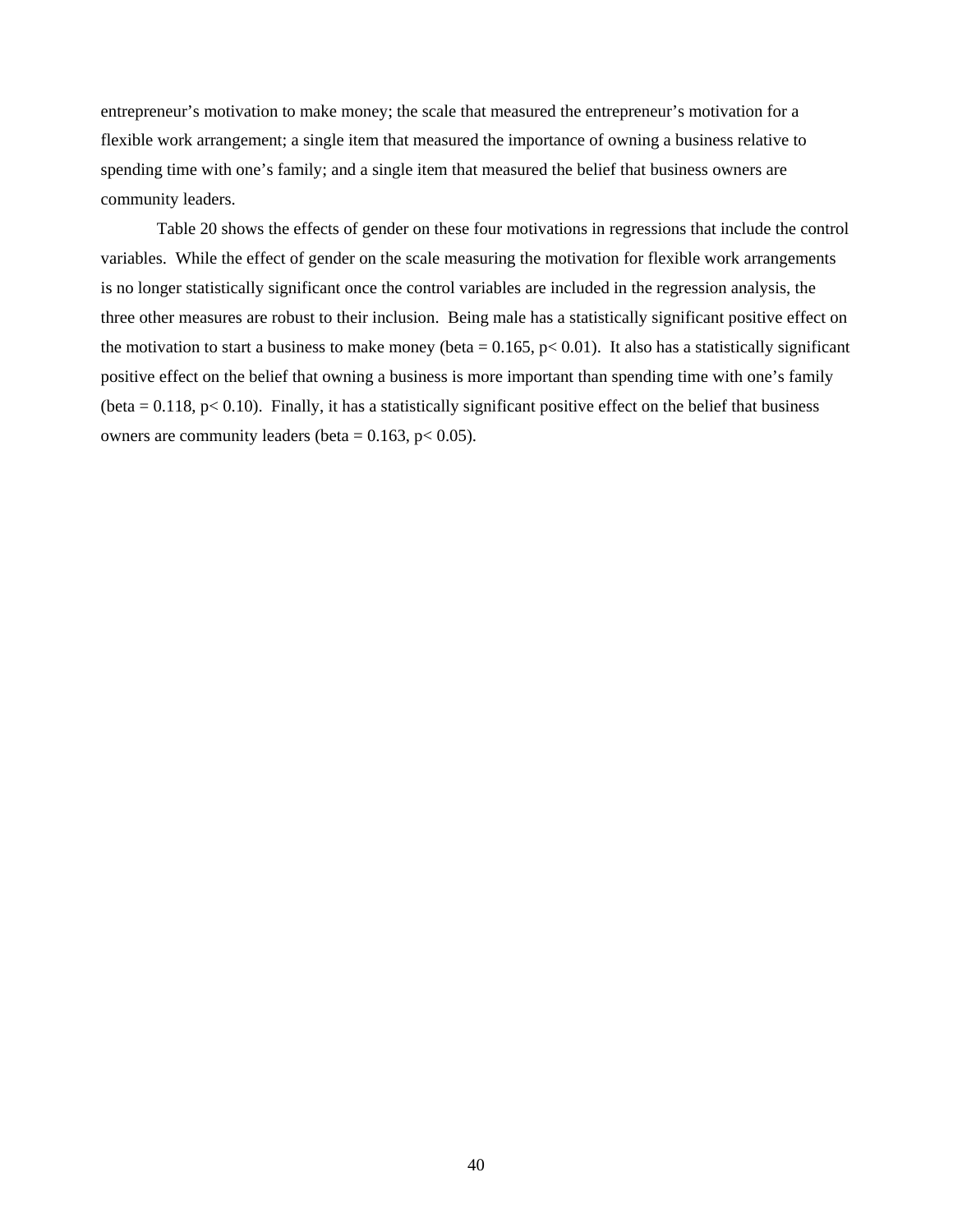entrepreneur's motivation to make money; the scale that measured the entrepreneur's motivation for a flexible work arrangement; a single item that measured the importance of owning a business relative to spending time with one's family; and a single item that measured the belief that business owners are community leaders.

Table 20 shows the effects of gender on these four motivations in regressions that include the control variables. While the effect of gender on the scale measuring the motivation for flexible work arrangements is no longer statistically significant once the control variables are included in the regression analysis, the three other measures are robust to their inclusion. Being male has a statistically significant positive effect on the motivation to start a business to make money (beta = 0.165, $p < 0.01$). It also has a statistically significant positive effect on the belief that owning a business is more important than spending time with one's family (beta = 0.118, $p < 0.10$). Finally, it has a statistically significant positive effect on the belief that business owners are community leaders (beta = 0.163, $p < 0.05$).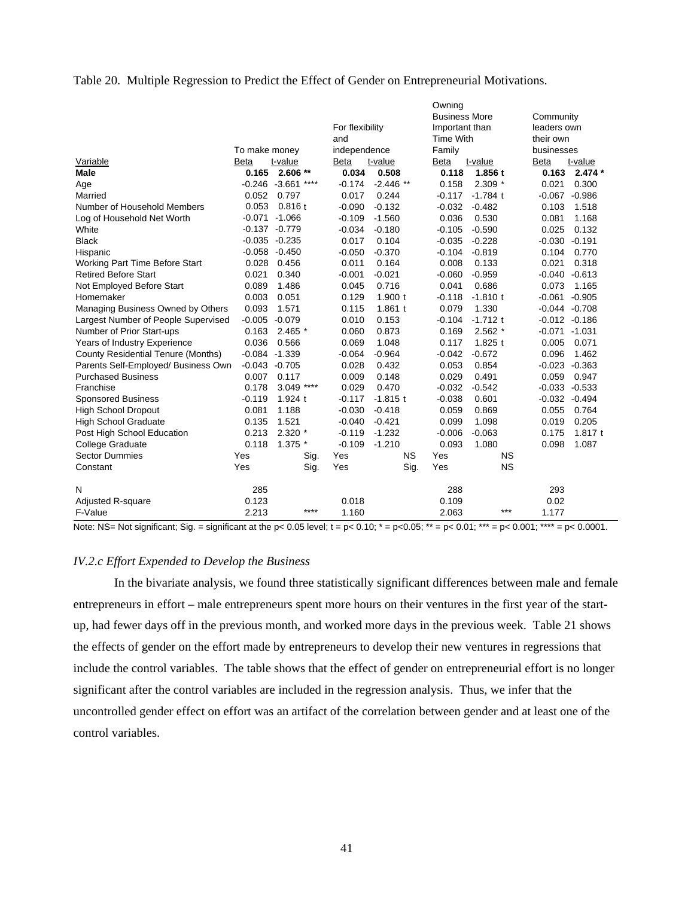Table 20. Multiple Regression to Predict the Effect of Gender on Entrepreneurial Motivations.

| Variable | To make money | | For flexibility and independence | | Owning Business More Important than Time With Family | | Community leaders own their own businesses | |
|---|---|---|---|---|---|---|---|---|
| | Beta | t-value | Beta | t-value | Beta | t-value | Beta | t-value |
| **Male** | **0.165** | **2.606 \*\*** | **0.034** | **0.508** | **0.118** | **1.856 t** | **0.163** | **2.474 \*** |
| Age | -0.246 | -3.661 \*\*\*\* | -0.174 | -2.446 \*\* | 0.158 | 2.309 \* | 0.021 | 0.300 |
| Married | 0.052 | 0.797 | 0.017 | 0.244 | -0.117 | -1.784 t | -0.067 | -0.986 |
| Number of Household Members | 0.053 | 0.816 t | -0.090 | -0.132 | -0.032 | -0.482 | 0.103 | 1.518 |
| Log of Household Net Worth | -0.071 | -1.066 | -0.109 | -1.560 | 0.036 | 0.530 | 0.081 | 1.168 |
| White | -0.137 | -0.779 | -0.034 | -0.180 | -0.105 | -0.590 | 0.025 | 0.132 |
| Black | -0.035 | -0.235 | 0.017 | 0.104 | -0.035 | -0.228 | -0.030 | -0.191 |
| Hispanic | -0.058 | -0.450 | -0.050 | -0.370 | -0.104 | -0.819 | 0.104 | 0.770 |
| Working Part Time Before Start | 0.028 | 0.456 | 0.011 | 0.164 | 0.008 | 0.133 | 0.021 | 0.318 |
| Retired Before Start | 0.021 | 0.340 | -0.001 | -0.021 | -0.060 | -0.959 | -0.040 | -0.613 |
| Not Employed Before Start | 0.089 | 1.486 | 0.045 | 0.716 | 0.041 | 0.686 | 0.073 | 1.165 |
| Homemaker | 0.003 | 0.051 | 0.129 | 1.900 t | -0.118 | -1.810 t | -0.061 | -0.905 |
| Managing Business Owned by Others | 0.093 | 1.571 | 0.115 | 1.861 t | 0.079 | 1.330 | -0.044 | -0.708 |
| Largest Number of People Supervised | -0.005 | -0.079 | 0.010 | 0.153 | -0.104 | -1.712 t | -0.012 | -0.186 |
| Number of Prior Start-ups | 0.163 | 2.465 \* | 0.060 | 0.873 | 0.169 | 2.562 \* | -0.071 | -1.031 |
| Years of Industry Experience | 0.036 | 0.566 | 0.069 | 1.048 | 0.117 | 1.825 t | 0.005 | 0.071 |
| County Residential Tenure (Months) | -0.084 | -1.339 | -0.064 | -0.964 | -0.042 | -0.672 | 0.096 | 1.462 |
| Parents Self-Employed/ Business Own | -0.043 | -0.705 | 0.028 | 0.432 | 0.053 | 0.854 | -0.023 | -0.363 |
| Purchased Business | 0.007 | 0.117 | 0.009 | 0.148 | 0.029 | 0.491 | 0.059 | 0.947 |
| Franchise | 0.178 | 3.049 \*\*\*\* | 0.029 | 0.470 | -0.032 | -0.542 | -0.033 | -0.533 |
| Sponsored Business | -0.119 | 1.924 t | -0.117 | -1.815 t | -0.038 | 0.601 | -0.032 | -0.494 |
| High School Dropout | 0.081 | 1.188 | -0.030 | -0.418 | 0.059 | 0.869 | 0.055 | 0.764 |
| High School Graduate | 0.135 | 1.521 | -0.040 | -0.421 | 0.099 | 1.098 | 0.019 | 0.205 |
| Post High School Education | 0.213 | 2.320 \* | -0.119 | -1.232 | -0.006 | -0.063 | 0.175 | 1.817 t |
| College Graduate | 0.118 | 1.375 \* | -0.109 | -1.210 | 0.093 | 1.080 | 0.098 | 1.087 |
| Sector Dummies | Yes | Sig. | Yes | NS | Yes | NS | | |
| Constant | Yes | Sig. | Yes | Sig. | Yes | NS | | |
| | | | | | | | | |
| N | 285 | | | | 288 | | 293 | |
| Adjusted R-square | 0.123 | | 0.018 | | 0.109 | | 0.02 | |
| F-Value | 2.213 | \*\*\*\* | 1.160 | | 2.063 | \*\*\* | 1.177 | |

Note: NS= Not significant; Sig. = significant at the p< 0.05 level; t = p< 0.10; * = p<0.05; ** = p< 0.01; *** = p< 0.001; **** = p< 0.0001.

### *IV.2.c Effort Expended to Develop the Business*

In the bivariate analysis, we found three statistically significant differences between male and female entrepreneurs in effort – male entrepreneurs spent more hours on their ventures in the first year of the start-up, had fewer days off in the previous month, and worked more days in the previous week. Table 21 shows the effects of gender on the effort made by entrepreneurs to develop their new ventures in regressions that include the control variables. The table shows that the effect of gender on entrepreneurial effort is no longer significant after the control variables are included in the regression analysis. Thus, we infer that the uncontrolled gender effect on effort was an artifact of the correlation between gender and at least one of the control variables.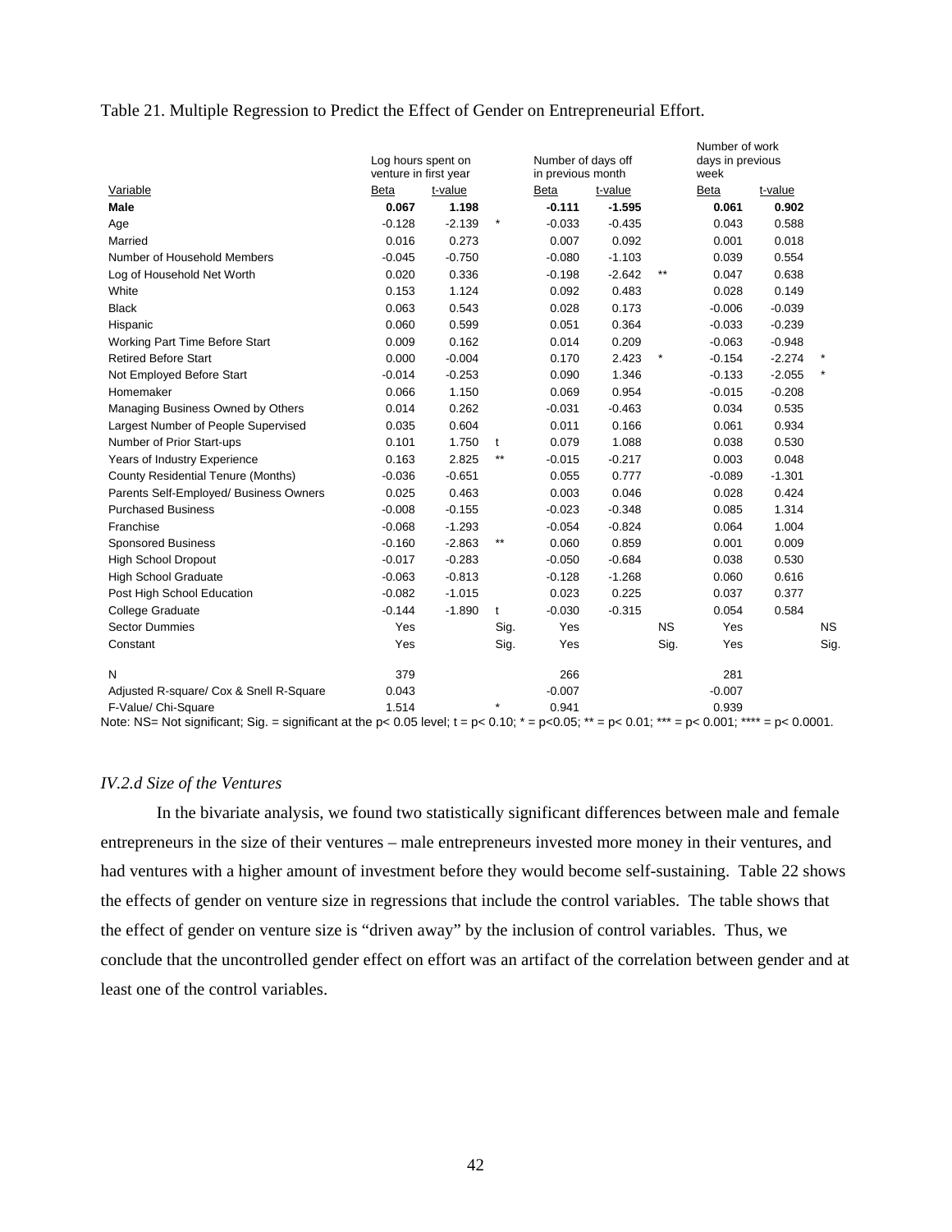Table 21. Multiple Regression to Predict the Effect of Gender on Entrepreneurial Effort.

| Variable | Log hours spent on venture in first year | | | Number of days off in previous month | | | Number of work days in previous week | | |
|---|---|---|---|---|---|---|---|---|---|
| | Beta | t-value | | Beta | t-value | | Beta | t-value | |
| **Male** | **0.067** | **1.198** | | **-0.111** | **-1.595** | | **0.061** | **0.902** | |
| Age | -0.128 | -2.139 | * | -0.033 | -0.435 | | 0.043 | 0.588 | |
| Married | 0.016 | 0.273 | | 0.007 | 0.092 | | 0.001 | 0.018 | |
| Number of Household Members | -0.045 | -0.750 | | -0.080 | -1.103 | | 0.039 | 0.554 | |
| Log of Household Net Worth | 0.020 | 0.336 | | -0.198 | -2.642 | ** | 0.047 | 0.638 | |
| White | 0.153 | 1.124 | | 0.092 | 0.483 | | 0.028 | 0.149 | |
| Black | 0.063 | 0.543 | | 0.028 | 0.173 | | -0.006 | -0.039 | |
| Hispanic | 0.060 | 0.599 | | 0.051 | 0.364 | | -0.033 | -0.239 | |
| Working Part Time Before Start | 0.009 | 0.162 | | 0.014 | 0.209 | | -0.063 | -0.948 | |
| Retired Before Start | 0.000 | -0.004 | | 0.170 | 2.423 | * | -0.154 | -2.274 | * |
| Not Employed Before Start | -0.014 | -0.253 | | 0.090 | 1.346 | | -0.133 | -2.055 | * |
| Homemaker | 0.066 | 1.150 | | 0.069 | 0.954 | | -0.015 | -0.208 | |
| Managing Business Owned by Others | 0.014 | 0.262 | | -0.031 | -0.463 | | 0.034 | 0.535 | |
| Largest Number of People Supervised | 0.035 | 0.604 | | 0.011 | 0.166 | | 0.061 | 0.934 | |
| Number of Prior Start-ups | 0.101 | 1.750 | t | 0.079 | 1.088 | | 0.038 | 0.530 | |
| Years of Industry Experience | 0.163 | 2.825 | ** | -0.015 | -0.217 | | 0.003 | 0.048 | |
| County Residential Tenure (Months) | -0.036 | -0.651 | | 0.055 | 0.777 | | -0.089 | -1.301 | |
| Parents Self-Employed/ Business Owners | 0.025 | 0.463 | | 0.003 | 0.046 | | 0.028 | 0.424 | |
| Purchased Business | -0.008 | -0.155 | | -0.023 | -0.348 | | 0.085 | 1.314 | |
| Franchise | -0.068 | -1.293 | | -0.054 | -0.824 | | 0.064 | 1.004 | |
| Sponsored Business | -0.160 | -2.863 | ** | 0.060 | 0.859 | | 0.001 | 0.009 | |
| High School Dropout | -0.017 | -0.283 | | -0.050 | -0.684 | | 0.038 | 0.530 | |
| High School Graduate | -0.063 | -0.813 | | -0.128 | -1.268 | | 0.060 | 0.616 | |
| Post High School Education | -0.082 | -1.015 | | 0.023 | 0.225 | | 0.037 | 0.377 | |
| College Graduate | -0.144 | -1.890 | t | -0.030 | -0.315 | | 0.054 | 0.584 | |
| Sector Dummies | Yes | | Sig. | Yes | | NS | Yes | | NS |
| Constant | Yes | | Sig. | Yes | | Sig. | Yes | | Sig. |
| N | 379 | | | 266 | | | 281 | | |
| Adjusted R-square/ Cox & Snell R-Square | 0.043 | | | -0.007 | | | -0.007 | | |
| F-Value/ Chi-Square | 1.514 | | * | 0.941 | | | 0.939 | | |

Note: NS= Not significant; Sig. = significant at the p< 0.05 level; t = p< 0.10; * = p<0.05; ** = p< 0.01; *** = p< 0.001; **** = p< 0.0001.

### *IV.2.d Size of the Ventures*

In the bivariate analysis, we found two statistically significant differences between male and female entrepreneurs in the size of their ventures – male entrepreneurs invested more money in their ventures, and had ventures with a higher amount of investment before they would become self-sustaining. Table 22 shows the effects of gender on venture size in regressions that include the control variables. The table shows that the effect of gender on venture size is "driven away" by the inclusion of control variables. Thus, we conclude that the uncontrolled gender effect on effort was an artifact of the correlation between gender and at least one of the control variables.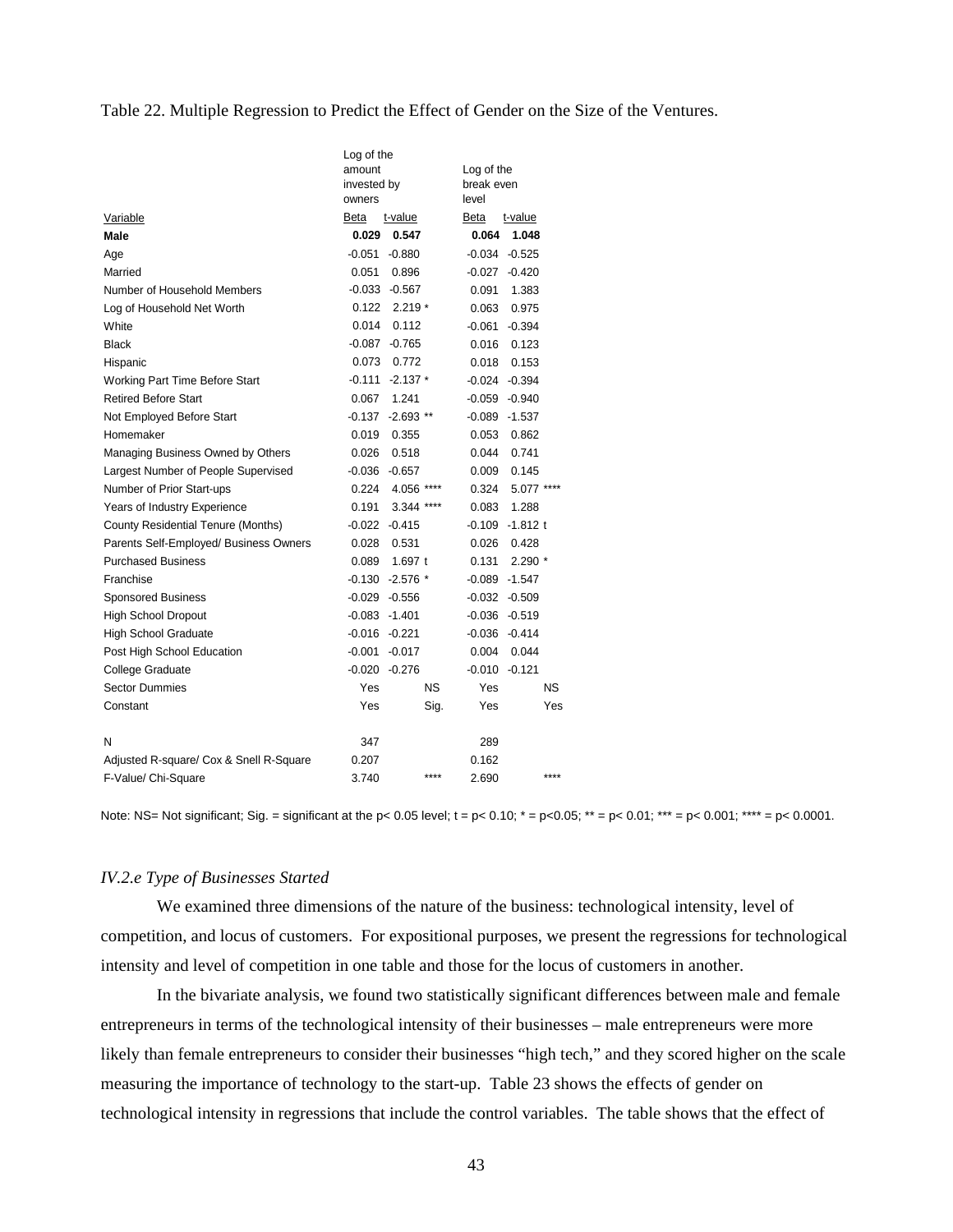Table 22. Multiple Regression to Predict the Effect of Gender on the Size of the Ventures.

| Variable | Log of the amount invested by owners Beta | t-value | | Log of the break even level Beta | t-value | |
|---|---|---|---|---|---|---|
| **Male** | **0.029** | **0.547** | | **0.064** | **1.048** | |
| Age | -0.051 | -0.880 | | -0.034 | -0.525 | |
| Married | 0.051 | 0.896 | | -0.027 | -0.420 | |
| Number of Household Members | -0.033 | -0.567 | | 0.091 | 1.383 | |
| Log of Household Net Worth | 0.122 | 2.219 * | | 0.063 | 0.975 | |
| White | 0.014 | 0.112 | | -0.061 | -0.394 | |
| Black | -0.087 | -0.765 | | 0.016 | 0.123 | |
| Hispanic | 0.073 | 0.772 | | 0.018 | 0.153 | |
| Working Part Time Before Start | -0.111 | -2.137 * | | -0.024 | -0.394 | |
| Retired Before Start | 0.067 | 1.241 | | -0.059 | -0.940 | |
| Not Employed Before Start | -0.137 | -2.693 ** | | -0.089 | -1.537 | |
| Homemaker | 0.019 | 0.355 | | 0.053 | 0.862 | |
| Managing Business Owned by Others | 0.026 | 0.518 | | 0.044 | 0.741 | |
| Largest Number of People Supervised | -0.036 | -0.657 | | 0.009 | 0.145 | |
| Number of Prior Start-ups | 0.224 | 4.056 **** | | 0.324 | 5.077 **** | |
| Years of Industry Experience | 0.191 | 3.344 **** | | 0.083 | 1.288 | |
| County Residential Tenure (Months) | -0.022 | -0.415 | | -0.109 | -1.812 t | |
| Parents Self-Employed/ Business Owners | 0.028 | 0.531 | | 0.026 | 0.428 | |
| Purchased Business | 0.089 | 1.697 t | | 0.131 | 2.290 * | |
| Franchise | -0.130 | -2.576 * | | -0.089 | -1.547 | |
| Sponsored Business | -0.029 | -0.556 | | -0.032 | -0.509 | |
| High School Dropout | -0.083 | -1.401 | | -0.036 | -0.519 | |
| High School Graduate | -0.016 | -0.221 | | -0.036 | -0.414 | |
| Post High School Education | -0.001 | -0.017 | | 0.004 | 0.044 | |
| College Graduate | -0.020 | -0.276 | | -0.010 | -0.121 | |
| Sector Dummies | Yes | | NS | Yes | | NS |
| Constant | Yes | | Sig. | Yes | | Yes |
| | | | | | | |
| N | 347 | | | 289 | | |
| Adjusted R-square/ Cox & Snell R-Square | 0.207 | | | 0.162 | | |
| F-Value/ Chi-Square | 3.740 | | **** | 2.690 | | **** |

Note: NS= Not significant; Sig. = significant at the p< 0.05 level; t = p< 0.10; * = p<0.05; ** = p< 0.01; *** = p< 0.001; **** = p< 0.0001.

### *IV.2.e Type of Businesses Started*

We examined three dimensions of the nature of the business: technological intensity, level of competition, and locus of customers. For expositional purposes, we present the regressions for technological intensity and level of competition in one table and those for the locus of customers in another.

In the bivariate analysis, we found two statistically significant differences between male and female entrepreneurs in terms of the technological intensity of their businesses – male entrepreneurs were more likely than female entrepreneurs to consider their businesses "high tech," and they scored higher on the scale measuring the importance of technology to the start-up. Table 23 shows the effects of gender on technological intensity in regressions that include the control variables. The table shows that the effect of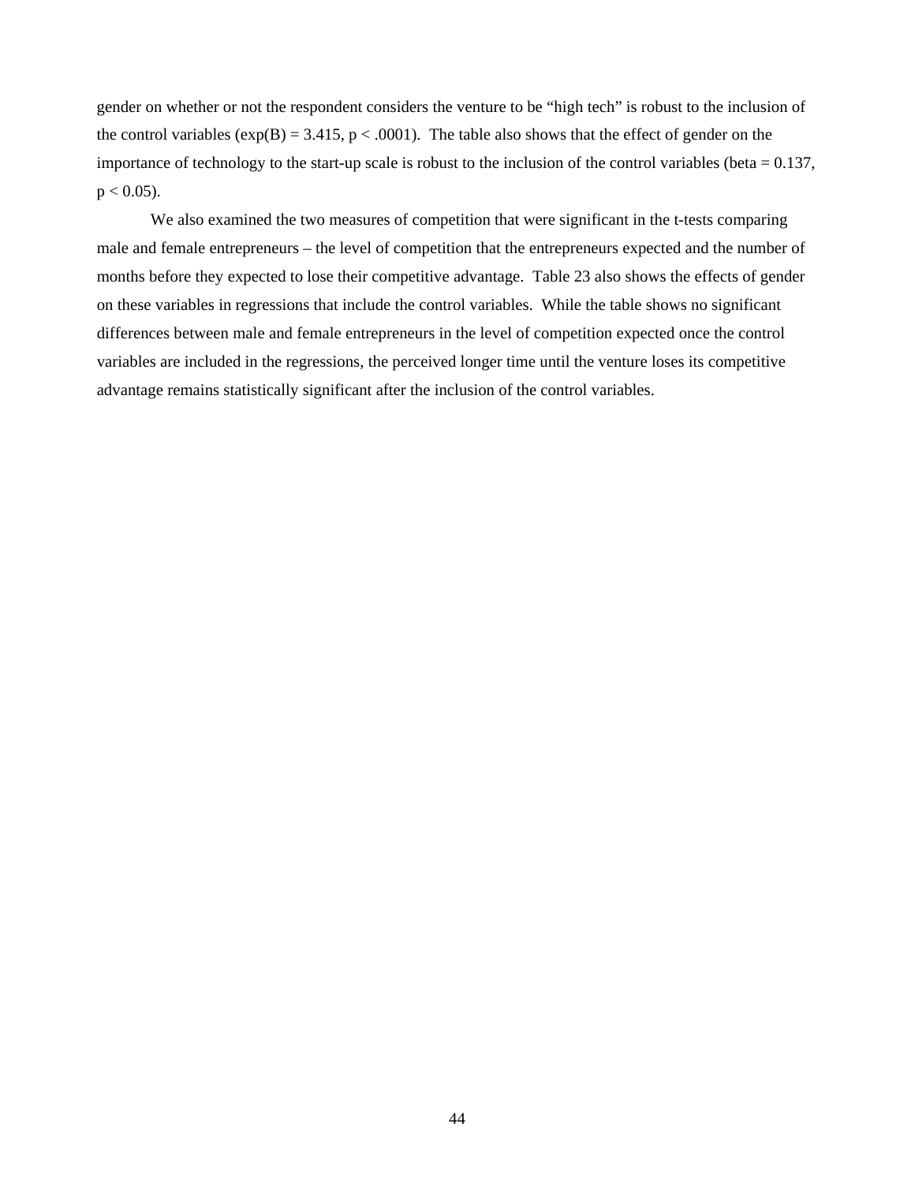gender on whether or not the respondent considers the venture to be "high tech" is robust to the inclusion of the control variables (exp(B) = 3.415, $p < .0001$). The table also shows that the effect of gender on the importance of technology to the start-up scale is robust to the inclusion of the control variables (beta = 0.137, $p < 0.05$).

We also examined the two measures of competition that were significant in the t-tests comparing male and female entrepreneurs – the level of competition that the entrepreneurs expected and the number of months before they expected to lose their competitive advantage. Table 23 also shows the effects of gender on these variables in regressions that include the control variables. While the table shows no significant differences between male and female entrepreneurs in the level of competition expected once the control variables are included in the regressions, the perceived longer time until the venture loses its competitive advantage remains statistically significant after the inclusion of the control variables.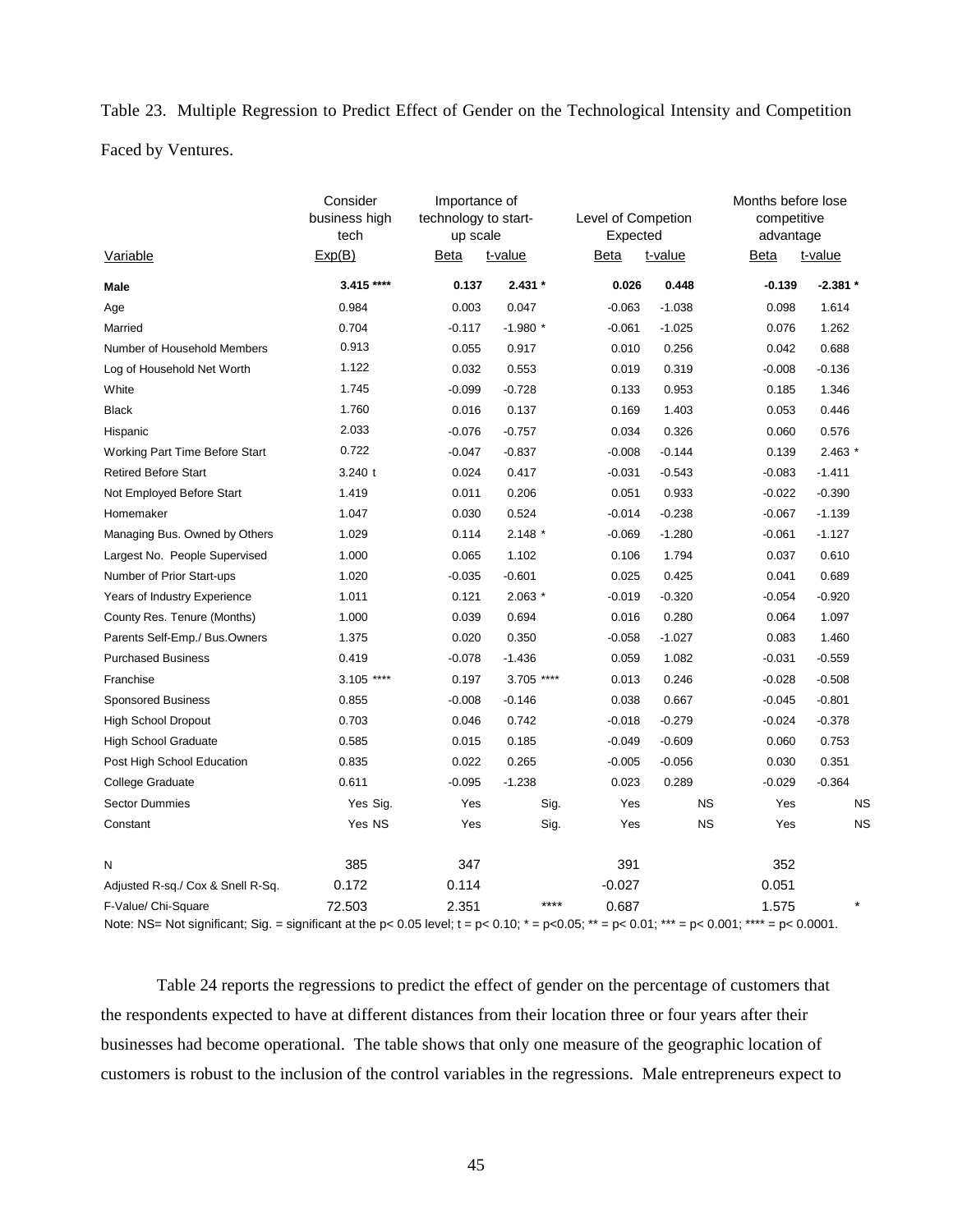Table 23. Multiple Regression to Predict Effect of Gender on the Technological Intensity and Competition Faced by Ventures.

| Variable | Consider business high tech | Importance of technology to start-up scale | | Level of Competion Expected | | Months before lose competitive advantage | |
|---|---|---|---|---|---|---|---|
| | Exp(B) | Beta | t-value | Beta | t-value | Beta | t-value |
| **Male** | **3.415 \*\*\*\*** | **0.137** | **2.431 \*** | **0.026** | **0.448** | **-0.139** | **-2.381 \*** |
| Age | 0.984 | 0.003 | 0.047 | -0.063 | -1.038 | 0.098 | 1.614 |
| Married | 0.704 | -0.117 | -1.980 * | -0.061 | -1.025 | 0.076 | 1.262 |
| Number of Household Members | 0.913 | 0.055 | 0.917 | 0.010 | 0.256 | 0.042 | 0.688 |
| Log of Household Net Worth | 1.122 | 0.032 | 0.553 | 0.019 | 0.319 | -0.008 | -0.136 |
| White | 1.745 | -0.099 | -0.728 | 0.133 | 0.953 | 0.185 | 1.346 |
| Black | 1.760 | 0.016 | 0.137 | 0.169 | 1.403 | 0.053 | 0.446 |
| Hispanic | 2.033 | -0.076 | -0.757 | 0.034 | 0.326 | 0.060 | 0.576 |
| Working Part Time Before Start | 0.722 | -0.047 | -0.837 | -0.008 | -0.144 | 0.139 | 2.463 * |
| Retired Before Start | 3.240 t | 0.024 | 0.417 | -0.031 | -0.543 | -0.083 | -1.411 |
| Not Employed Before Start | 1.419 | 0.011 | 0.206 | 0.051 | 0.933 | -0.022 | -0.390 |
| Homemaker | 1.047 | 0.030 | 0.524 | -0.014 | -0.238 | -0.067 | -1.139 |
| Managing Bus. Owned by Others | 1.029 | 0.114 | 2.148 * | -0.069 | -1.280 | -0.061 | -1.127 |
| Largest No. People Supervised | 1.000 | 0.065 | 1.102 | 0.106 | 1.794 | 0.037 | 0.610 |
| Number of Prior Start-ups | 1.020 | -0.035 | -0.601 | 0.025 | 0.425 | 0.041 | 0.689 |
| Years of Industry Experience | 1.011 | 0.121 | 2.063 * | -0.019 | -0.320 | -0.054 | -0.920 |
| County Res. Tenure (Months) | 1.000 | 0.039 | 0.694 | 0.016 | 0.280 | 0.064 | 1.097 |
| Parents Self-Emp./ Bus.Owners | 1.375 | 0.020 | 0.350 | -0.058 | -1.027 | 0.083 | 1.460 |
| Purchased Business | 0.419 | -0.078 | -1.436 | 0.059 | 1.082 | -0.031 | -0.559 |
| Franchise | 3.105 **** | 0.197 | 3.705 **** | 0.013 | 0.246 | -0.028 | -0.508 |
| Sponsored Business | 0.855 | -0.008 | -0.146 | 0.038 | 0.667 | -0.045 | -0.801 |
| High School Dropout | 0.703 | 0.046 | 0.742 | -0.018 | -0.279 | -0.024 | -0.378 |
| High School Graduate | 0.585 | 0.015 | 0.185 | -0.049 | -0.609 | 0.060 | 0.753 |
| Post High School Education | 0.835 | 0.022 | 0.265 | -0.005 | -0.056 | 0.030 | 0.351 |
| College Graduate | 0.611 | -0.095 | -1.238 | 0.023 | 0.289 | -0.029 | -0.364 |
| Sector Dummies | Yes Sig. | Yes | Sig. | Yes | NS | Yes | NS |
| Constant | Yes NS | Yes | Sig. | Yes | NS | Yes | NS |
| N | 385 | 347 | | 391 | | 352 | |
| Adjusted R-sq./ Cox & Snell R-Sq. | 0.172 | 0.114 | | -0.027 | | 0.051 | |
| F-Value/ Chi-Square | 72.503 | 2.351 | **** | 0.687 | | 1.575 | * |

Note: NS= Not significant; Sig. = significant at the p< 0.05 level; t = p< 0.10; * = p<0.05; ** = p< 0.01; *** = p< 0.001; **** = p< 0.0001.

Table 24 reports the regressions to predict the effect of gender on the percentage of customers that the respondents expected to have at different distances from their location three or four years after their businesses had become operational. The table shows that only one measure of the geographic location of customers is robust to the inclusion of the control variables in the regressions. Male entrepreneurs expect to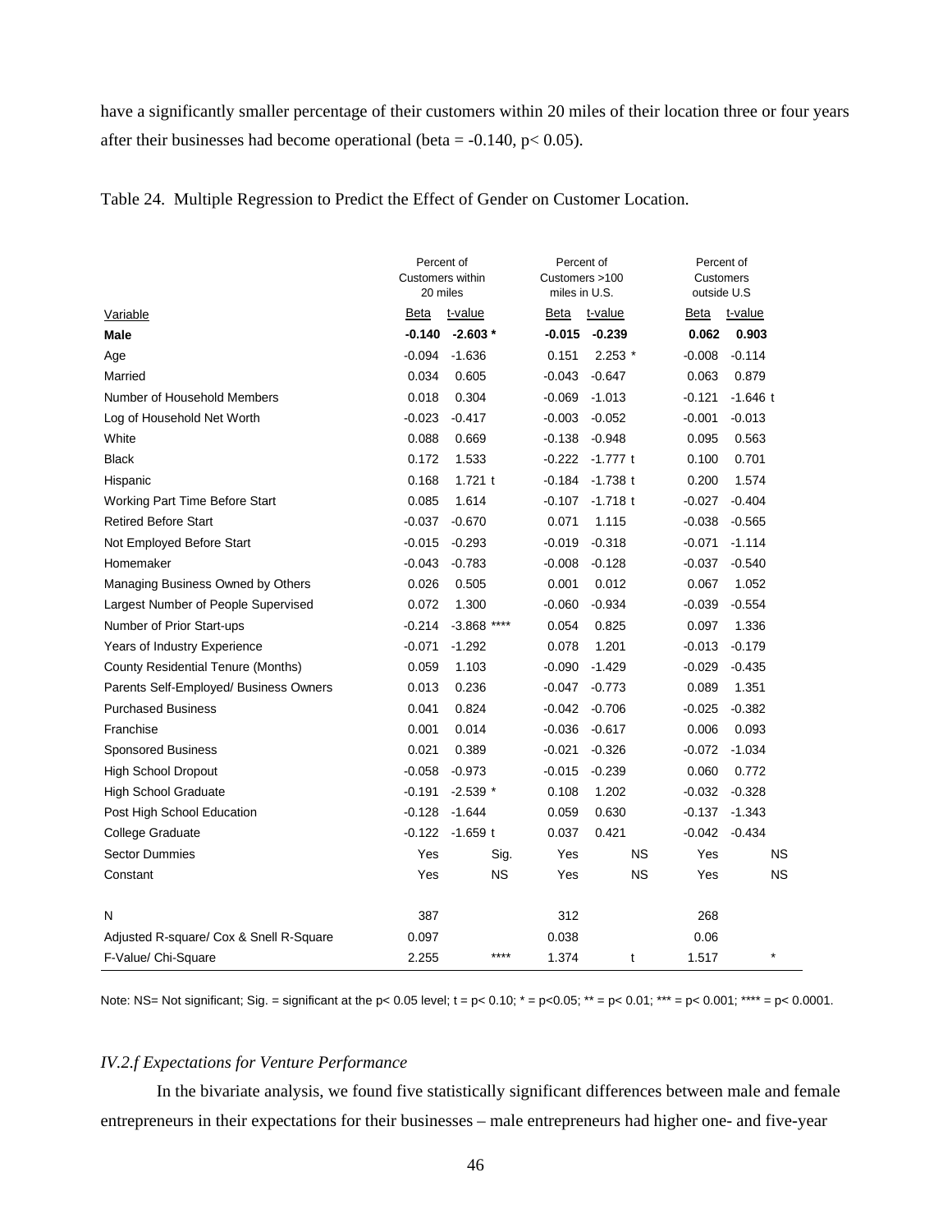have a significantly smaller percentage of their customers within 20 miles of their location three or four years after their businesses had become operational (beta = -0.140, p< 0.05).

Table 24. Multiple Regression to Predict the Effect of Gender on Customer Location.

| | Percent of Customers within 20 miles | | Percent of Customers >100 miles in U.S. | | Percent of Customers outside U.S | |
|---|---|---|---|---|---|---|
| Variable | Beta | t-value | Beta | t-value | Beta | t-value |
| **Male** | **-0.140** | **-2.603 *** | **-0.015** | **-0.239** | **0.062** | **0.903** |
| Age | -0.094 | -1.636 | 0.151 | 2.253 * | -0.008 | -0.114 |
| Married | 0.034 | 0.605 | -0.043 | -0.647 | 0.063 | 0.879 |
| Number of Household Members | 0.018 | 0.304 | -0.069 | -1.013 | -0.121 | -1.646 t |
| Log of Household Net Worth | -0.023 | -0.417 | -0.003 | -0.052 | -0.001 | -0.013 |
| White | 0.088 | 0.669 | -0.138 | -0.948 | 0.095 | 0.563 |
| Black | 0.172 | 1.533 | -0.222 | -1.777 t | 0.100 | 0.701 |
| Hispanic | 0.168 | 1.721 t | -0.184 | -1.738 t | 0.200 | 1.574 |
| Working Part Time Before Start | 0.085 | 1.614 | -0.107 | -1.718 t | -0.027 | -0.404 |
| Retired Before Start | -0.037 | -0.670 | 0.071 | 1.115 | -0.038 | -0.565 |
| Not Employed Before Start | -0.015 | -0.293 | -0.019 | -0.318 | -0.071 | -1.114 |
| Homemaker | -0.043 | -0.783 | -0.008 | -0.128 | -0.037 | -0.540 |
| Managing Business Owned by Others | 0.026 | 0.505 | 0.001 | 0.012 | 0.067 | 1.052 |
| Largest Number of People Supervised | 0.072 | 1.300 | -0.060 | -0.934 | -0.039 | -0.554 |
| Number of Prior Start-ups | -0.214 | -3.868 **** | 0.054 | 0.825 | 0.097 | 1.336 |
| Years of Industry Experience | -0.071 | -1.292 | 0.078 | 1.201 | -0.013 | -0.179 |
| County Residential Tenure (Months) | 0.059 | 1.103 | -0.090 | -1.429 | -0.029 | -0.435 |
| Parents Self-Employed/ Business Owners | 0.013 | 0.236 | -0.047 | -0.773 | 0.089 | 1.351 |
| Purchased Business | 0.041 | 0.824 | -0.042 | -0.706 | -0.025 | -0.382 |
| Franchise | 0.001 | 0.014 | -0.036 | -0.617 | 0.006 | 0.093 |
| Sponsored Business | 0.021 | 0.389 | -0.021 | -0.326 | -0.072 | -1.034 |
| High School Dropout | -0.058 | -0.973 | -0.015 | -0.239 | 0.060 | 0.772 |
| High School Graduate | -0.191 | -2.539 * | 0.108 | 1.202 | -0.032 | -0.328 |
| Post High School Education | -0.128 | -1.644 | 0.059 | 0.630 | -0.137 | -1.343 |
| College Graduate | -0.122 | -1.659 t | 0.037 | 0.421 | -0.042 | -0.434 |
| Sector Dummies | Yes | Sig. | Yes | NS | Yes | NS |
| Constant | Yes | NS | Yes | NS | Yes | NS |
| N | 387 | | 312 | | 268 | |
| Adjusted R-square/ Cox & Snell R-Square | 0.097 | | 0.038 | | 0.06 | |
| F-Value/ Chi-Square | 2.255 | **** | 1.374 | t | 1.517 | * |

Note: NS= Not significant; Sig. = significant at the p< 0.05 level; t = p< 0.10; * = p<0.05; ** = p< 0.01; *** = p< 0.001; **** = p< 0.0001.

### *IV.2.f Expectations for Venture Performance*

In the bivariate analysis, we found five statistically significant differences between male and female entrepreneurs in their expectations for their businesses – male entrepreneurs had higher one- and five-year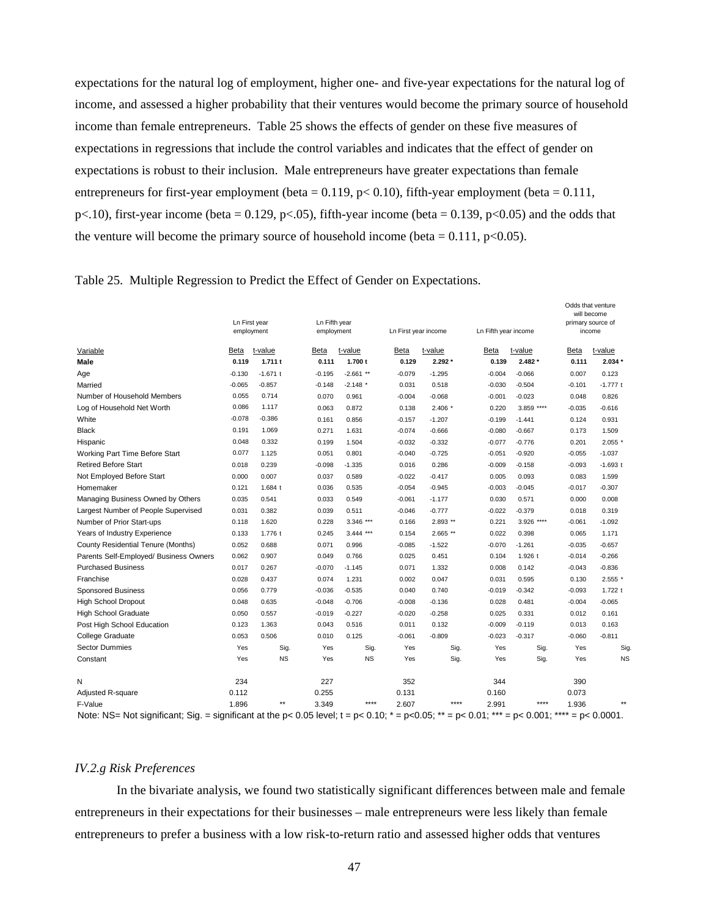expectations for the natural log of employment, higher one- and five-year expectations for the natural log of income, and assessed a higher probability that their ventures would become the primary source of household income than female entrepreneurs. Table 25 shows the effects of gender on these five measures of expectations in regressions that include the control variables and indicates that the effect of gender on expectations is robust to their inclusion. Male entrepreneurs have greater expectations than female entrepreneurs for first-year employment (beta = 0.119, $p < 0.10$), fifth-year employment (beta = 0.111, $p < .10$), first-year income (beta = 0.129, $p < .05$), fifth-year income (beta = 0.139, $p < 0.05$) and the odds that the venture will become the primary source of household income (beta = 0.111, $p < 0.05$).

Table 25. Multiple Regression to Predict the Effect of Gender on Expectations.

| | Ln First year employment | | Ln Fifth year employment | | Ln First year income | | Ln Fifth year income | | Odds that venture will become primary source of income | |
|---|---|---|---|---|---|---|---|---|---|---|
| Variable | Beta | t-value | Beta | t-value | Beta | t-value | Beta | t-value | Beta | t-value |
| **Male** | **0.119** | **1.711 t** | **0.111** | **1.700 t** | **0.129** | **2.292 *** | **0.139** | **2.482 *** | **0.111** | **2.034 *** |
| Age | -0.130 | -1.671 t | -0.195 | -2.661 ** | -0.079 | -1.295 | -0.004 | -0.066 | 0.007 | 0.123 |
| Married | -0.065 | -0.857 | -0.148 | -2.148 * | 0.031 | 0.518 | -0.030 | -0.504 | -0.101 | -1.777 t |
| Number of Household Members | 0.055 | 0.714 | 0.070 | 0.961 | -0.004 | -0.068 | -0.001 | -0.023 | 0.048 | 0.826 |
| Log of Household Net Worth | 0.086 | 1.117 | 0.063 | 0.872 | 0.138 | 2.406 * | 0.220 | 3.859 **** | -0.035 | -0.616 |
| White | -0.078 | -0.386 | 0.161 | 0.856 | -0.157 | -1.207 | -0.199 | -1.441 | 0.124 | 0.931 |
| Black | 0.191 | 1.069 | 0.271 | 1.631 | -0.074 | -0.666 | -0.080 | -0.667 | 0.173 | 1.509 |
| Hispanic | 0.048 | 0.332 | 0.199 | 1.504 | -0.032 | -0.332 | -0.077 | -0.776 | 0.201 | 2.055 * |
| Working Part Time Before Start | 0.077 | 1.125 | 0.051 | 0.801 | -0.040 | -0.725 | -0.051 | -0.920 | -0.055 | -1.037 |
| Retired Before Start | 0.018 | 0.239 | -0.098 | -1.335 | 0.016 | 0.286 | -0.009 | -0.158 | -0.093 | -1.693 t |
| Not Employed Before Start | 0.000 | 0.007 | 0.037 | 0.589 | -0.022 | -0.417 | 0.005 | 0.093 | 0.083 | 1.599 |
| Homemaker | 0.121 | 1.684 t | 0.036 | 0.535 | -0.054 | -0.945 | -0.003 | -0.045 | -0.017 | -0.307 |
| Managing Business Owned by Others | 0.035 | 0.541 | 0.033 | 0.549 | -0.061 | -1.177 | 0.030 | 0.571 | 0.000 | 0.008 |
| Largest Number of People Supervised | 0.031 | 0.382 | 0.039 | 0.511 | -0.046 | -0.777 | -0.022 | -0.379 | 0.018 | 0.319 |
| Number of Prior Start-ups | 0.118 | 1.620 | 0.228 | 3.346 *** | 0.166 | 2.893 ** | 0.221 | 3.926 **** | -0.061 | -1.092 |
| Years of Industry Experience | 0.133 | 1.776 t | 0.245 | 3.444 *** | 0.154 | 2.665 ** | 0.022 | 0.398 | 0.065 | 1.171 |
| County Residential Tenure (Months) | 0.052 | 0.688 | 0.071 | 0.996 | -0.085 | -1.522 | -0.070 | -1.261 | -0.035 | -0.657 |
| Parents Self-Employed/ Business Owners | 0.062 | 0.907 | 0.049 | 0.766 | 0.025 | 0.451 | 0.104 | 1.926 t | -0.014 | -0.266 |
| Purchased Business | 0.017 | 0.267 | -0.070 | -1.145 | 0.071 | 1.332 | 0.008 | 0.142 | -0.043 | -0.836 |
| Franchise | 0.028 | 0.437 | 0.074 | 1.231 | 0.002 | 0.047 | 0.031 | 0.595 | 0.130 | 2.555 * |
| Sponsored Business | 0.056 | 0.779 | -0.036 | -0.535 | 0.040 | 0.740 | -0.019 | -0.342 | -0.093 | 1.722 t |
| High School Dropout | 0.048 | 0.635 | -0.048 | -0.706 | -0.008 | -0.136 | 0.028 | 0.481 | -0.004 | -0.065 |
| High School Graduate | 0.050 | 0.557 | -0.019 | -0.227 | -0.020 | -0.258 | 0.025 | 0.331 | 0.012 | 0.161 |
| Post High School Education | 0.123 | 1.363 | 0.043 | 0.516 | 0.011 | 0.132 | -0.009 | -0.119 | 0.013 | 0.163 |
| College Graduate | 0.053 | 0.506 | 0.010 | 0.125 | -0.061 | -0.809 | -0.023 | -0.317 | -0.060 | -0.811 |
| Sector Dummies | Yes | Sig. | Yes | Sig. | Yes | Sig. | Yes | Sig. | Yes | Sig. |
| Constant | Yes | NS | Yes | NS | Yes | Sig. | Yes | Sig. | Yes | NS |
| | | | | | | | | | | |
| N | 234 | | 227 | | 352 | | 344 | | 390 | |
| Adjusted R-square | 0.112 | | 0.255 | | 0.131 | | 0.160 | | 0.073 | |
| F-Value | 1.896 | ** | 3.349 | **** | 2.607 | **** | 2.991 | **** | 1.936 | ** |

Note: NS= Not significant; Sig. = significant at the $p < 0.05$ level; t = $p < 0.10$; * = $p < 0.05$; ** = $p < 0.01$; *** = $p < 0.001$; **** = $p < 0.0001$.

### *IV.2.g Risk Preferences*

In the bivariate analysis, we found two statistically significant differences between male and female entrepreneurs in their expectations for their businesses – male entrepreneurs were less likely than female entrepreneurs to prefer a business with a low risk-to-return ratio and assessed higher odds that ventures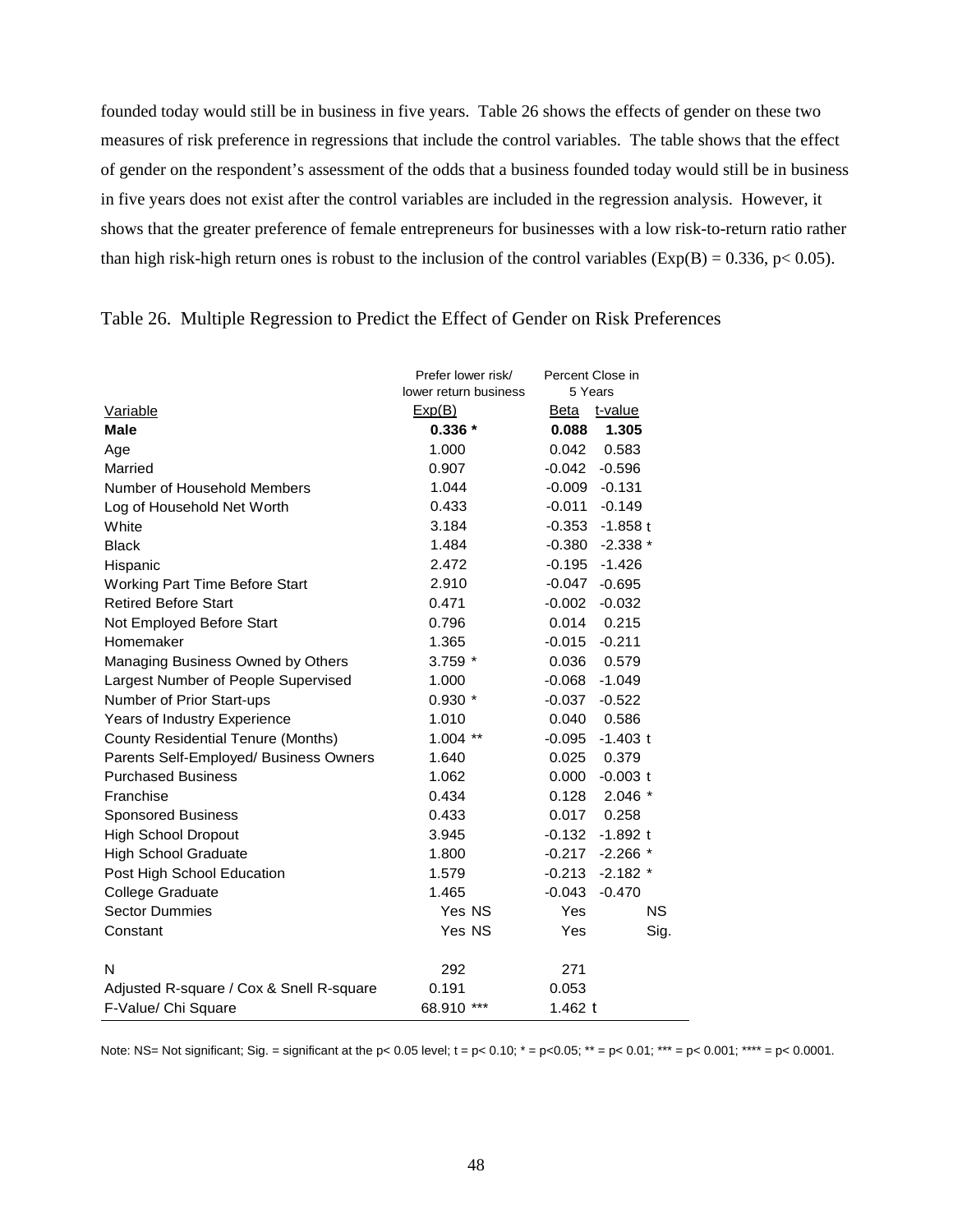founded today would still be in business in five years. Table 26 shows the effects of gender on these two measures of risk preference in regressions that include the control variables. The table shows that the effect of gender on the respondent's assessment of the odds that a business founded today would still be in business in five years does not exist after the control variables are included in the regression analysis. However, it shows that the greater preference of female entrepreneurs for businesses with a low risk-to-return ratio rather than high risk-high return ones is robust to the inclusion of the control variables (Exp(B) = 0.336, $p < 0.05$).

Table 26. Multiple Regression to Predict the Effect of Gender on Risk Preferences

| | Prefer lower risk/ lower return business | Percent Close in 5 Years | |
|---|---|---|---|
| Variable | Exp(B) | Beta | t-value |
| **Male** | **0.336 *** | **0.088** | **1.305** |
| Age | 1.000 | 0.042 | 0.583 |
| Married | 0.907 | -0.042 | -0.596 |
| Number of Household Members | 1.044 | -0.009 | -0.131 |
| Log of Household Net Worth | 0.433 | -0.011 | -0.149 |
| White | 3.184 | -0.353 | -1.858 t |
| Black | 1.484 | -0.380 | -2.338 * |
| Hispanic | 2.472 | -0.195 | -1.426 |
| Working Part Time Before Start | 2.910 | -0.047 | -0.695 |
| Retired Before Start | 0.471 | -0.002 | -0.032 |
| Not Employed Before Start | 0.796 | 0.014 | 0.215 |
| Homemaker | 1.365 | -0.015 | -0.211 |
| Managing Business Owned by Others | 3.759 * | 0.036 | 0.579 |
| Largest Number of People Supervised | 1.000 | -0.068 | -1.049 |
| Number of Prior Start-ups | 0.930 * | -0.037 | -0.522 |
| Years of Industry Experience | 1.010 | 0.040 | 0.586 |
| County Residential Tenure (Months) | 1.004 ** | -0.095 | -1.403 t |
| Parents Self-Employed/ Business Owners | 1.640 | 0.025 | 0.379 |
| Purchased Business | 1.062 | 0.000 | -0.003 t |
| Franchise | 0.434 | 0.128 | 2.046 * |
| Sponsored Business | 0.433 | 0.017 | 0.258 |
| High School Dropout | 3.945 | -0.132 | -1.892 t |
| High School Graduate | 1.800 | -0.217 | -2.266 * |
| Post High School Education | 1.579 | -0.213 | -2.182 * |
| College Graduate | 1.465 | -0.043 | -0.470 |
| Sector Dummies | Yes NS | Yes | NS |
| Constant | Yes NS | Yes | Sig. |
| N | 292 | 271 | |
| Adjusted R-square / Cox & Snell R-square | 0.191 | 0.053 | |
| F-Value/ Chi Square | 68.910 *** | 1.462 t | |

Note: NS= Not significant; Sig. = significant at the $p < 0.05$ level; t = $p < 0.10$; * = $p < 0.05$; ** = $p < 0.01$; *** = $p < 0.001$; **** = $p < 0.0001$.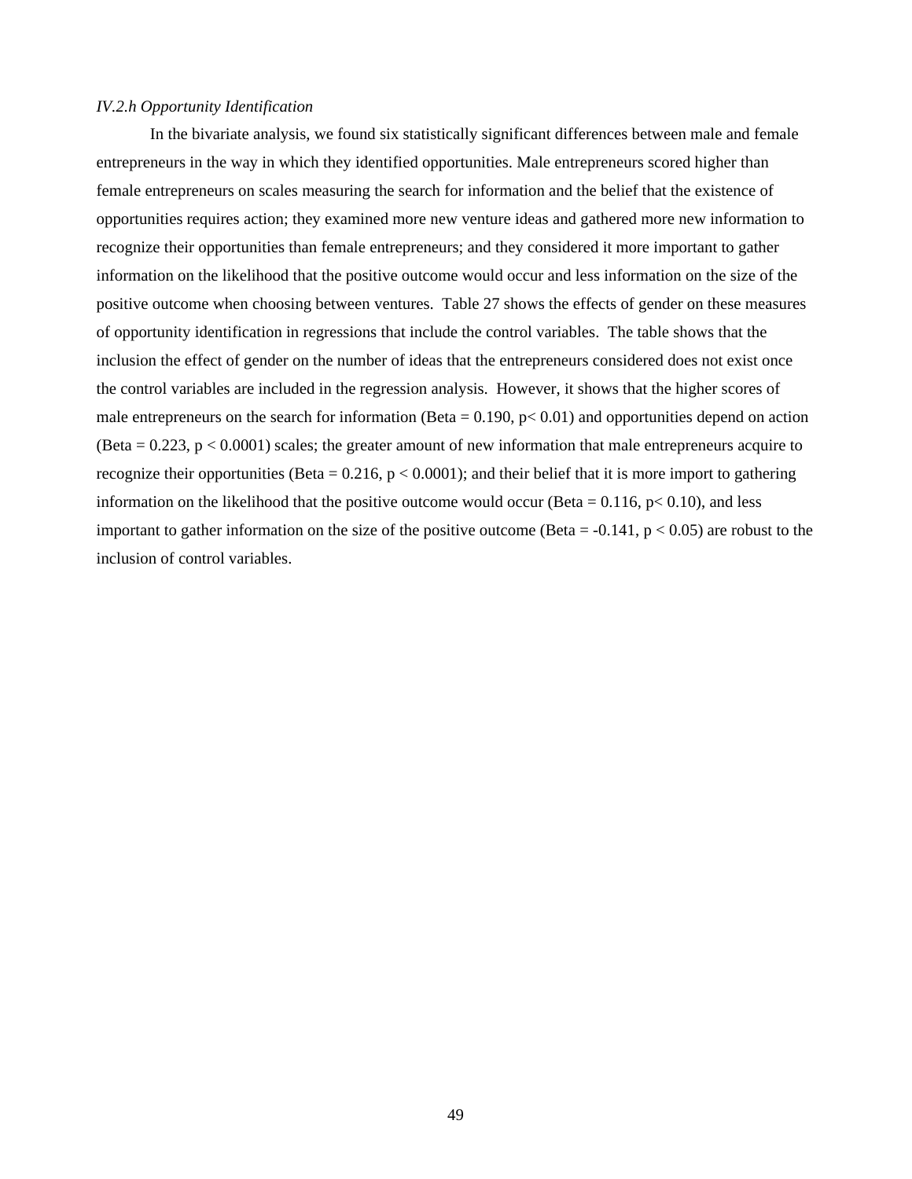*IV.2.h Opportunity Identification*

In the bivariate analysis, we found six statistically significant differences between male and female entrepreneurs in the way in which they identified opportunities. Male entrepreneurs scored higher than female entrepreneurs on scales measuring the search for information and the belief that the existence of opportunities requires action; they examined more new venture ideas and gathered more new information to recognize their opportunities than female entrepreneurs; and they considered it more important to gather information on the likelihood that the positive outcome would occur and less information on the size of the positive outcome when choosing between ventures. Table 27 shows the effects of gender on these measures of opportunity identification in regressions that include the control variables. The table shows that the inclusion the effect of gender on the number of ideas that the entrepreneurs considered does not exist once the control variables are included in the regression analysis. However, it shows that the higher scores of male entrepreneurs on the search for information (Beta = 0.190, $p < 0.01$) and opportunities depend on action (Beta = 0.223, $p < 0.0001$) scales; the greater amount of new information that male entrepreneurs acquire to recognize their opportunities (Beta = 0.216, $p < 0.0001$); and their belief that it is more import to gathering information on the likelihood that the positive outcome would occur (Beta = 0.116, $p < 0.10$), and less important to gather information on the size of the positive outcome (Beta = -0.141, $p < 0.05$) are robust to the inclusion of control variables.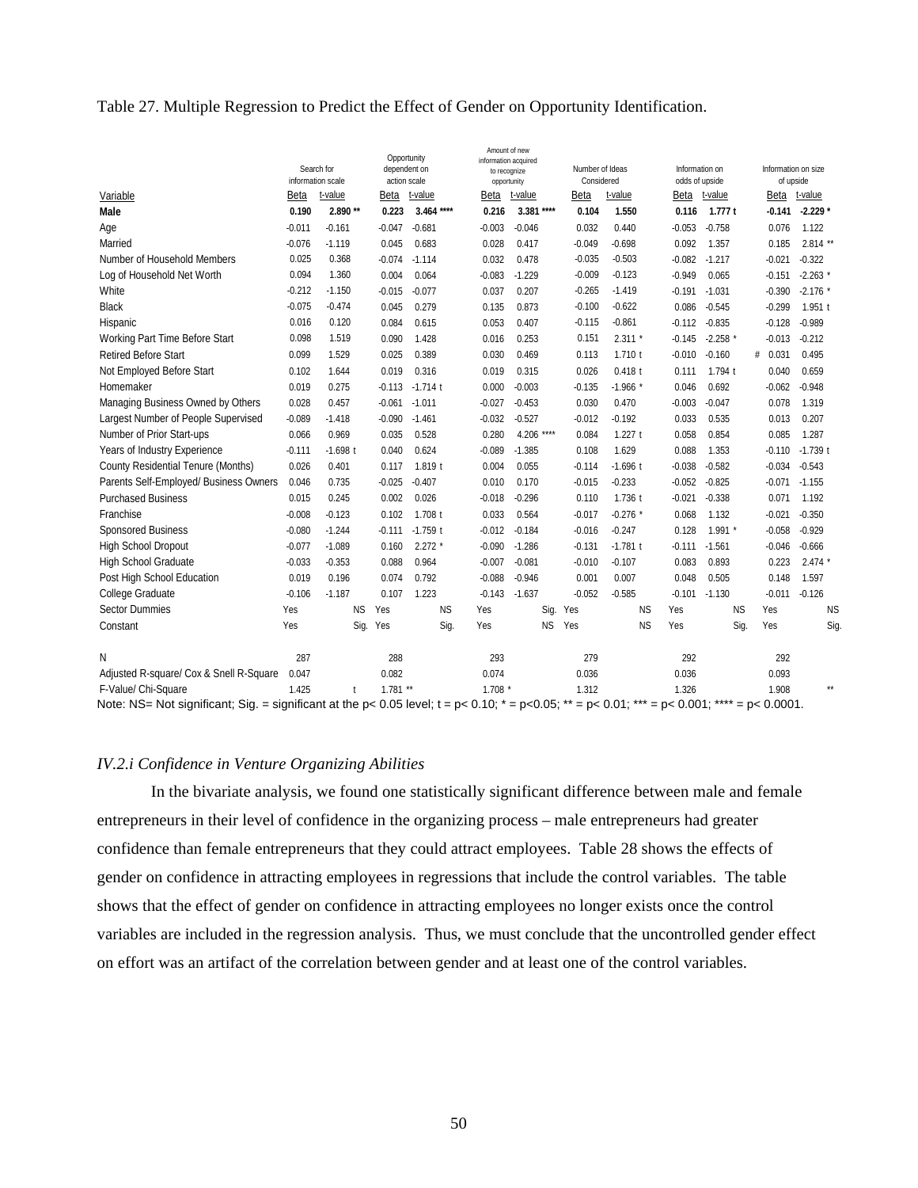Table 27. Multiple Regression to Predict the Effect of Gender on Opportunity Identification.

| Variable | Search for information scale | | Opportunity dependent on action scale | | Amount of new information acquired to recognize opportunity | | Number of Ideas Considered | | Information on odds of upside | | Information on size of upside | |
|---|---|---|---|---|---|---|---|---|---|---|---|---|
| | Beta | t-value | Beta | t-value | Beta | t-value | Beta | t-value | Beta | t-value | Beta | t-value |
| **Male** | **0.190** | **2.890 \*\*** | **0.223** | **3.464 \*\*\*\*** | **0.216** | **3.381 \*\*\*\*** | **0.104** | **1.550** | **0.116** | **1.777 t** | **-0.141** | **-2.229 \*** |
| Age | -0.011 | -0.161 | -0.047 | -0.681 | -0.003 | -0.046 | 0.032 | 0.440 | -0.053 | -0.758 | 0.076 | 1.122 |
| Married | -0.076 | -1.119 | 0.045 | 0.683 | 0.028 | 0.417 | -0.049 | -0.698 | 0.092 | 1.357 | 0.185 | 2.814 ** |
| Number of Household Members | 0.025 | 0.368 | -0.074 | -1.114 | 0.032 | 0.478 | -0.035 | -0.503 | -0.082 | -1.217 | -0.021 | -0.322 |
| Log of Household Net Worth | 0.094 | 1.360 | 0.004 | 0.064 | -0.083 | -1.229 | -0.009 | -0.123 | -0.949 | 0.065 | -0.151 | -2.263 * |
| White | -0.212 | -1.150 | -0.015 | -0.077 | 0.037 | 0.207 | -0.265 | -1.419 | -0.191 | -1.031 | -0.390 | -2.176 * |
| Black | -0.075 | -0.474 | 0.045 | 0.279 | 0.135 | 0.873 | -0.100 | -0.622 | 0.086 | -0.545 | -0.299 | 1.951 t |
| Hispanic | 0.016 | 0.120 | 0.084 | 0.615 | 0.053 | 0.407 | -0.115 | -0.861 | -0.112 | -0.835 | -0.128 | -0.989 |
| Working Part Time Before Start | 0.098 | 1.519 | 0.090 | 1.428 | 0.016 | 0.253 | 0.151 | 2.311 * | -0.145 | -2.258 * | -0.013 | -0.212 |
| Retired Before Start | 0.099 | 1.529 | 0.025 | 0.389 | 0.030 | 0.469 | 0.113 | 1.710 t | -0.010 | -0.160 | # 0.031 | 0.495 |
| Not Employed Before Start | 0.102 | 1.644 | 0.019 | 0.316 | 0.019 | 0.315 | 0.026 | 0.418 t | 0.111 | 1.794 t | 0.040 | 0.659 |
| Homemaker | 0.019 | 0.275 | -0.113 | -1.714 t | 0.000 | -0.003 | -0.135 | -1.966 * | 0.046 | 0.692 | -0.062 | -0.948 |
| Managing Business Owned by Others | 0.028 | 0.457 | -0.061 | -1.011 | -0.027 | -0.453 | 0.030 | 0.470 | -0.003 | -0.047 | 0.078 | 1.319 |
| Largest Number of People Supervised | -0.089 | -1.418 | -0.090 | -1.461 | -0.032 | -0.527 | -0.012 | -0.192 | 0.033 | 0.535 | 0.013 | 0.207 |
| Number of Prior Start-ups | 0.066 | 0.969 | 0.035 | 0.528 | 0.280 | 4.206 **** | 0.084 | 1.227 t | 0.058 | 0.854 | 0.085 | 1.287 |
| Years of Industry Experience | -0.111 | -1.698 t | 0.040 | 0.624 | -0.089 | -1.385 | 0.108 | 1.629 | 0.088 | 1.353 | -0.110 | -1.739 t |
| County Residential Tenure (Months) | 0.026 | 0.401 | 0.117 | 1.819 t | 0.004 | 0.055 | -0.114 | -1.696 t | -0.038 | -0.582 | -0.034 | -0.543 |
| Parents Self-Employed/ Business Owners | 0.046 | 0.735 | -0.025 | -0.407 | 0.010 | 0.170 | -0.015 | -0.233 | -0.052 | -0.825 | -0.071 | -1.155 |
| Purchased Business | 0.015 | 0.245 | 0.002 | 0.026 | -0.018 | -0.296 | 0.110 | 1.736 t | -0.021 | -0.338 | 0.071 | 1.192 |
| Franchise | -0.008 | -0.123 | 0.102 | 1.708 t | 0.033 | 0.564 | -0.017 | -0.276 * | 0.068 | 1.132 | -0.021 | -0.350 |
| Sponsored Business | -0.080 | -1.244 | -0.111 | -1.759 t | -0.012 | -0.184 | -0.016 | -0.247 | 0.128 | 1.991 * | -0.058 | -0.929 |
| High School Dropout | -0.077 | -1.089 | 0.160 | 2.272 * | -0.090 | -1.286 | -0.131 | -1.781 t | -0.111 | -1.561 | -0.046 | -0.666 |
| High School Graduate | -0.033 | -0.353 | 0.088 | 0.964 | -0.007 | -0.081 | -0.010 | -0.107 | 0.083 | 0.893 | 0.223 | 2.474 * |
| Post High School Education | 0.019 | 0.196 | 0.074 | 0.792 | -0.088 | -0.946 | 0.001 | 0.007 | 0.048 | 0.505 | 0.148 | 1.597 |
| College Graduate | -0.106 | -1.187 | 0.107 | 1.223 | -0.143 | -1.637 | -0.052 | -0.585 | -0.101 | -1.130 | -0.011 | -0.126 |
| Sector Dummies | Yes | NS | Yes | NS | Yes | Sig. | Yes | NS | Yes | NS | Yes | NS |
| Constant | Yes | Sig. | Yes | Sig. | Yes | NS | Yes | NS | Yes | Sig. | Yes | Sig. |
| N | 287 | | 288 | | 293 | | 279 | | 292 | | 292 | |
| Adjusted R-square/ Cox & Snell R-Square | 0.047 | | 0.082 | | 0.074 | | 0.036 | | 0.036 | | 0.093 | |
| F-Value/ Chi-Square | 1.425 | t | 1.781 ** | | 1.708 * | | 1.312 | | 1.326 | | 1.908 | ** |

Note: NS= Not significant; Sig. = significant at the p< 0.05 level; t = p< 0.10; * = p<0.05; ** = p< 0.01; *** = p< 0.001; **** = p< 0.0001.

### *IV.2.i Confidence in Venture Organizing Abilities*

In the bivariate analysis, we found one statistically significant difference between male and female entrepreneurs in their level of confidence in the organizing process – male entrepreneurs had greater confidence than female entrepreneurs that they could attract employees. Table 28 shows the effects of gender on confidence in attracting employees in regressions that include the control variables. The table shows that the effect of gender on confidence in attracting employees no longer exists once the control variables are included in the regression analysis. Thus, we must conclude that the uncontrolled gender effect on effort was an artifact of the correlation between gender and at least one of the control variables.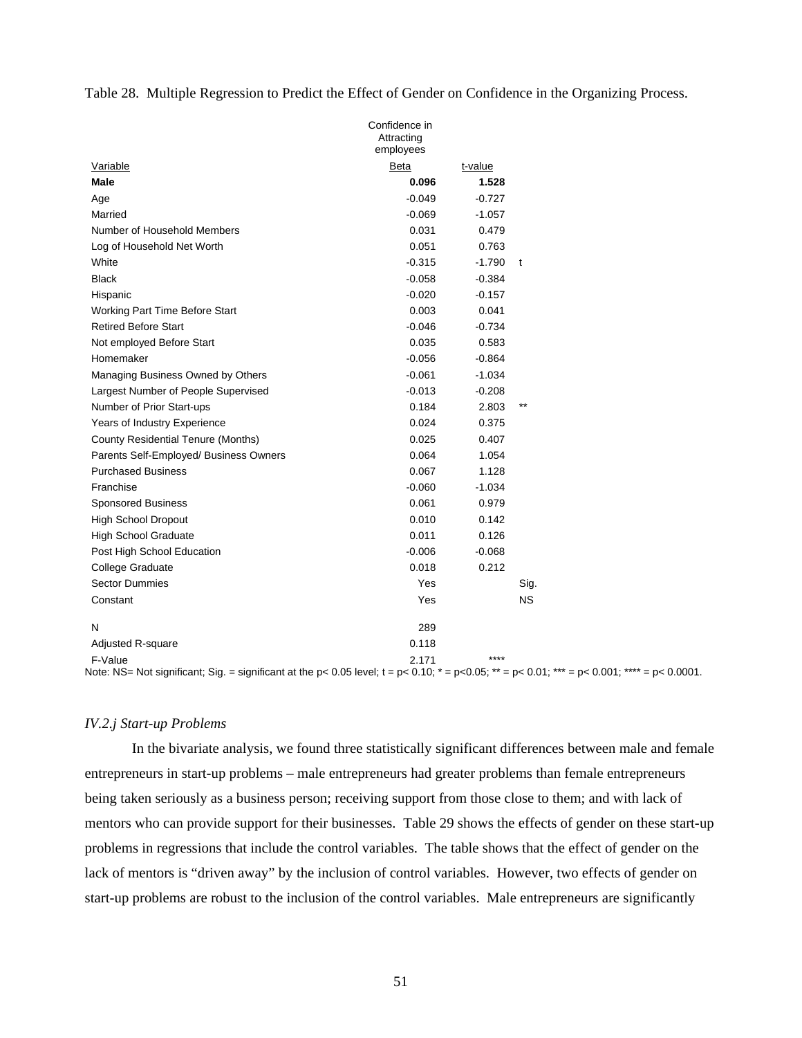Table 28. Multiple Regression to Predict the Effect of Gender on Confidence in the Organizing Process.

| | Confidence in Attracting employees | | |
|---|---|---|---|
| Variable | Beta | t-value | |
| **Male** | **0.096** | **1.528** | |
| Age | -0.049 | -0.727 | |
| Married | -0.069 | -1.057 | |
| Number of Household Members | 0.031 | 0.479 | |
| Log of Household Net Worth | 0.051 | 0.763 | |
| White | -0.315 | -1.790 | t |
| Black | -0.058 | -0.384 | |
| Hispanic | -0.020 | -0.157 | |
| Working Part Time Before Start | 0.003 | 0.041 | |
| Retired Before Start | -0.046 | -0.734 | |
| Not employed Before Start | 0.035 | 0.583 | |
| Homemaker | -0.056 | -0.864 | |
| Managing Business Owned by Others | -0.061 | -1.034 | |
| Largest Number of People Supervised | -0.013 | -0.208 | |
| Number of Prior Start-ups | 0.184 | 2.803 | ** |
| Years of Industry Experience | 0.024 | 0.375 | |
| County Residential Tenure (Months) | 0.025 | 0.407 | |
| Parents Self-Employed/ Business Owners | 0.064 | 1.054 | |
| Purchased Business | 0.067 | 1.128 | |
| Franchise | -0.060 | -1.034 | |
| Sponsored Business | 0.061 | 0.979 | |
| High School Dropout | 0.010 | 0.142 | |
| High School Graduate | 0.011 | 0.126 | |
| Post High School Education | -0.006 | -0.068 | |
| College Graduate | 0.018 | 0.212 | |
| Sector Dummies | Yes | | Sig. |
| Constant | Yes | | NS |
| N | 289 | | |
| Adjusted R-square | 0.118 | | |
| F-Value | 2.171 | **** | |

Note: NS= Not significant; Sig. = significant at the p< 0.05 level; t = p< 0.10; * = p<0.05; ** = p< 0.01; *** = p< 0.001; **** = p< 0.0001.

### *IV.2.j Start-up Problems*

In the bivariate analysis, we found three statistically significant differences between male and female entrepreneurs in start-up problems – male entrepreneurs had greater problems than female entrepreneurs being taken seriously as a business person; receiving support from those close to them; and with lack of mentors who can provide support for their businesses. Table 29 shows the effects of gender on these start-up problems in regressions that include the control variables. The table shows that the effect of gender on the lack of mentors is "driven away" by the inclusion of control variables. However, two effects of gender on start-up problems are robust to the inclusion of the control variables. Male entrepreneurs are significantly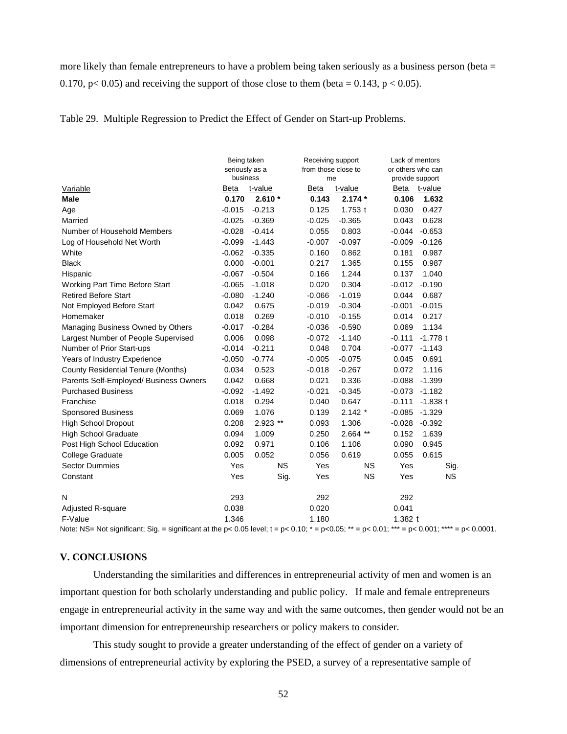more likely than female entrepreneurs to have a problem being taken seriously as a business person (beta = 0.170, $p < 0.05$) and receiving the support of those close to them (beta = 0.143, $p < 0.05$).

Table 29. Multiple Regression to Predict the Effect of Gender on Start-up Problems.

| | Being taken seriously as a business | | Receiving support from those close to me | | Lack of mentors or others who can provide support | |
|---|---|---|---|---|---|---|
| Variable | Beta | t-value | Beta | t-value | Beta | t-value |
| **Male** | **0.170** | **2.610 \*** | **0.143** | **2.174 \*** | **0.106** | **1.632** |
| Age | -0.015 | -0.213 | 0.125 | 1.753 t | 0.030 | 0.427 |
| Married | -0.025 | -0.369 | -0.025 | -0.365 | 0.043 | 0.628 |
| Number of Household Members | -0.028 | -0.414 | 0.055 | 0.803 | -0.044 | -0.653 |
| Log of Household Net Worth | -0.099 | -1.443 | -0.007 | -0.097 | -0.009 | -0.126 |
| White | -0.062 | -0.335 | 0.160 | 0.862 | 0.181 | 0.987 |
| Black | 0.000 | -0.001 | 0.217 | 1.365 | 0.155 | 0.987 |
| Hispanic | -0.067 | -0.504 | 0.166 | 1.244 | 0.137 | 1.040 |
| Working Part Time Before Start | -0.065 | -1.018 | 0.020 | 0.304 | -0.012 | -0.190 |
| Retired Before Start | -0.080 | -1.240 | -0.066 | -1.019 | 0.044 | 0.687 |
| Not Employed Before Start | 0.042 | 0.675 | -0.019 | -0.304 | -0.001 | -0.015 |
| Homemaker | 0.018 | 0.269 | -0.010 | -0.155 | 0.014 | 0.217 |
| Managing Business Owned by Others | -0.017 | -0.284 | -0.036 | -0.590 | 0.069 | 1.134 |
| Largest Number of People Supervised | 0.006 | 0.098 | -0.072 | -1.140 | -0.111 | -1.778 t |
| Number of Prior Start-ups | -0.014 | -0.211 | 0.048 | 0.704 | -0.077 | -1.143 |
| Years of Industry Experience | -0.050 | -0.774 | -0.005 | -0.075 | 0.045 | 0.691 |
| County Residential Tenure (Months) | 0.034 | 0.523 | -0.018 | -0.267 | 0.072 | 1.116 |
| Parents Self-Employed/ Business Owners | 0.042 | 0.668 | 0.021 | 0.336 | -0.088 | -1.399 |
| Purchased Business | -0.092 | -1.492 | -0.021 | -0.345 | -0.073 | -1.182 |
| Franchise | 0.018 | 0.294 | 0.040 | 0.647 | -0.111 | -1.838 t |
| Sponsored Business | 0.069 | 1.076 | 0.139 | 2.142 * | -0.085 | -1.329 |
| High School Dropout | 0.208 | 2.923 ** | 0.093 | 1.306 | -0.028 | -0.392 |
| High School Graduate | 0.094 | 1.009 | 0.250 | 2.664 ** | 0.152 | 1.639 |
| Post High School Education | 0.092 | 0.971 | 0.106 | 1.106 | 0.090 | 0.945 |
| College Graduate | 0.005 | 0.052 | 0.056 | 0.619 | 0.055 | 0.615 |
| Sector Dummies | Yes | NS | Yes | NS | Yes | Sig. |
| Constant | Yes | Sig. | Yes | NS | Yes | NS |
| | | | | | | |
| N | 293 | | 292 | | 292 | |
| Adjusted R-square | 0.038 | | 0.020 | | 0.041 | |
| F-Value | 1.346 | | 1.180 | | 1.382 t | |

Note: NS= Not significant; Sig. = significant at the $p < 0.05$ level; t = $p < 0.10$; * = $p < 0.05$; ** = $p < 0.01$; *** = $p < 0.001$; **** = $p < 0.0001$.

## V. CONCLUSIONS

Understanding the similarities and differences in entrepreneurial activity of men and women is an important question for both scholarly understanding and public policy. If male and female entrepreneurs engage in entrepreneurial activity in the same way and with the same outcomes, then gender would not be an important dimension for entrepreneurship researchers or policy makers to consider.

This study sought to provide a greater understanding of the effect of gender on a variety of dimensions of entrepreneurial activity by exploring the PSED, a survey of a representative sample of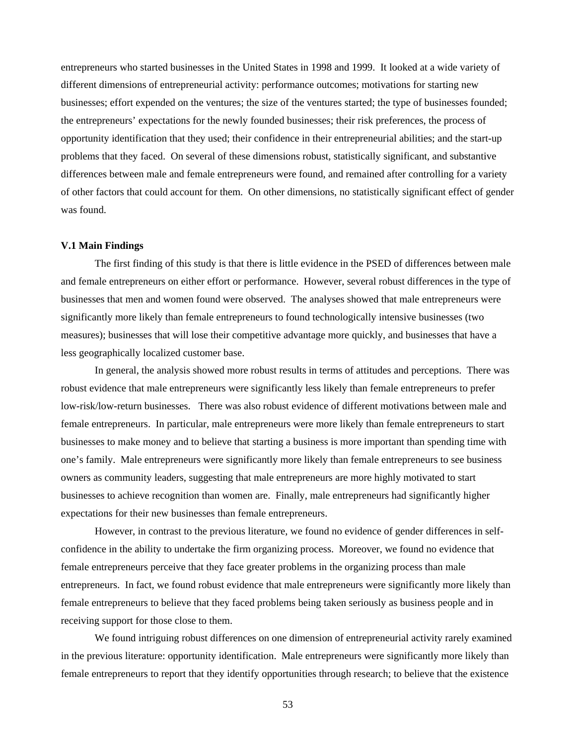entrepreneurs who started businesses in the United States in 1998 and 1999. It looked at a wide variety of different dimensions of entrepreneurial activity: performance outcomes; motivations for starting new businesses; effort expended on the ventures; the size of the ventures started; the type of businesses founded; the entrepreneurs' expectations for the newly founded businesses; their risk preferences, the process of opportunity identification that they used; their confidence in their entrepreneurial abilities; and the start-up problems that they faced. On several of these dimensions robust, statistically significant, and substantive differences between male and female entrepreneurs were found, and remained after controlling for a variety of other factors that could account for them. On other dimensions, no statistically significant effect of gender was found.

### V.1 Main Findings

The first finding of this study is that there is little evidence in the PSED of differences between male and female entrepreneurs on either effort or performance. However, several robust differences in the type of businesses that men and women found were observed. The analyses showed that male entrepreneurs were significantly more likely than female entrepreneurs to found technologically intensive businesses (two measures); businesses that will lose their competitive advantage more quickly, and businesses that have a less geographically localized customer base.

In general, the analysis showed more robust results in terms of attitudes and perceptions. There was robust evidence that male entrepreneurs were significantly less likely than female entrepreneurs to prefer low-risk/low-return businesses. There was also robust evidence of different motivations between male and female entrepreneurs. In particular, male entrepreneurs were more likely than female entrepreneurs to start businesses to make money and to believe that starting a business is more important than spending time with one's family. Male entrepreneurs were significantly more likely than female entrepreneurs to see business owners as community leaders, suggesting that male entrepreneurs are more highly motivated to start businesses to achieve recognition than women are. Finally, male entrepreneurs had significantly higher expectations for their new businesses than female entrepreneurs.

However, in contrast to the previous literature, we found no evidence of gender differences in self-confidence in the ability to undertake the firm organizing process. Moreover, we found no evidence that female entrepreneurs perceive that they face greater problems in the organizing process than male entrepreneurs. In fact, we found robust evidence that male entrepreneurs were significantly more likely than female entrepreneurs to believe that they faced problems being taken seriously as business people and in receiving support for those close to them.

We found intriguing robust differences on one dimension of entrepreneurial activity rarely examined in the previous literature: opportunity identification. Male entrepreneurs were significantly more likely than female entrepreneurs to report that they identify opportunities through research; to believe that the existence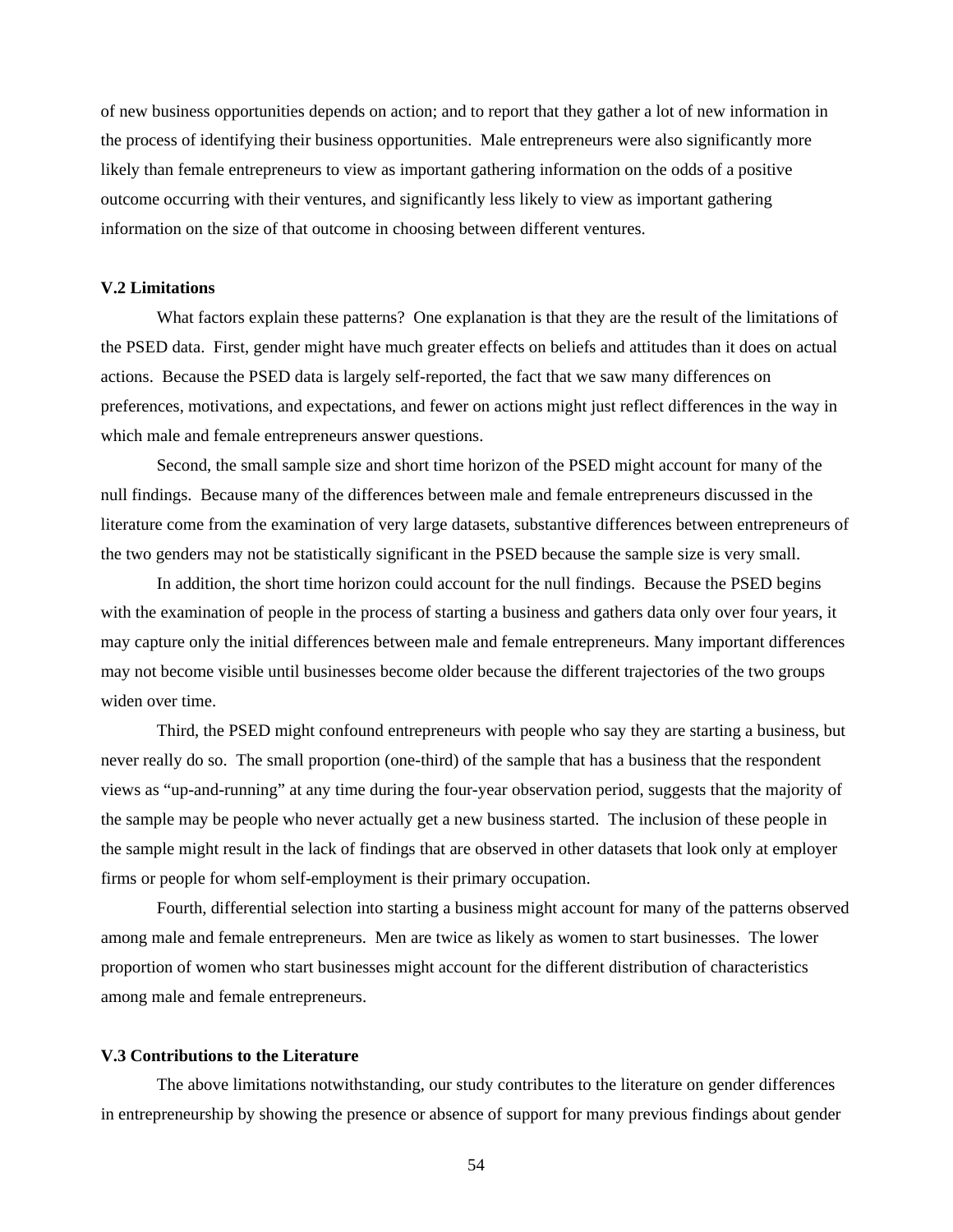of new business opportunities depends on action; and to report that they gather a lot of new information in the process of identifying their business opportunities. Male entrepreneurs were also significantly more likely than female entrepreneurs to view as important gathering information on the odds of a positive outcome occurring with their ventures, and significantly less likely to view as important gathering information on the size of that outcome in choosing between different ventures.

### V.2 Limitations

What factors explain these patterns? One explanation is that they are the result of the limitations of the PSED data. First, gender might have much greater effects on beliefs and attitudes than it does on actual actions. Because the PSED data is largely self-reported, the fact that we saw many differences on preferences, motivations, and expectations, and fewer on actions might just reflect differences in the way in which male and female entrepreneurs answer questions.

Second, the small sample size and short time horizon of the PSED might account for many of the null findings. Because many of the differences between male and female entrepreneurs discussed in the literature come from the examination of very large datasets, substantive differences between entrepreneurs of the two genders may not be statistically significant in the PSED because the sample size is very small.

In addition, the short time horizon could account for the null findings. Because the PSED begins with the examination of people in the process of starting a business and gathers data only over four years, it may capture only the initial differences between male and female entrepreneurs. Many important differences may not become visible until businesses become older because the different trajectories of the two groups widen over time.

Third, the PSED might confound entrepreneurs with people who say they are starting a business, but never really do so. The small proportion (one-third) of the sample that has a business that the respondent views as "up-and-running" at any time during the four-year observation period, suggests that the majority of the sample may be people who never actually get a new business started. The inclusion of these people in the sample might result in the lack of findings that are observed in other datasets that look only at employer firms or people for whom self-employment is their primary occupation.

Fourth, differential selection into starting a business might account for many of the patterns observed among male and female entrepreneurs. Men are twice as likely as women to start businesses. The lower proportion of women who start businesses might account for the different distribution of characteristics among male and female entrepreneurs.

### V.3 Contributions to the Literature

The above limitations notwithstanding, our study contributes to the literature on gender differences in entrepreneurship by showing the presence or absence of support for many previous findings about gender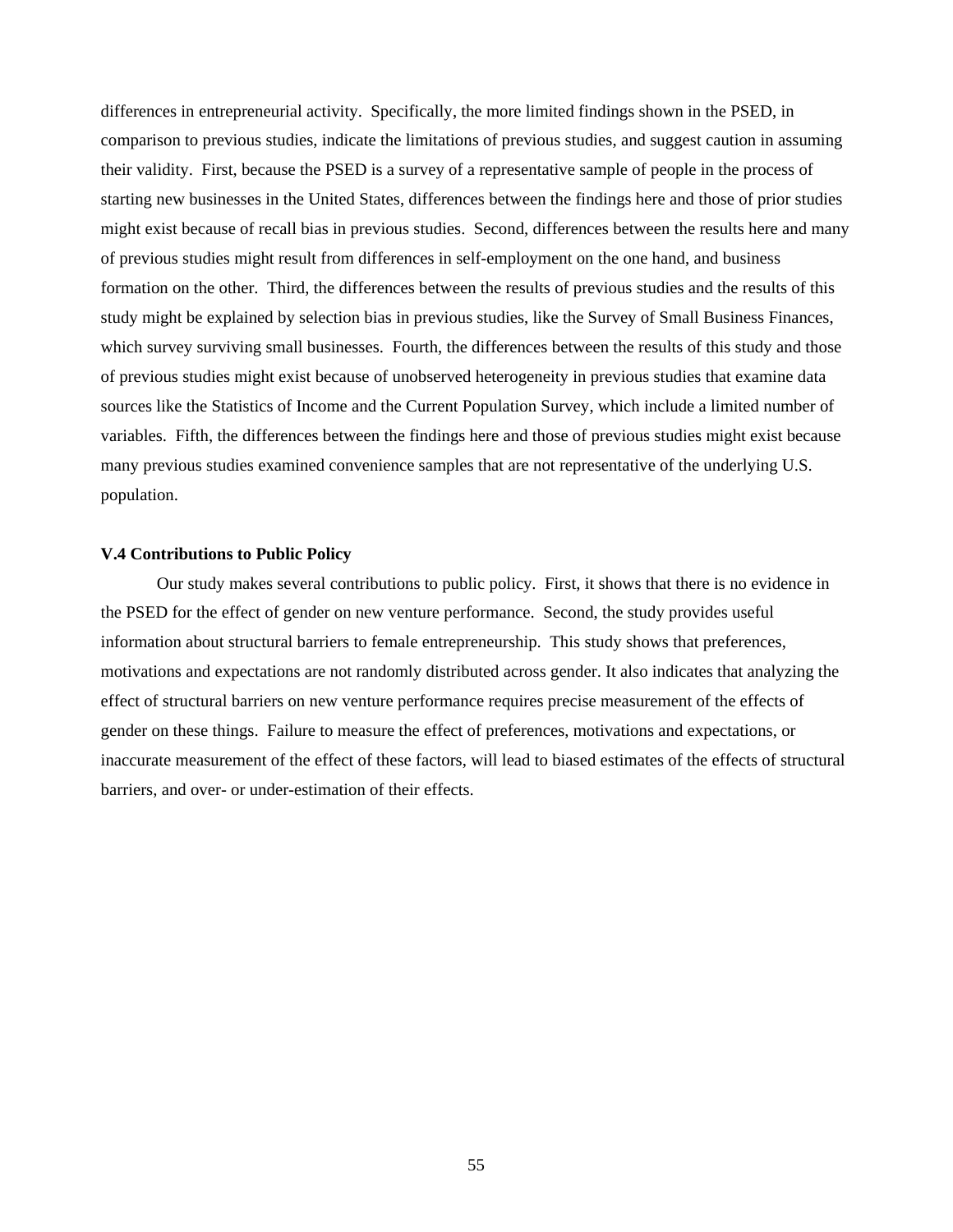differences in entrepreneurial activity. Specifically, the more limited findings shown in the PSED, in comparison to previous studies, indicate the limitations of previous studies, and suggest caution in assuming their validity. First, because the PSED is a survey of a representative sample of people in the process of starting new businesses in the United States, differences between the findings here and those of prior studies might exist because of recall bias in previous studies. Second, differences between the results here and many of previous studies might result from differences in self-employment on the one hand, and business formation on the other. Third, the differences between the results of previous studies and the results of this study might be explained by selection bias in previous studies, like the Survey of Small Business Finances, which survey surviving small businesses. Fourth, the differences between the results of this study and those of previous studies might exist because of unobserved heterogeneity in previous studies that examine data sources like the Statistics of Income and the Current Population Survey, which include a limited number of variables. Fifth, the differences between the findings here and those of previous studies might exist because many previous studies examined convenience samples that are not representative of the underlying U.S. population.

### V.4 Contributions to Public Policy

Our study makes several contributions to public policy. First, it shows that there is no evidence in the PSED for the effect of gender on new venture performance. Second, the study provides useful information about structural barriers to female entrepreneurship. This study shows that preferences, motivations and expectations are not randomly distributed across gender. It also indicates that analyzing the effect of structural barriers on new venture performance requires precise measurement of the effects of gender on these things. Failure to measure the effect of preferences, motivations and expectations, or inaccurate measurement of the effect of these factors, will lead to biased estimates of the effects of structural barriers, and over- or under-estimation of their effects.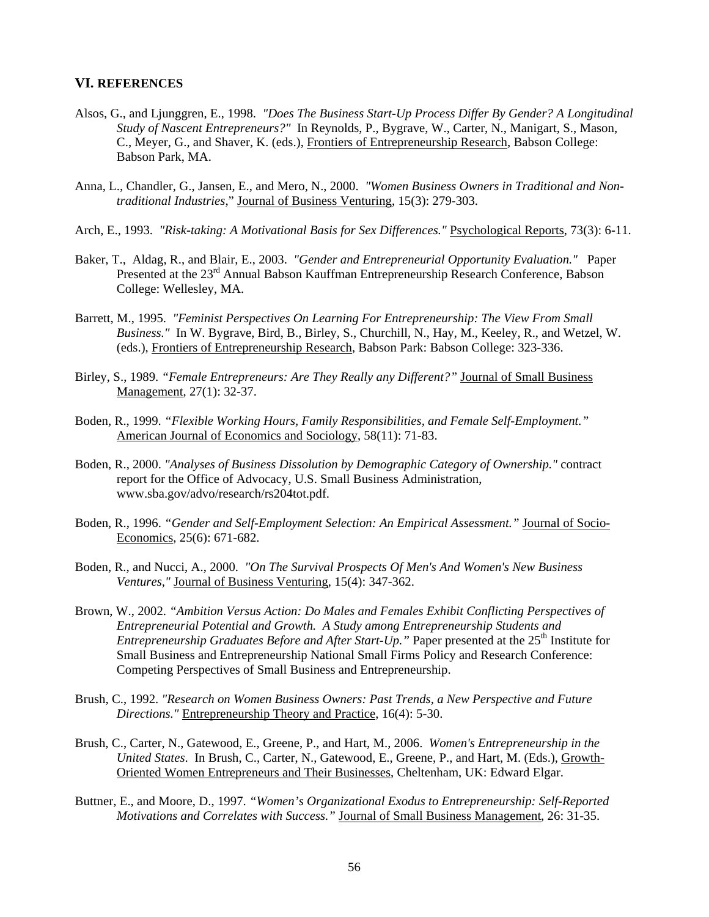## VI. REFERENCES

Alsos, G., and Ljunggren, E., 1998. *"Does The Business Start-Up Process Differ By Gender? A Longitudinal Study of Nascent Entrepreneurs?"* In Reynolds, P., Bygrave, W., Carter, N., Manigart, S., Mason, C., Meyer, G., and Shaver, K. (eds.), Frontiers of Entrepreneurship Research, Babson College: Babson Park, MA.

Anna, L., Chandler, G., Jansen, E., and Mero, N., 2000. *"Women Business Owners in Traditional and Non-traditional Industries,"* Journal of Business Venturing, 15(3): 279-303.

Arch, E., 1993. *"Risk-taking: A Motivational Basis for Sex Differences."* Psychological Reports, 73(3): 6-11.

Baker, T., Aldag, R., and Blair, E., 2003. *"Gender and Entrepreneurial Opportunity Evaluation."* Paper Presented at the 23rd Annual Babson Kauffman Entrepreneurship Research Conference, Babson College: Wellesley, MA.

Barrett, M., 1995. *"Feminist Perspectives On Learning For Entrepreneurship: The View From Small Business."* In W. Bygrave, Bird, B., Birley, S., Churchill, N., Hay, M., Keeley, R., and Wetzel, W. (eds.), Frontiers of Entrepreneurship Research, Babson Park: Babson College: 323-336.

Birley, S., 1989. *"Female Entrepreneurs: Are They Really any Different?"* Journal of Small Business Management, 27(1): 32-37.

Boden, R., 1999. *"Flexible Working Hours, Family Responsibilities, and Female Self-Employment."* American Journal of Economics and Sociology, 58(11): 71-83.

Boden, R., 2000. *"Analyses of Business Dissolution by Demographic Category of Ownership."* contract report for the Office of Advocacy, U.S. Small Business Administration, www.sba.gov/advo/research/rs204tot.pdf.

Boden, R., 1996. *"Gender and Self-Employment Selection: An Empirical Assessment."* Journal of Socio-Economics, 25(6): 671-682.

Boden, R., and Nucci, A., 2000. *"On The Survival Prospects Of Men's And Women's New Business Ventures,"* Journal of Business Venturing, 15(4): 347-362.

Brown, W., 2002. *"Ambition Versus Action: Do Males and Females Exhibit Conflicting Perspectives of Entrepreneurial Potential and Growth. A Study among Entrepreneurship Students and Entrepreneurship Graduates Before and After Start-Up."* Paper presented at the 25th Institute for Small Business and Entrepreneurship National Small Firms Policy and Research Conference: Competing Perspectives of Small Business and Entrepreneurship.

Brush, C., 1992. *"Research on Women Business Owners: Past Trends, a New Perspective and Future Directions."* Entrepreneurship Theory and Practice, 16(4): 5-30.

Brush, C., Carter, N., Gatewood, E., Greene, P., and Hart, M., 2006. *Women's Entrepreneurship in the United States*. In Brush, C., Carter, N., Gatewood, E., Greene, P., and Hart, M. (Eds.), Growth-Oriented Women Entrepreneurs and Their Businesses, Cheltenham, UK: Edward Elgar.

Buttner, E., and Moore, D., 1997. *"Women's Organizational Exodus to Entrepreneurship: Self-Reported Motivations and Correlates with Success."* Journal of Small Business Management, 26: 31-35.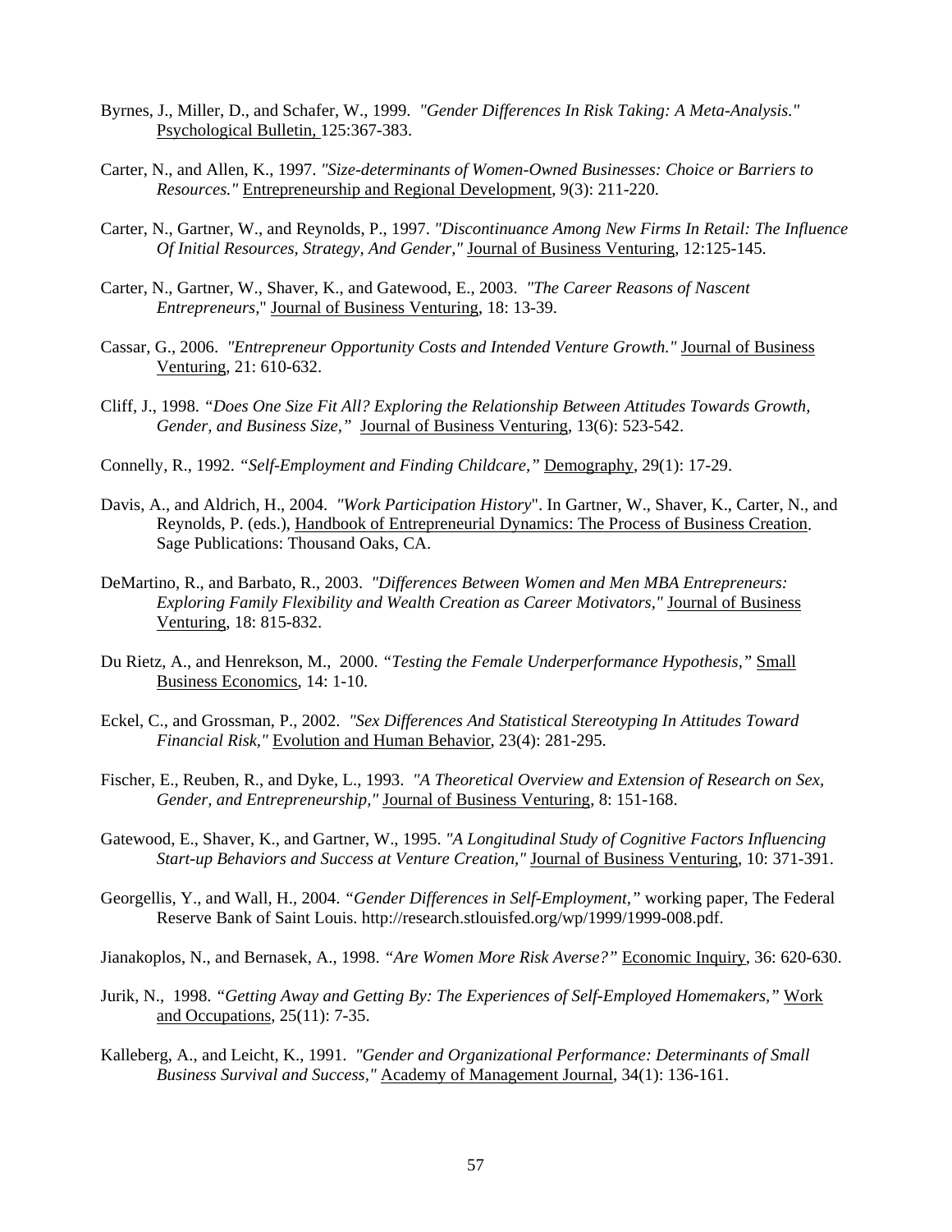Byrnes, J., Miller, D., and Schafer, W., 1999. *"Gender Differences In Risk Taking: A Meta-Analysis."* Psychological Bulletin, 125:367-383.

Carter, N., and Allen, K., 1997. *"Size-determinants of Women-Owned Businesses: Choice or Barriers to Resources."* Entrepreneurship and Regional Development, 9(3): 211-220.

Carter, N., Gartner, W., and Reynolds, P., 1997. *"Discontinuance Among New Firms In Retail: The Influence Of Initial Resources, Strategy, And Gender,"* Journal of Business Venturing, 12:125-145.

Carter, N., Gartner, W., Shaver, K., and Gatewood, E., 2003. *"The Career Reasons of Nascent Entrepreneurs,"* Journal of Business Venturing, 18: 13-39.

Cassar, G., 2006. *"Entrepreneur Opportunity Costs and Intended Venture Growth."* Journal of Business Venturing, 21: 610-632.

Cliff, J., 1998. *"Does One Size Fit All? Exploring the Relationship Between Attitudes Towards Growth, Gender, and Business Size,"* Journal of Business Venturing, 13(6): 523-542.

Connelly, R., 1992. *"Self-Employment and Finding Childcare,"* Demography, 29(1): 17-29.

Davis, A., and Aldrich, H., 2004. *"Work Participation History"*. In Gartner, W., Shaver, K., Carter, N., and Reynolds, P. (eds.), Handbook of Entrepreneurial Dynamics: The Process of Business Creation. Sage Publications: Thousand Oaks, CA.

DeMartino, R., and Barbato, R., 2003. *"Differences Between Women and Men MBA Entrepreneurs: Exploring Family Flexibility and Wealth Creation as Career Motivators,"* Journal of Business Venturing, 18: 815-832.

Du Rietz, A., and Henrekson, M., 2000. *"Testing the Female Underperformance Hypothesis,"* Small Business Economics, 14: 1-10.

Eckel, C., and Grossman, P., 2002. *"Sex Differences And Statistical Stereotyping In Attitudes Toward Financial Risk,"* Evolution and Human Behavior, 23(4): 281-295.

Fischer, E., Reuben, R., and Dyke, L., 1993. *"A Theoretical Overview and Extension of Research on Sex, Gender, and Entrepreneurship,"* Journal of Business Venturing, 8: 151-168.

Gatewood, E., Shaver, K., and Gartner, W., 1995. *"A Longitudinal Study of Cognitive Factors Influencing Start-up Behaviors and Success at Venture Creation,"* Journal of Business Venturing, 10: 371-391.

Georgellis, Y., and Wall, H., 2004. *"Gender Differences in Self-Employment,"* working paper, The Federal Reserve Bank of Saint Louis. http://research.stlouisfed.org/wp/1999/1999-008.pdf.

Jianakoplos, N., and Bernasek, A., 1998. *"Are Women More Risk Averse?"* Economic Inquiry, 36: 620-630.

Jurik, N., 1998. *"Getting Away and Getting By: The Experiences of Self-Employed Homemakers,"* Work and Occupations, 25(11): 7-35.

Kalleberg, A., and Leicht, K., 1991. *"Gender and Organizational Performance: Determinants of Small Business Survival and Success,"* Academy of Management Journal, 34(1): 136-161.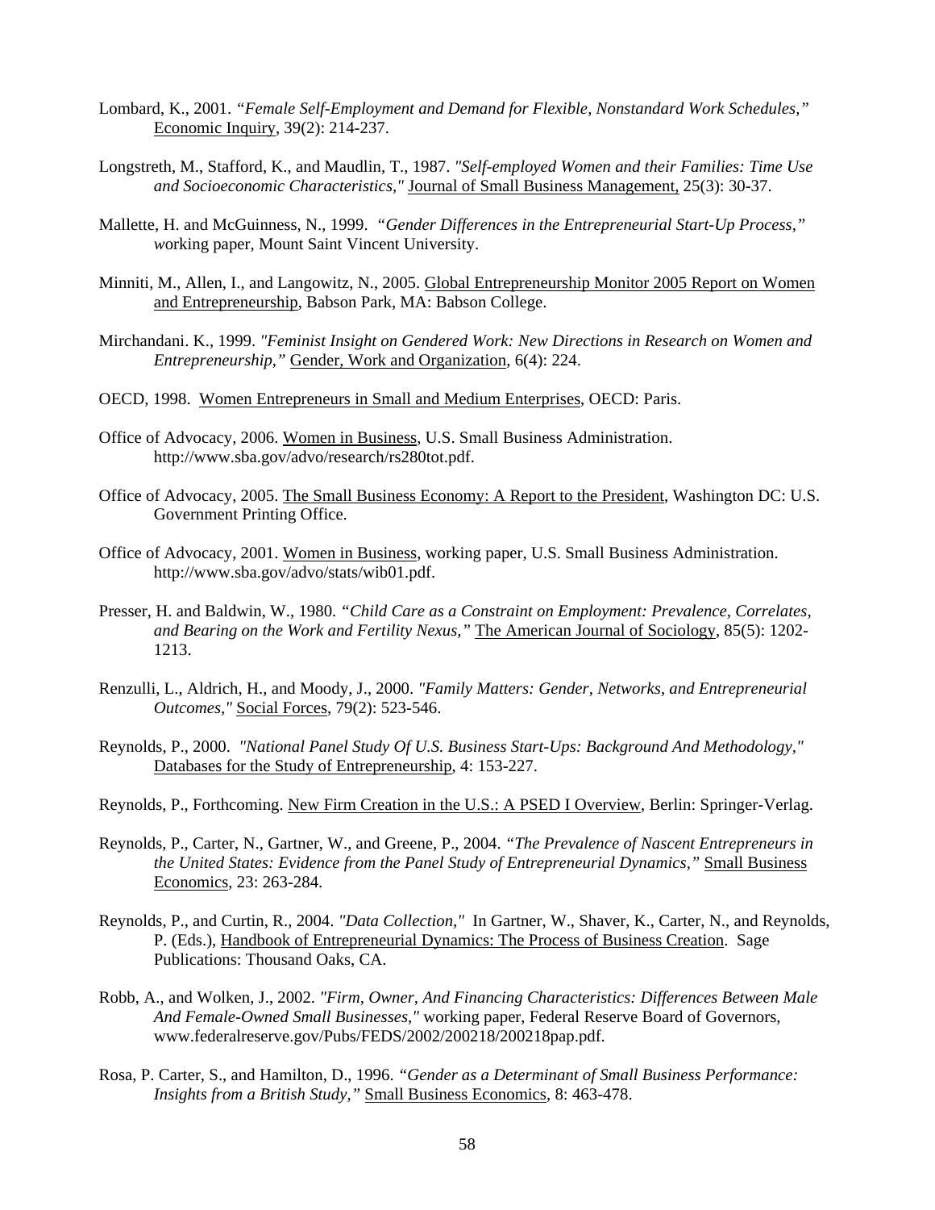Lombard, K., 2001. *"Female Self-Employment and Demand for Flexible, Nonstandard Work Schedules,"* Economic Inquiry, 39(2): 214-237.

Longstreth, M., Stafford, K., and Maudlin, T., 1987. *"Self-employed Women and their Families: Time Use and Socioeconomic Characteristics,"* Journal of Small Business Management, 25(3): 30-37.

Mallette, H. and McGuinness, N., 1999. *"Gender Differences in the Entrepreneurial Start-Up Process,"* working paper, Mount Saint Vincent University.

Minniti, M., Allen, I., and Langowitz, N., 2005. Global Entrepreneurship Monitor 2005 Report on Women and Entrepreneurship, Babson Park, MA: Babson College.

Mirchandani. K., 1999. *"Feminist Insight on Gendered Work: New Directions in Research on Women and Entrepreneurship,"* Gender, Work and Organization, 6(4): 224.

OECD, 1998. Women Entrepreneurs in Small and Medium Enterprises, OECD: Paris.

Office of Advocacy, 2006. Women in Business, U.S. Small Business Administration. http://www.sba.gov/advo/research/rs280tot.pdf.

Office of Advocacy, 2005. The Small Business Economy: A Report to the President, Washington DC: U.S. Government Printing Office.

Office of Advocacy, 2001. Women in Business, working paper, U.S. Small Business Administration. http://www.sba.gov/advo/stats/wib01.pdf.

Presser, H. and Baldwin, W., 1980. *"Child Care as a Constraint on Employment: Prevalence, Correlates, and Bearing on the Work and Fertility Nexus,"* The American Journal of Sociology, 85(5): 1202-1213.

Renzulli, L., Aldrich, H., and Moody, J., 2000. *"Family Matters: Gender, Networks, and Entrepreneurial Outcomes,"* Social Forces, 79(2): 523-546.

Reynolds, P., 2000. *"National Panel Study Of U.S. Business Start-Ups: Background And Methodology,"* Databases for the Study of Entrepreneurship, 4: 153-227.

Reynolds, P., Forthcoming. New Firm Creation in the U.S.: A PSED I Overview, Berlin: Springer-Verlag.

Reynolds, P., Carter, N., Gartner, W., and Greene, P., 2004. *"The Prevalence of Nascent Entrepreneurs in the United States: Evidence from the Panel Study of Entrepreneurial Dynamics,"* Small Business Economics, 23: 263-284.

Reynolds, P., and Curtin, R., 2004. *"Data Collection,"* In Gartner, W., Shaver, K., Carter, N., and Reynolds, P. (Eds.), Handbook of Entrepreneurial Dynamics: The Process of Business Creation. Sage Publications: Thousand Oaks, CA.

Robb, A., and Wolken, J., 2002. *"Firm, Owner, And Financing Characteristics: Differences Between Male And Female-Owned Small Businesses,"* working paper, Federal Reserve Board of Governors, www.federalreserve.gov/Pubs/FEDS/2002/200218/200218pap.pdf.

Rosa, P. Carter, S., and Hamilton, D., 1996. *"Gender as a Determinant of Small Business Performance: Insights from a British Study,"* Small Business Economics, 8: 463-478.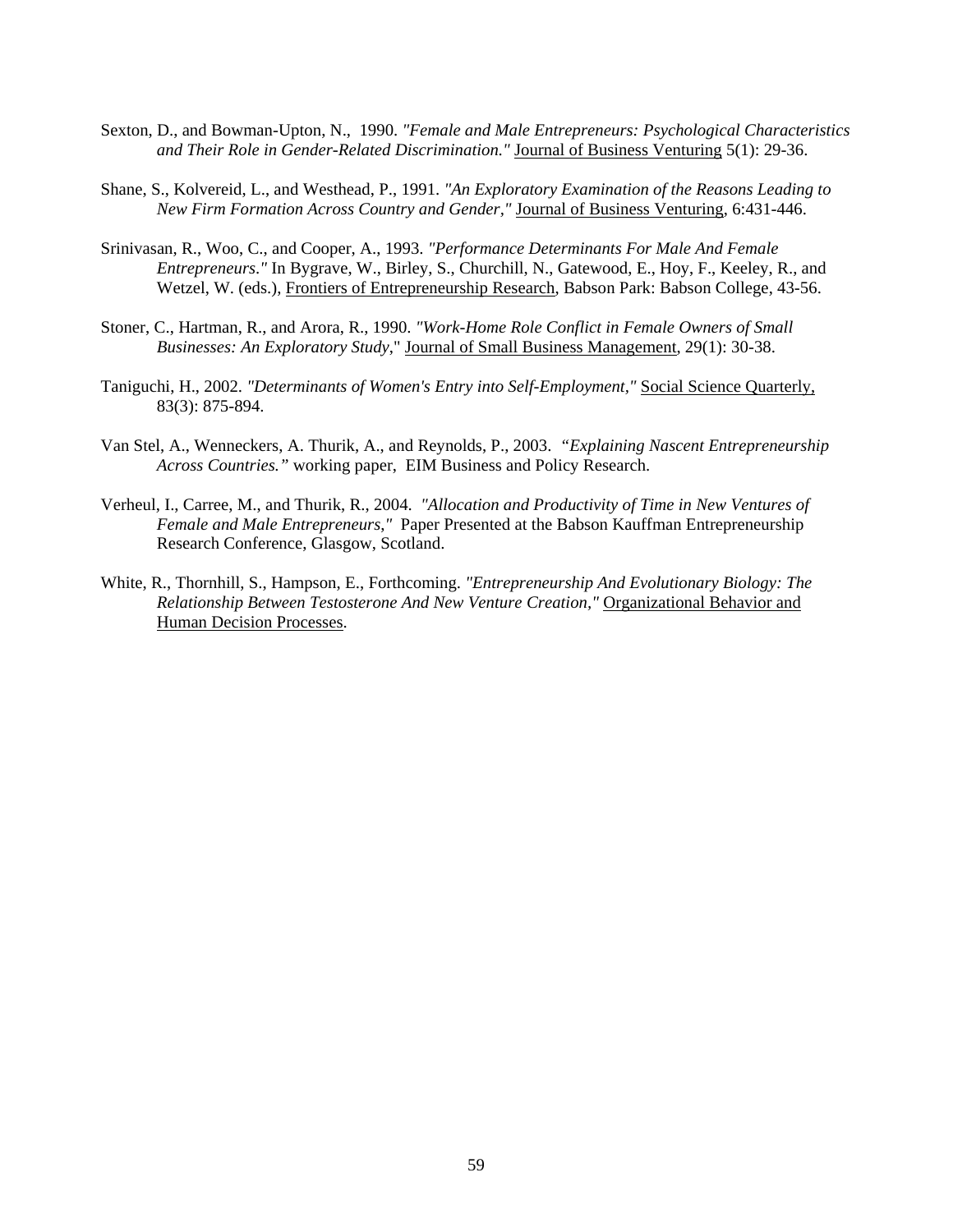Sexton, D., and Bowman-Upton, N., 1990. *"Female and Male Entrepreneurs: Psychological Characteristics and Their Role in Gender-Related Discrimination."* Journal of Business Venturing 5(1): 29-36.

Shane, S., Kolvereid, L., and Westhead, P., 1991. *"An Exploratory Examination of the Reasons Leading to New Firm Formation Across Country and Gender,"* Journal of Business Venturing, 6:431-446.

Srinivasan, R., Woo, C., and Cooper, A., 1993. *"Performance Determinants For Male And Female Entrepreneurs."* In Bygrave, W., Birley, S., Churchill, N., Gatewood, E., Hoy, F., Keeley, R., and Wetzel, W. (eds.), Frontiers of Entrepreneurship Research, Babson Park: Babson College, 43-56.

Stoner, C., Hartman, R., and Arora, R., 1990. *"Work-Home Role Conflict in Female Owners of Small Businesses: An Exploratory Study,"* Journal of Small Business Management, 29(1): 30-38.

Taniguchi, H., 2002. *"Determinants of Women's Entry into Self-Employment,"* Social Science Quarterly, 83(3): 875-894.

Van Stel, A., Wenneckers, A. Thurik, A., and Reynolds, P., 2003. *"Explaining Nascent Entrepreneurship Across Countries."* working paper, EIM Business and Policy Research.

Verheul, I., Carree, M., and Thurik, R., 2004. *"Allocation and Productivity of Time in New Ventures of Female and Male Entrepreneurs,"* Paper Presented at the Babson Kauffman Entrepreneurship Research Conference, Glasgow, Scotland.

White, R., Thornhill, S., Hampson, E., Forthcoming. *"Entrepreneurship And Evolutionary Biology: The Relationship Between Testosterone And New Venture Creation,"* Organizational Behavior and Human Decision Processes.